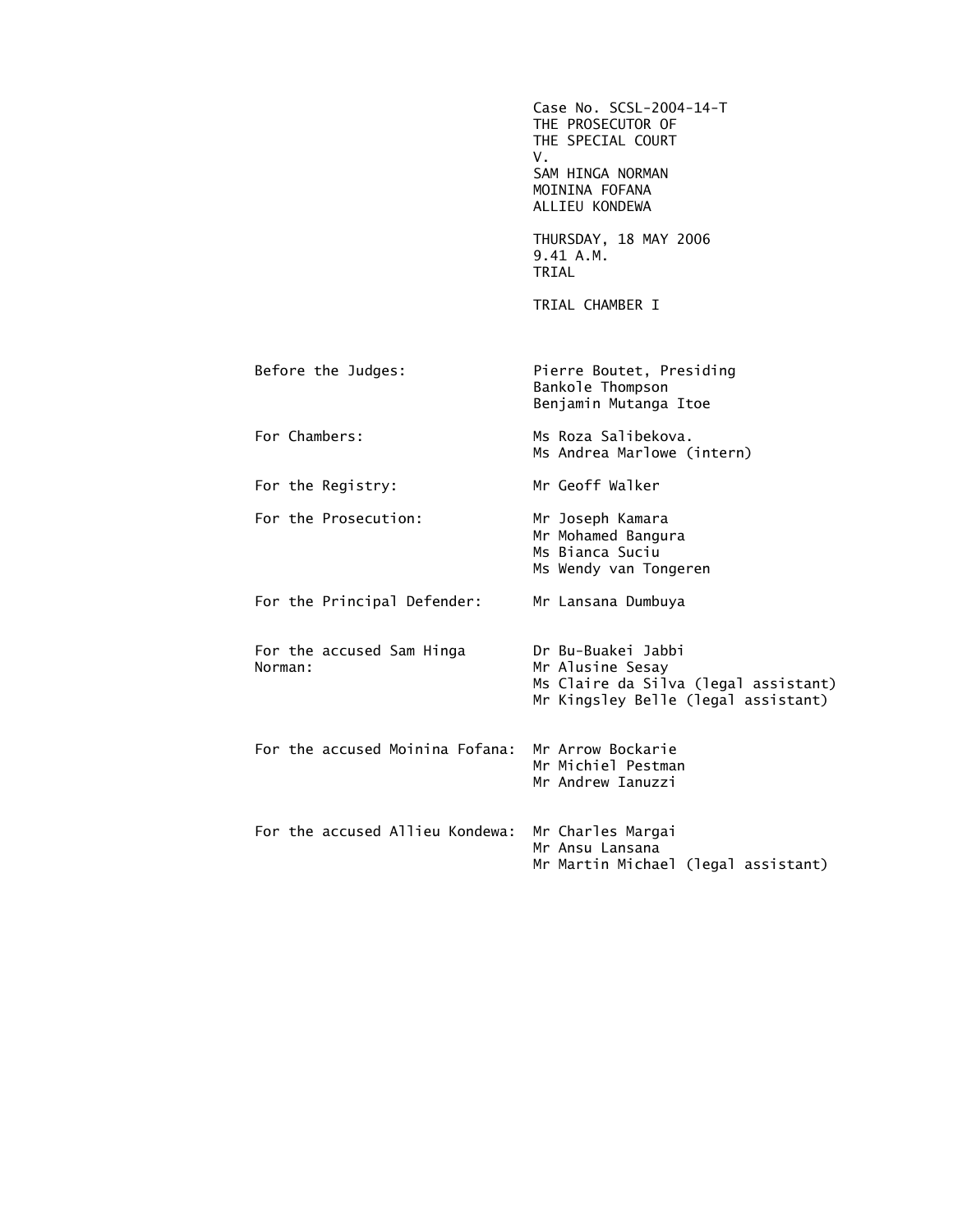Case No. SCSL-2004-14-T
THE PROSECUTOR OF
THE SPECIAL COURT
V.
SAM HINGA NORMAN
MOININA FOFANA
ALLIEU KONDEWA

THURSDAY, 18 MAY 2006
9.41 A.M.
TRIAL

TRIAL CHAMBER I

| | |
|---|---|
| Before the Judges: | Pierre Boutet, Presiding<br>Bankole Thompson<br>Benjamin Mutanga Itoe |
| For Chambers: | Ms Roza Salibekova.<br>Ms Andrea Marlowe (intern) |
| For the Registry: | Mr Geoff Walker |
| For the Prosecution: | Mr Joseph Kamara<br>Mr Mohamed Bangura<br>Ms Bianca Suciu<br>Ms Wendy van Tongeren |
| For the Principal Defender: | Mr Lansana Dumbuya |
| For the accused Sam Hinga Norman: | Dr Bu-Buakei Jabbi<br>Mr Alusine Sesay<br>Ms Claire da Silva (legal assistant)<br>Mr Kingsley Belle (legal assistant) |
| For the accused Moinina Fofana: | Mr Arrow Bockarie<br>Mr Michiel Pestman<br>Mr Andrew Ianuzzi |
| For the accused Allieu Kondewa: | Mr Charles Margai<br>Mr Ansu Lansana<br>Mr Martin Michael (legal assistant) |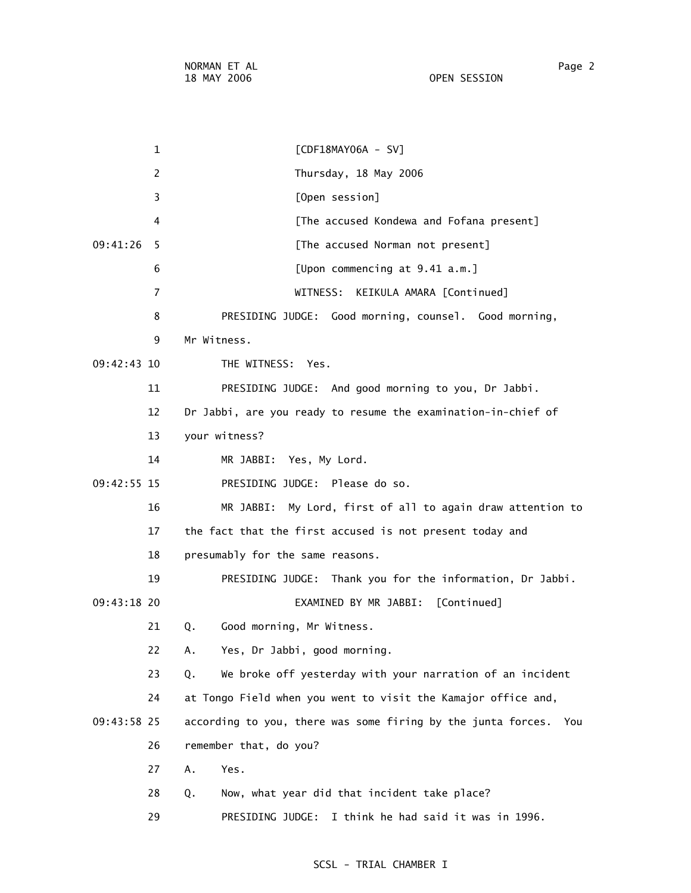[CDF18MAY06A - SV]

Thursday, 18 May 2006

[Open session]

[The accused Kondewa and Fofana present]

[The accused Norman not present]

[Upon commencing at 9.41 a.m.]

WITNESS: KEIKULA AMARA [Continued]

PRESIDING JUDGE: Good morning, counsel. Good morning, Mr Witness.

THE WITNESS: Yes.

PRESIDING JUDGE: And good morning to you, Dr Jabbi. Dr Jabbi, are you ready to resume the examination-in-chief of your witness?

MR JABBI: Yes, My Lord.

PRESIDING JUDGE: Please do so.

MR JABBI: My Lord, first of all to again draw attention to the fact that the first accused is not present today and presumably for the same reasons.

PRESIDING JUDGE: Thank you for the information, Dr Jabbi.

EXAMINED BY MR JABBI: [Continued]

Q. Good morning, Mr Witness.

A. Yes, Dr Jabbi, good morning.

Q. We broke off yesterday with your narration of an incident at Tongo Field when you went to visit the Kamajor office and, according to you, there was some firing by the junta forces. You remember that, do you?

A. Yes.

Q. Now, what year did that incident take place?

PRESIDING JUDGE: I think he had said it was in 1996.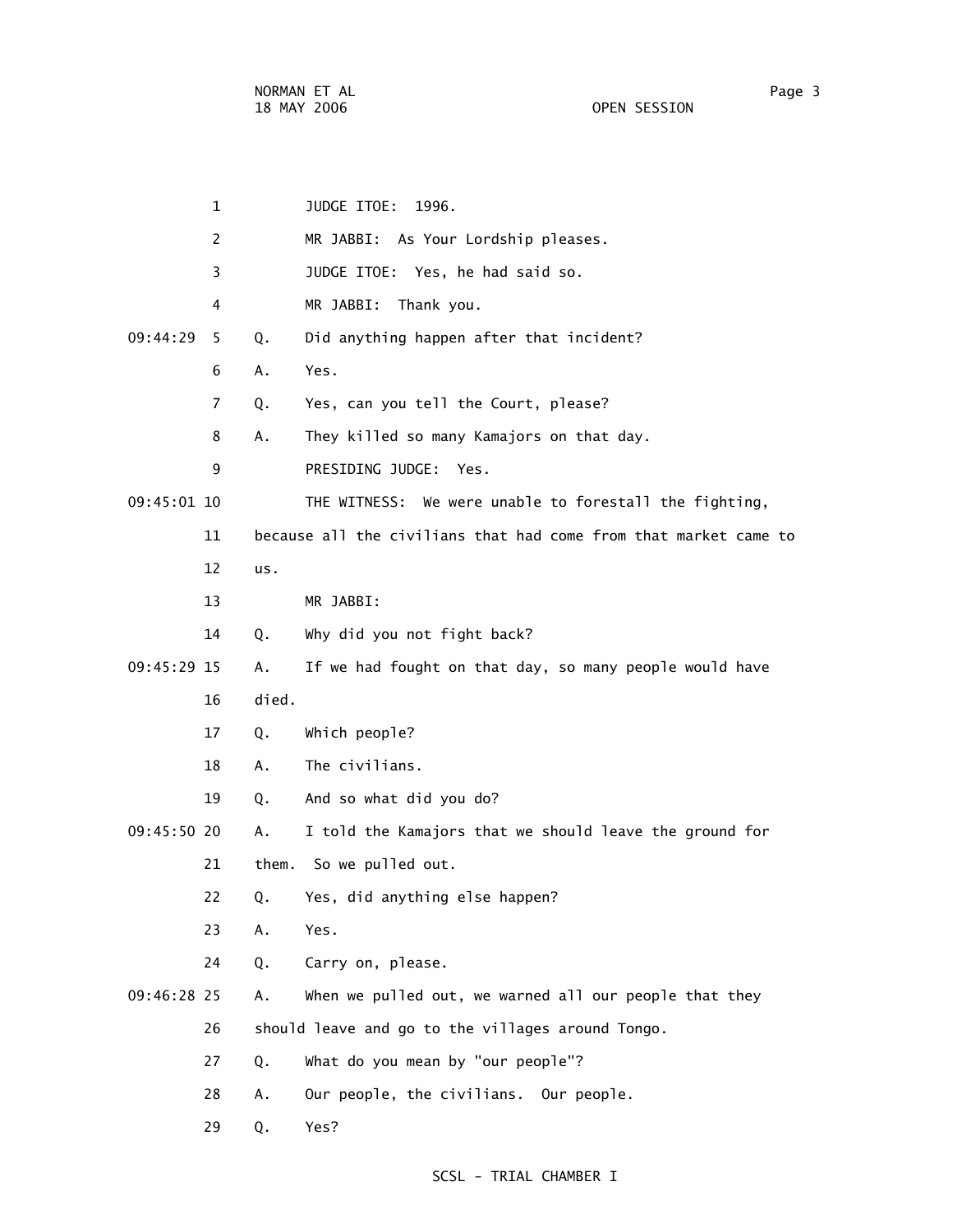JUDGE ITOE: 1996.

MR JABBI: As Your Lordship pleases.

JUDGE ITOE: Yes, he had said so.

MR JABBI: Thank you.

Q. Did anything happen after that incident?

A. Yes.

Q. Yes, can you tell the Court, please?

A. They killed so many Kamajors on that day.

PRESIDING JUDGE: Yes.

THE WITNESS: We were unable to forestall the fighting, because all the civilians that had come from that market came to us.

MR JABBI:

Q. Why did you not fight back?

A. If we had fought on that day, so many people would have died.

Q. Which people?

A. The civilians.

Q. And so what did you do?

A. I told the Kamajors that we should leave the ground for them. So we pulled out.

Q. Yes, did anything else happen?

A. Yes.

Q. Carry on, please.

A. When we pulled out, we warned all our people that they should leave and go to the villages around Tongo.

Q. What do you mean by "our people"?

A. Our people, the civilians. Our people.

Q. Yes?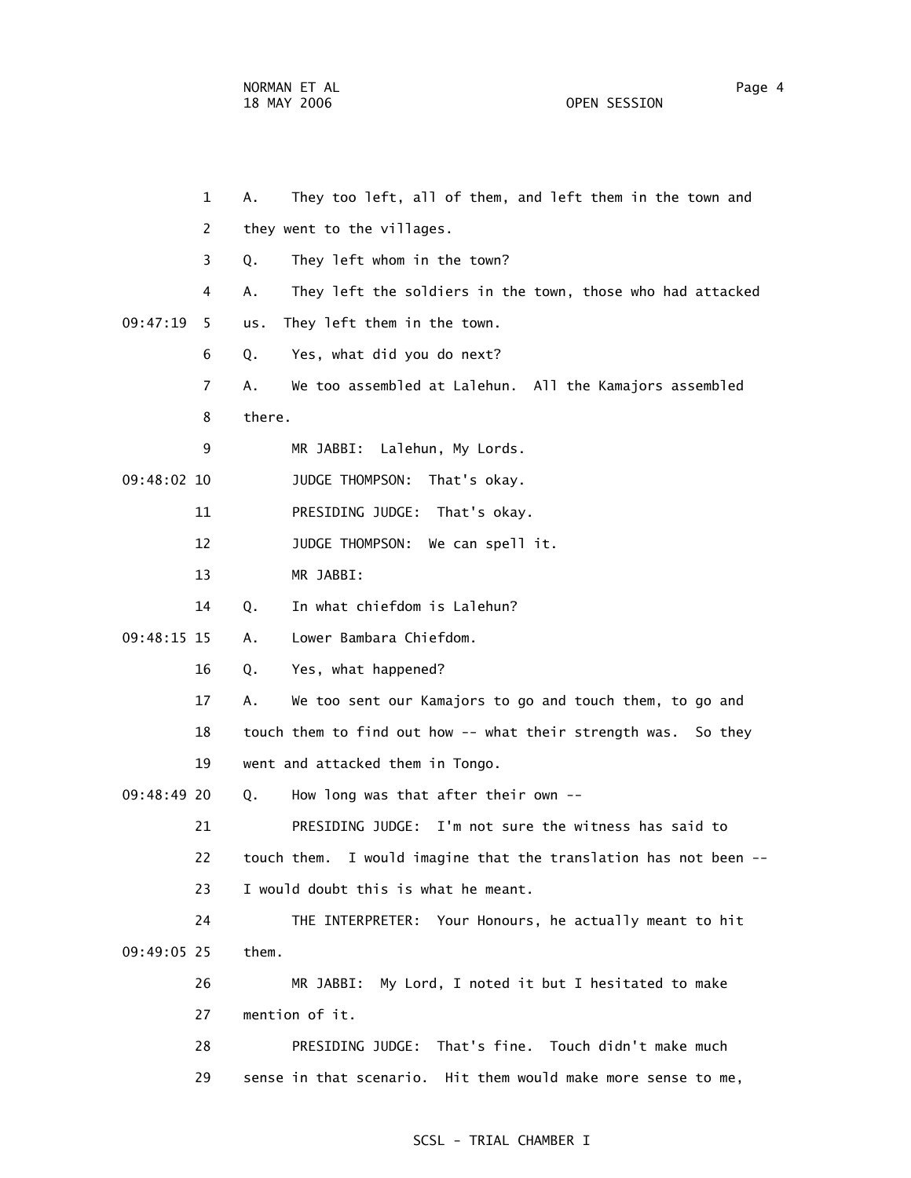1 A. They too left, all of them, and left them in the town and
2 they went to the villages.
3 Q. They left whom in the town?
4 A. They left the soldiers in the town, those who had attacked
09:47:19 5 us. They left them in the town.
6 Q. Yes, what did you do next?
7 A. We too assembled at Lalehun. All the Kamajors assembled
8 there.
9 MR JABBI: Lalehun, My Lords.
09:48:02 10 JUDGE THOMPSON: That's okay.
11 PRESIDING JUDGE: That's okay.
12 JUDGE THOMPSON: We can spell it.
13 MR JABBI:
14 Q. In what chiefdom is Lalehun?
09:48:15 15 A. Lower Bambara Chiefdom.
16 Q. Yes, what happened?
17 A. We too sent our Kamajors to go and touch them, to go and
18 touch them to find out how -- what their strength was. So they
19 went and attacked them in Tongo.
09:48:49 20 Q. How long was that after their own --
21 PRESIDING JUDGE: I'm not sure the witness has said to
22 touch them. I would imagine that the translation has not been --
23 I would doubt this is what he meant.
24 THE INTERPRETER: Your Honours, he actually meant to hit
09:49:05 25 them.
26 MR JABBI: My Lord, I noted it but I hesitated to make
27 mention of it.
28 PRESIDING JUDGE: That's fine. Touch didn't make much
29 sense in that scenario. Hit them would make more sense to me,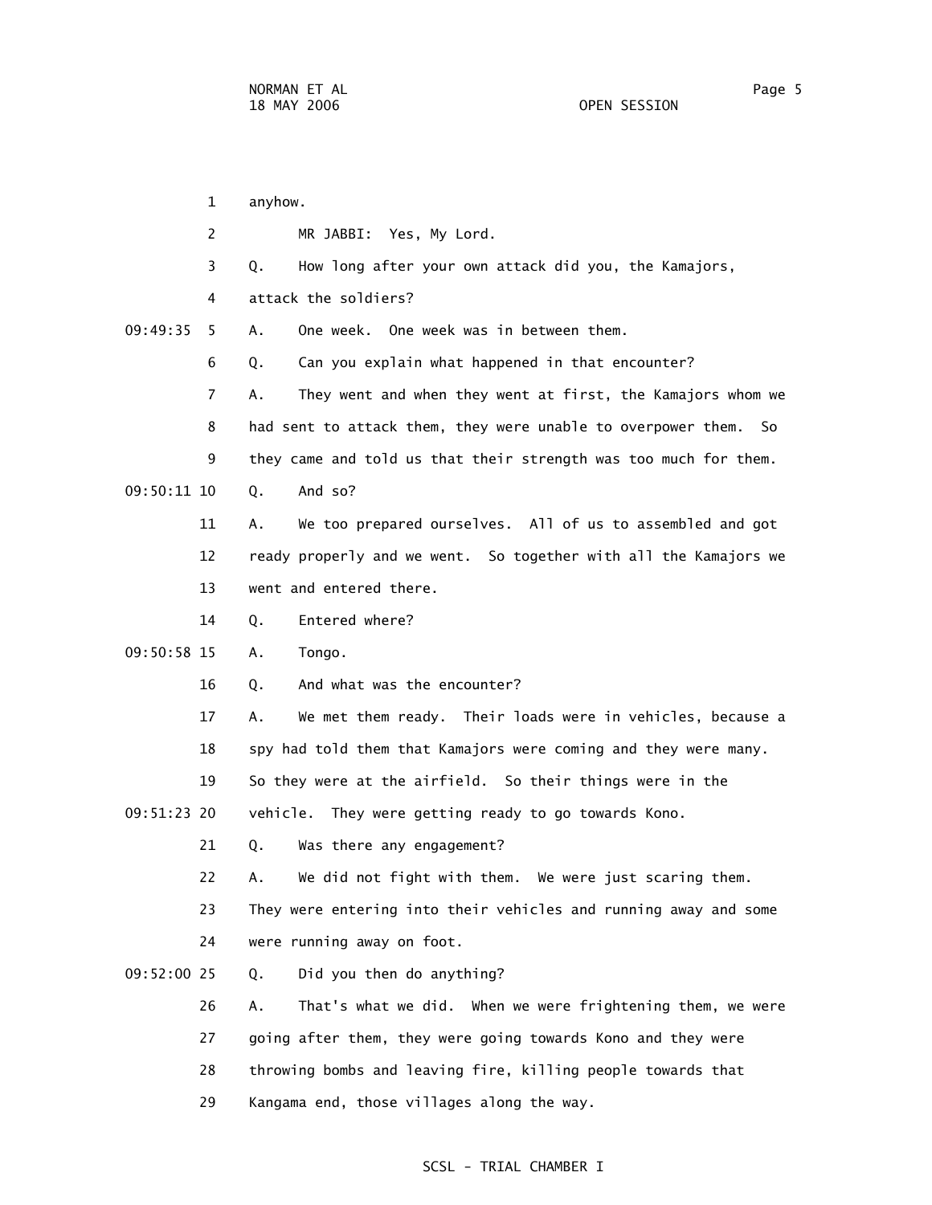anyhow.

MR JABBI: Yes, My Lord.

Q. How long after your own attack did you, the Kamajors, attack the soldiers?

A. One week. One week was in between them.

Q. Can you explain what happened in that encounter?

A. They went and when they went at first, the Kamajors whom we had sent to attack them, they were unable to overpower them. So they came and told us that their strength was too much for them.

Q. And so?

A. We too prepared ourselves. All of us to assembled and got ready properly and we went. So together with all the Kamajors we went and entered there.

Q. Entered where?

A. Tongo.

Q. And what was the encounter?

A. We met them ready. Their loads were in vehicles, because a spy had told them that Kamajors were coming and they were many. So they were at the airfield. So their things were in the vehicle. They were getting ready to go towards Kono.

Q. Was there any engagement?

A. We did not fight with them. We were just scaring them. They were entering into their vehicles and running away and some were running away on foot.

Q. Did you then do anything?

A. That's what we did. When we were frightening them, we were going after them, they were going towards Kono and they were throwing bombs and leaving fire, killing people towards that Kangama end, those villages along the way.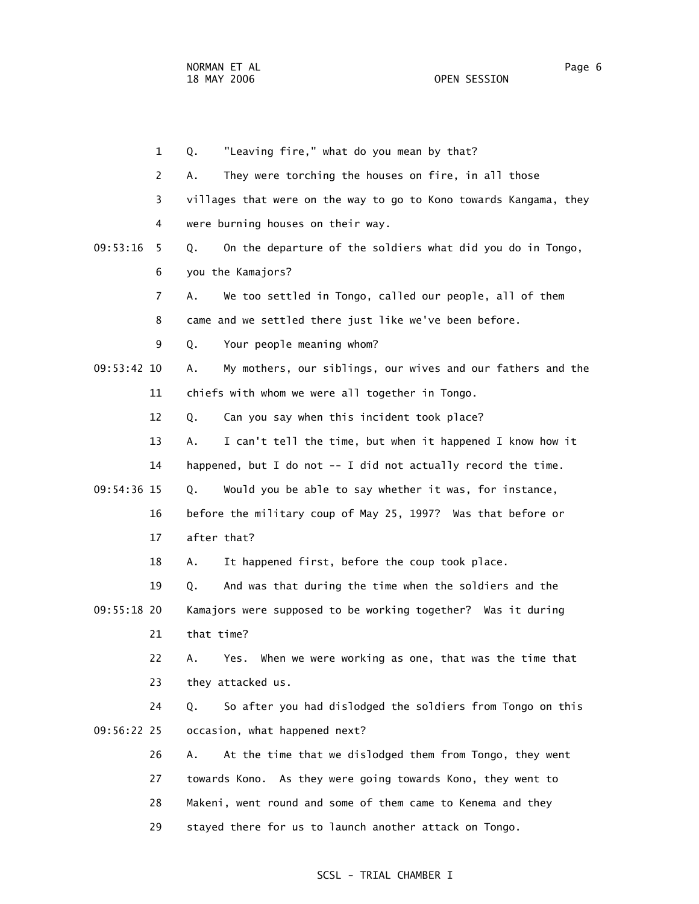1 Q. "Leaving fire," what do you mean by that?

2 A. They were torching the houses on fire, in all those

3 villages that were on the way to go to Kono towards Kangama, they

4 were burning houses on their way.

09:53:16 5 Q. On the departure of the soldiers what did you do in Tongo,

6 you the Kamajors?

7 A. We too settled in Tongo, called our people, all of them

8 came and we settled there just like we've been before.

9 Q. Your people meaning whom?

09:53:42 10 A. My mothers, our siblings, our wives and our fathers and the

11 chiefs with whom we were all together in Tongo.

12 Q. Can you say when this incident took place?

13 A. I can't tell the time, but when it happened I know how it

14 happened, but I do not -- I did not actually record the time.

09:54:36 15 Q. Would you be able to say whether it was, for instance,

16 before the military coup of May 25, 1997? Was that before or

17 after that?

18 A. It happened first, before the coup took place.

19 Q. And was that during the time when the soldiers and the

09:55:18 20 Kamajors were supposed to be working together? Was it during

21 that time?

22 A. Yes. When we were working as one, that was the time that

23 they attacked us.

24 Q. So after you had dislodged the soldiers from Tongo on this

09:56:22 25 occasion, what happened next?

26 A. At the time that we dislodged them from Tongo, they went

27 towards Kono. As they were going towards Kono, they went to

28 Makeni, went round and some of them came to Kenema and they

29 stayed there for us to launch another attack on Tongo.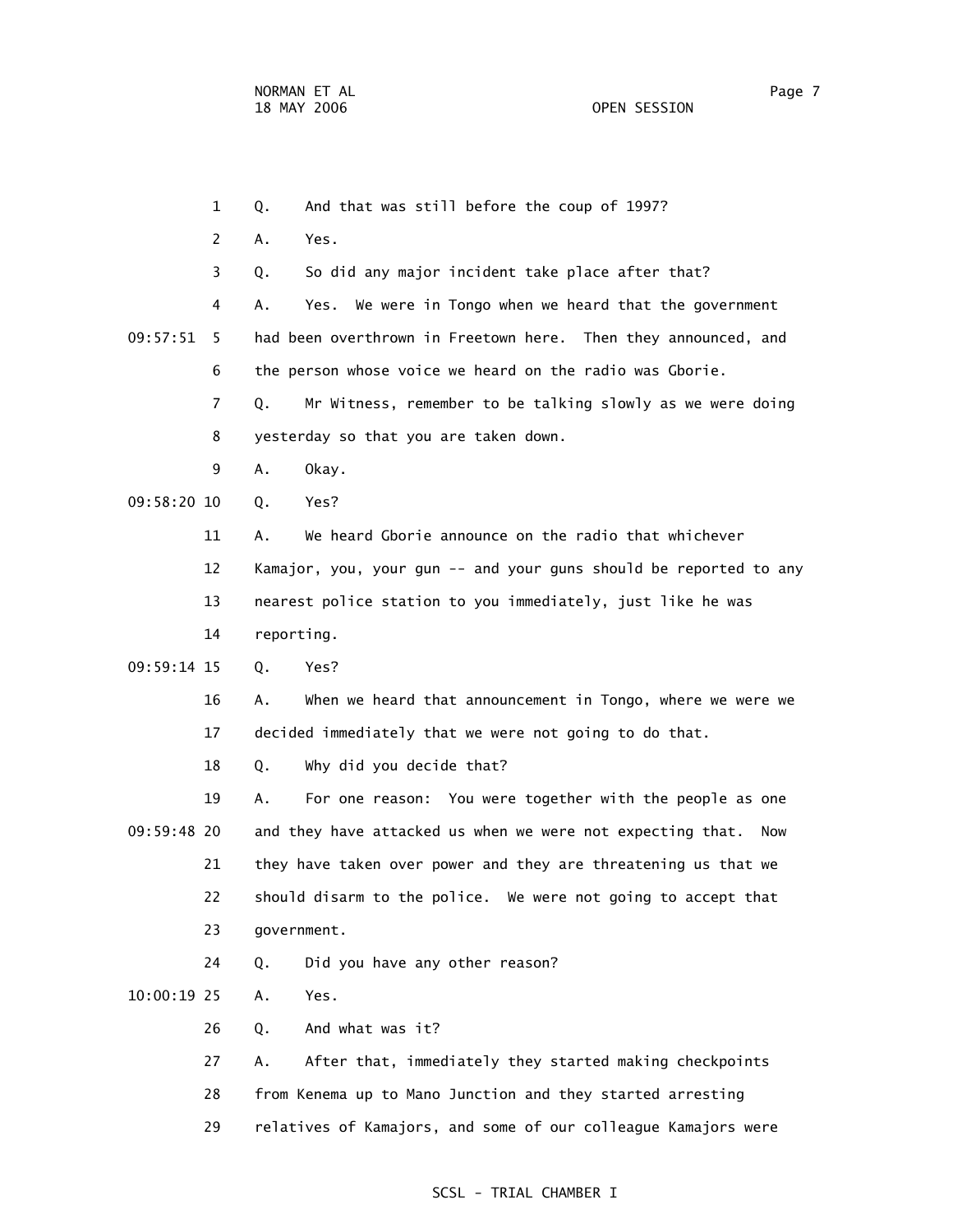1 Q. And that was still before the coup of 1997?

2 A. Yes.

3 Q. So did any major incident take place after that?

4 A. Yes. We were in Tongo when we heard that the government

09:57:51 5 had been overthrown in Freetown here. Then they announced, and

6 the person whose voice we heard on the radio was Gborie.

7 Q. Mr Witness, remember to be talking slowly as we were doing

8 yesterday so that you are taken down.

9 A. Okay.

09:58:20 10 Q. Yes?

11 A. We heard Gborie announce on the radio that whichever

12 Kamajor, you, your gun -- and your guns should be reported to any

13 nearest police station to you immediately, just like he was

14 reporting.

09:59:14 15 Q. Yes?

16 A. When we heard that announcement in Tongo, where we were we

17 decided immediately that we were not going to do that.

18 Q. Why did you decide that?

19 A. For one reason: You were together with the people as one

09:59:48 20 and they have attacked us when we were not expecting that. Now

21 they have taken over power and they are threatening us that we

22 should disarm to the police. We were not going to accept that

23 government.

24 Q. Did you have any other reason?

10:00:19 25 A. Yes.

26 Q. And what was it?

27 A. After that, immediately they started making checkpoints

28 from Kenema up to Mano Junction and they started arresting

29 relatives of Kamajors, and some of our colleague Kamajors were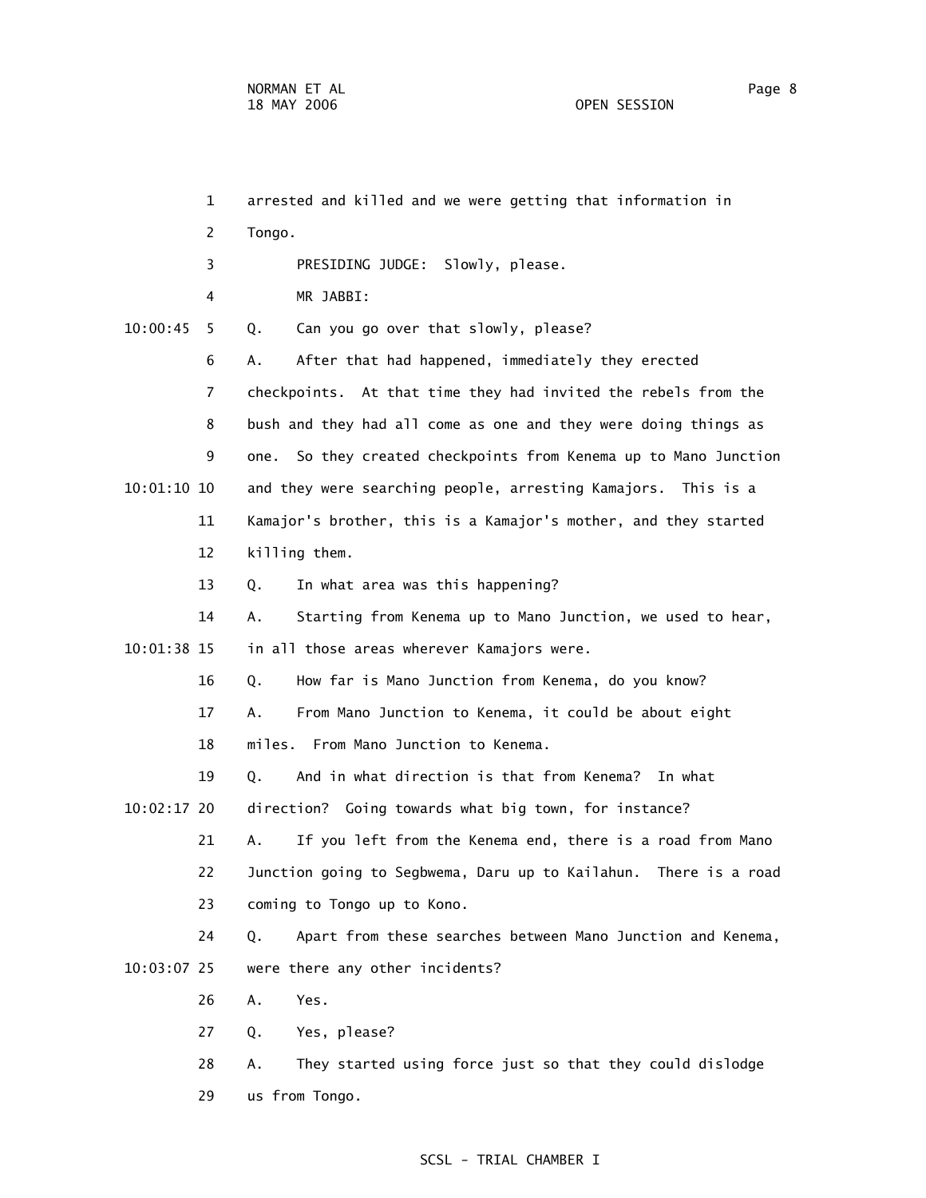arrested and killed and we were getting that information in Tongo.

PRESIDING JUDGE: Slowly, please.

MR JABBI:

Q. Can you go over that slowly, please?

A. After that had happened, immediately they erected checkpoints. At that time they had invited the rebels from the bush and they had all come as one and they were doing things as one. So they created checkpoints from Kenema up to Mano Junction and they were searching people, arresting Kamajors. This is a Kamajor's brother, this is a Kamajor's mother, and they started killing them.

Q. In what area was this happening?

A. Starting from Kenema up to Mano Junction, we used to hear, in all those areas wherever Kamajors were.

Q. How far is Mano Junction from Kenema, do you know?

A. From Mano Junction to Kenema, it could be about eight miles. From Mano Junction to Kenema.

Q. And in what direction is that from Kenema? In what direction? Going towards what big town, for instance?

A. If you left from the Kenema end, there is a road from Mano Junction going to Segbwema, Daru up to Kailahun. There is a road coming to Tongo up to Kono.

Q. Apart from these searches between Mano Junction and Kenema, were there any other incidents?

A. Yes.

Q. Yes, please?

A. They started using force just so that they could dislodge us from Tongo.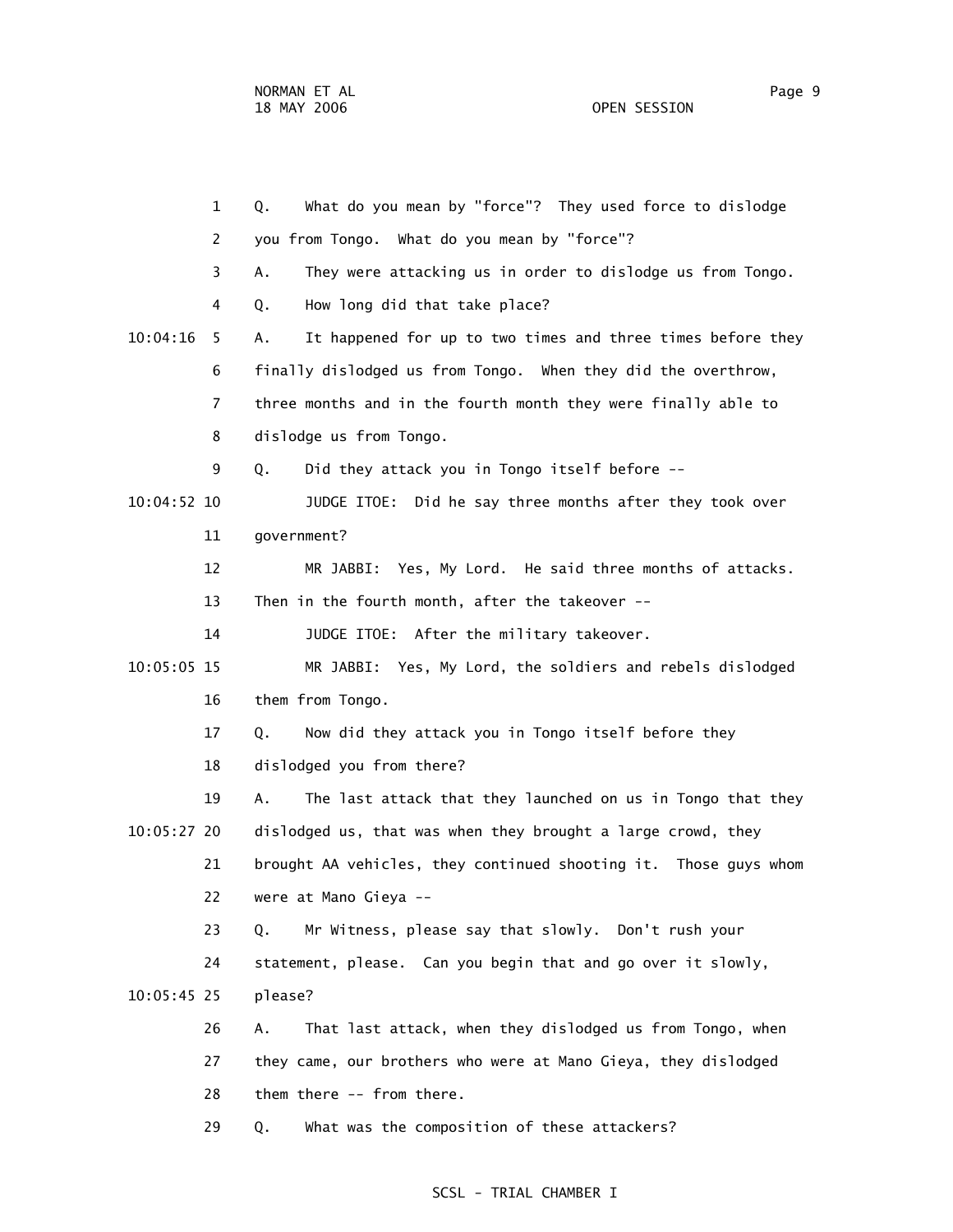1 Q. What do you mean by "force"? They used force to dislodge

2 you from Tongo. What do you mean by "force"?

3 A. They were attacking us in order to dislodge us from Tongo.

4 Q. How long did that take place?

10:04:16 5 A. It happened for up to two times and three times before they

6 finally dislodged us from Tongo. When they did the overthrow,

7 three months and in the fourth month they were finally able to

8 dislodge us from Tongo.

9 Q. Did they attack you in Tongo itself before --

10:04:52 10 JUDGE ITOE: Did he say three months after they took over

11 government?

12 MR JABBI: Yes, My Lord. He said three months of attacks.

13 Then in the fourth month, after the takeover --

14 JUDGE ITOE: After the military takeover.

10:05:05 15 MR JABBI: Yes, My Lord, the soldiers and rebels dislodged

16 them from Tongo.

17 Q. Now did they attack you in Tongo itself before they

18 dislodged you from there?

19 A. The last attack that they launched on us in Tongo that they

10:05:27 20 dislodged us, that was when they brought a large crowd, they

21 brought AA vehicles, they continued shooting it. Those guys whom

22 were at Mano Gieya --

23 Q. Mr Witness, please say that slowly. Don't rush your

24 statement, please. Can you begin that and go over it slowly,

10:05:45 25 please?

26 A. That last attack, when they dislodged us from Tongo, when

27 they came, our brothers who were at Mano Gieya, they dislodged

28 them there -- from there.

29 Q. What was the composition of these attackers?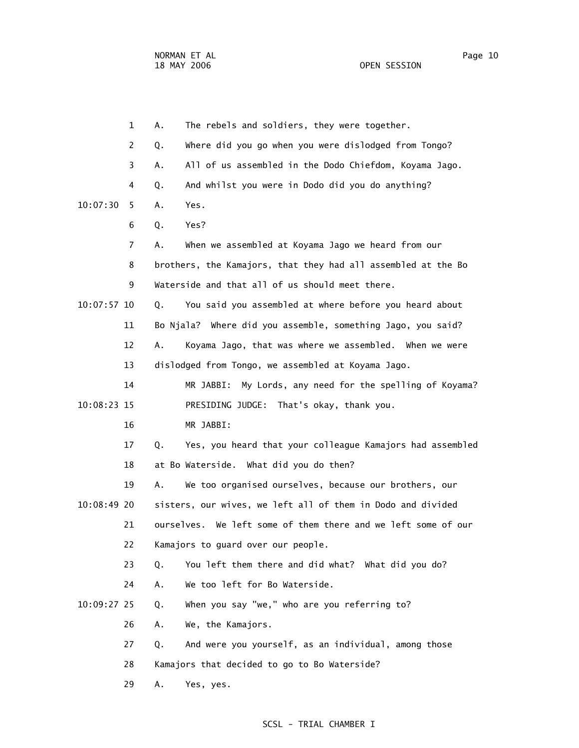1 A. The rebels and soldiers, they were together.

2 Q. Where did you go when you were dislodged from Tongo?

3 A. All of us assembled in the Dodo Chiefdom, Koyama Jago.

4 Q. And whilst you were in Dodo did you do anything?

10:07:30 5 A. Yes.

6 Q. Yes?

7 A. When we assembled at Koyama Jago we heard from our

8 brothers, the Kamajors, that they had all assembled at the Bo

9 Waterside and that all of us should meet there.

10:07:57 10 Q. You said you assembled at where before you heard about

11 Bo Njala? Where did you assemble, something Jago, you said?

12 A. Koyama Jago, that was where we assembled. When we were

13 dislodged from Tongo, we assembled at Koyama Jago.

14 MR JABBI: My Lords, any need for the spelling of Koyama?

10:08:23 15 PRESIDING JUDGE: That's okay, thank you.

16 MR JABBI:

17 Q. Yes, you heard that your colleague Kamajors had assembled

18 at Bo Waterside. What did you do then?

19 A. We too organised ourselves, because our brothers, our

10:08:49 20 sisters, our wives, we left all of them in Dodo and divided

21 ourselves. We left some of them there and we left some of our

22 Kamajors to guard over our people.

23 Q. You left them there and did what? What did you do?

24 A. We too left for Bo Waterside.

10:09:27 25 Q. When you say "we," who are you referring to?

26 A. We, the Kamajors.

27 Q. And were you yourself, as an individual, among those

28 Kamajors that decided to go to Bo Waterside?

29 A. Yes, yes.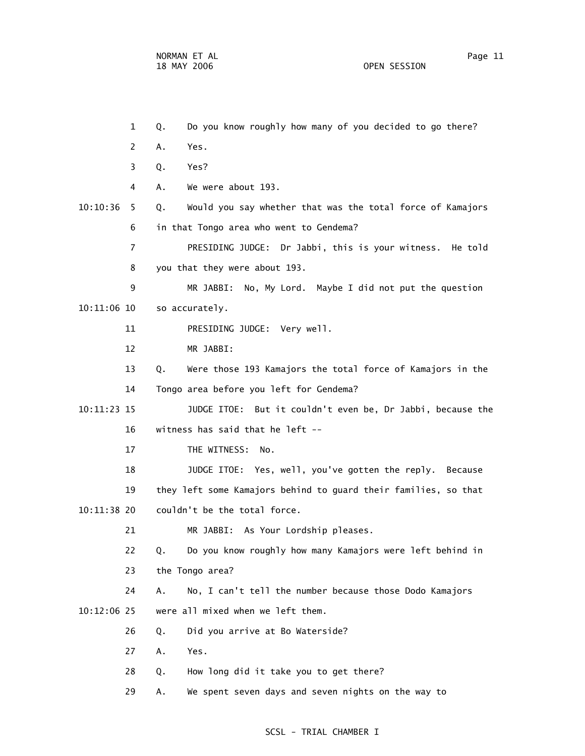1 Q. Do you know roughly how many of you decided to go there?

2 A. Yes.

3 Q. Yes?

4 A. We were about 193.

10:10:36 5 Q. Would you say whether that was the total force of Kamajors

6 in that Tongo area who went to Gendema?

7 PRESIDING JUDGE: Dr Jabbi, this is your witness. He told

8 you that they were about 193.

9 MR JABBI: No, My Lord. Maybe I did not put the question

10:11:06 10 so accurately.

11 PRESIDING JUDGE: Very well.

12 MR JABBI:

13 Q. Were those 193 Kamajors the total force of Kamajors in the

14 Tongo area before you left for Gendema?

10:11:23 15 JUDGE ITOE: But it couldn't even be, Dr Jabbi, because the

16 witness has said that he left --

17 THE WITNESS: No.

18 JUDGE ITOE: Yes, well, you've gotten the reply. Because

19 they left some Kamajors behind to guard their families, so that

10:11:38 20 couldn't be the total force.

21 MR JABBI: As Your Lordship pleases.

22 Q. Do you know roughly how many Kamajors were left behind in

23 the Tongo area?

24 A. No, I can't tell the number because those Dodo Kamajors

10:12:06 25 were all mixed when we left them.

26 Q. Did you arrive at Bo Waterside?

27 A. Yes.

28 Q. How long did it take you to get there?

29 A. We spent seven days and seven nights on the way to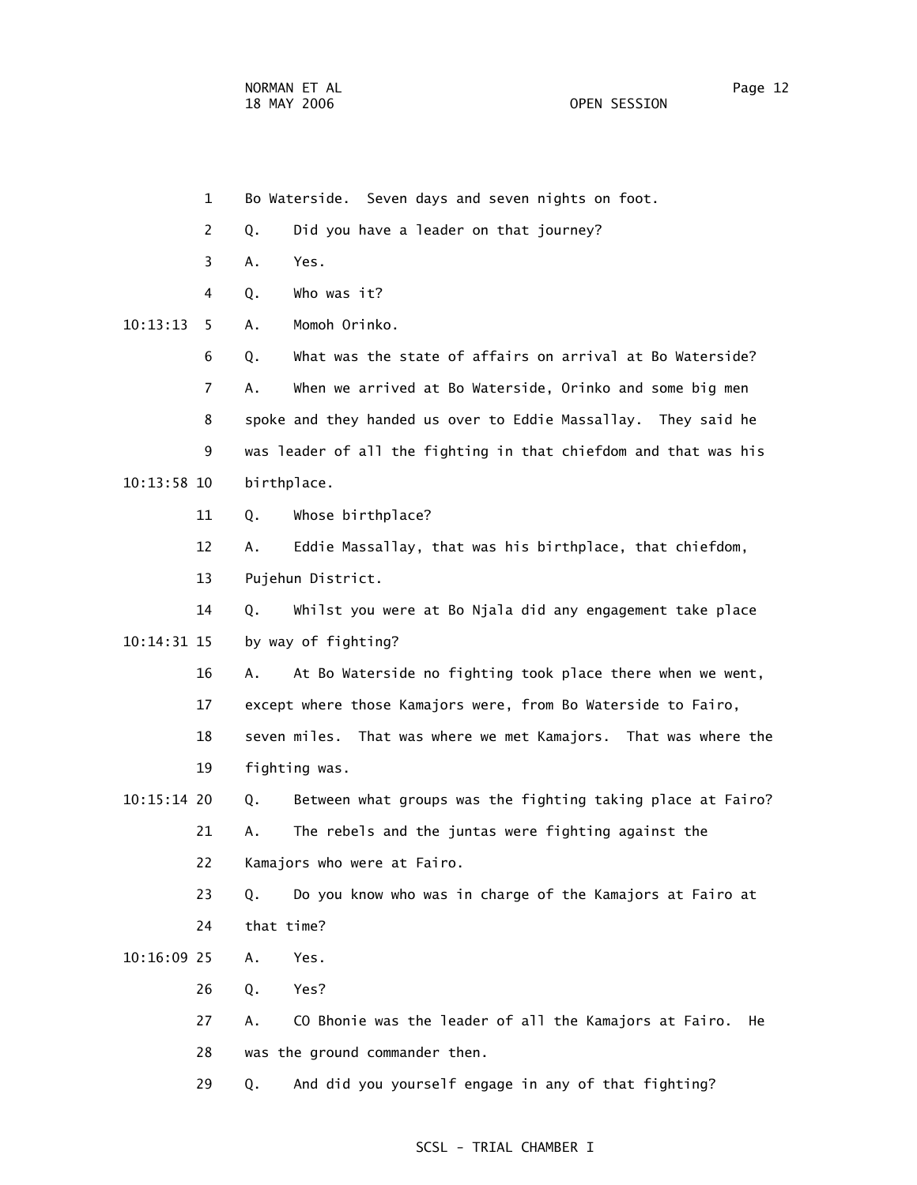1 Bo Waterside. Seven days and seven nights on foot.

2 Q. Did you have a leader on that journey?

3 A. Yes.

4 Q. Who was it?

10:13:13 5 A. Momoh Orinko.

6 Q. What was the state of affairs on arrival at Bo Waterside?

7 A. When we arrived at Bo Waterside, Orinko and some big men

8 spoke and they handed us over to Eddie Massallay. They said he

9 was leader of all the fighting in that chiefdom and that was his

10:13:58 10 birthplace.

11 Q. Whose birthplace?

12 A. Eddie Massallay, that was his birthplace, that chiefdom,

13 Pujehun District.

14 Q. Whilst you were at Bo Njala did any engagement take place

10:14:31 15 by way of fighting?

16 A. At Bo Waterside no fighting took place there when we went,

17 except where those Kamajors were, from Bo Waterside to Fairo,

18 seven miles. That was where we met Kamajors. That was where the

19 fighting was.

10:15:14 20 Q. Between what groups was the fighting taking place at Fairo?

21 A. The rebels and the juntas were fighting against the

22 Kamajors who were at Fairo.

23 Q. Do you know who was in charge of the Kamajors at Fairo at

24 that time?

10:16:09 25 A. Yes.

26 Q. Yes?

27 A. CO Bhonie was the leader of all the Kamajors at Fairo. He

28 was the ground commander then.

29 Q. And did you yourself engage in any of that fighting?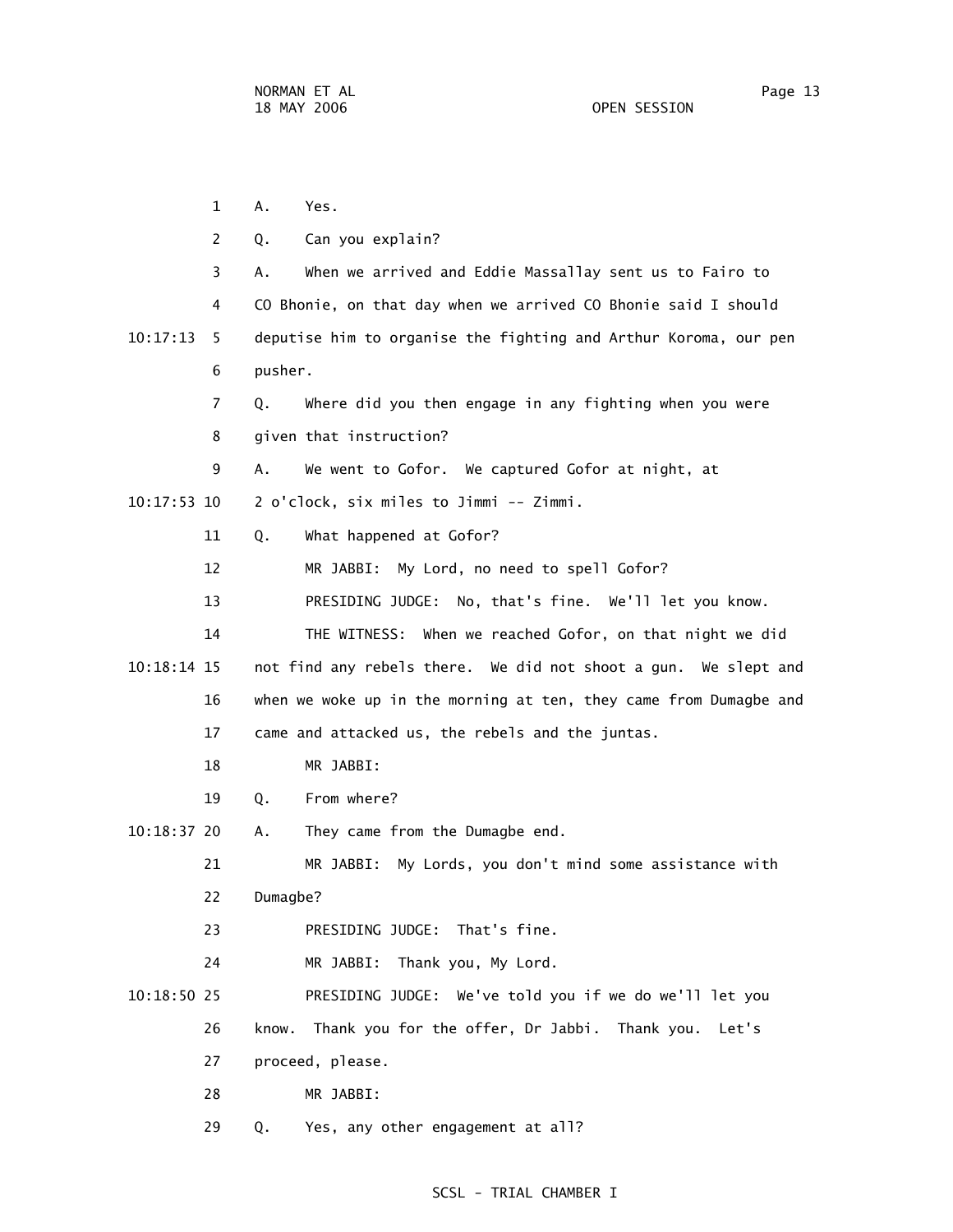A. Yes.

Q. Can you explain?

A. When we arrived and Eddie Massallay sent us to Fairo to CO Bhonie, on that day when we arrived CO Bhonie said I should deputise him to organise the fighting and Arthur Koroma, our pen pusher.

Q. Where did you then engage in any fighting when you were given that instruction?

A. We went to Gofor. We captured Gofor at night, at 2 o'clock, six miles to Jimmi -- Zimmi.

Q. What happened at Gofor?

MR JABBI: My Lord, no need to spell Gofor?

PRESIDING JUDGE: No, that's fine. We'll let you know.

THE WITNESS: When we reached Gofor, on that night we did not find any rebels there. We did not shoot a gun. We slept and when we woke up in the morning at ten, they came from Dumagbe and came and attacked us, the rebels and the juntas.

MR JABBI:

Q. From where?

A. They came from the Dumagbe end.

MR JABBI: My Lords, you don't mind some assistance with Dumagbe?

PRESIDING JUDGE: That's fine.

MR JABBI: Thank you, My Lord.

PRESIDING JUDGE: We've told you if we do we'll let you know. Thank you for the offer, Dr Jabbi. Thank you. Let's proceed, please.

MR JABBI:

Q. Yes, any other engagement at all?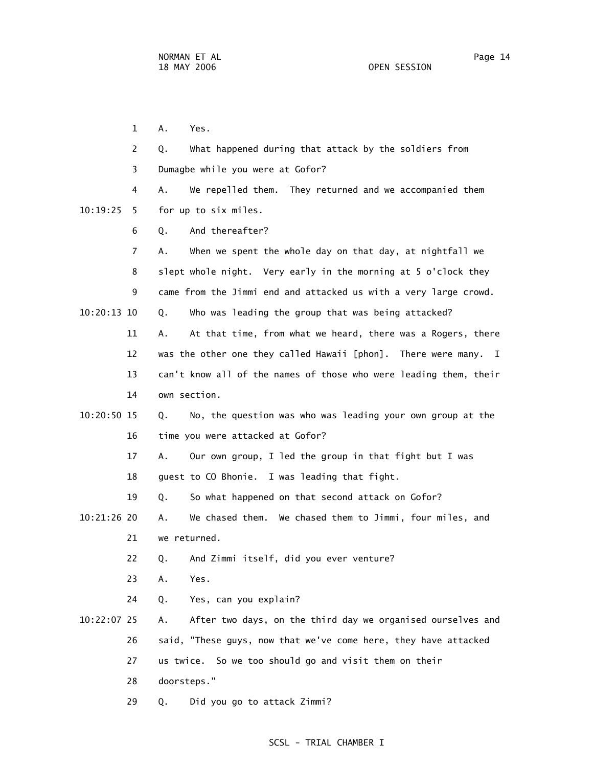1 A. Yes.

2 Q. What happened during that attack by the soldiers from

3 Dumagbe while you were at Gofor?

4 A. We repelled them. They returned and we accompanied them

10:19:25 5 for up to six miles.

6 Q. And thereafter?

7 A. When we spent the whole day on that day, at nightfall we

8 slept whole night. Very early in the morning at 5 o'clock they

9 came from the Jimmi end and attacked us with a very large crowd.

10:20:13 10 Q. Who was leading the group that was being attacked?

11 A. At that time, from what we heard, there was a Rogers, there

12 was the other one they called Hawaii [phon]. There were many. I

13 can't know all of the names of those who were leading them, their

14 own section.

10:20:50 15 Q. No, the question was who was leading your own group at the

16 time you were attacked at Gofor?

17 A. Our own group, I led the group in that fight but I was

18 guest to CO Bhonie. I was leading that fight.

19 Q. So what happened on that second attack on Gofor?

10:21:26 20 A. We chased them. We chased them to Jimmi, four miles, and

21 we returned.

22 Q. And Zimmi itself, did you ever venture?

23 A. Yes.

24 Q. Yes, can you explain?

10:22:07 25 A. After two days, on the third day we organised ourselves and

26 said, "These guys, now that we've come here, they have attacked

27 us twice. So we too should go and visit them on their

28 doorsteps."

29 Q. Did you go to attack Zimmi?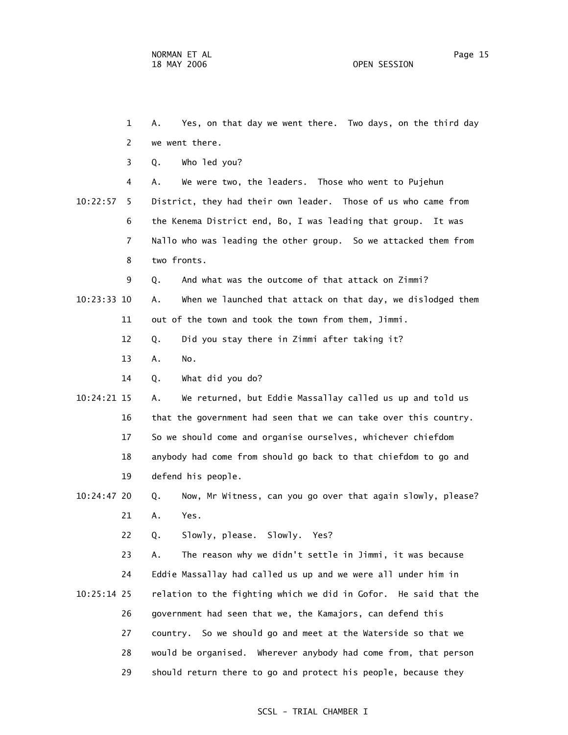1 A. Yes, on that day we went there. Two days, on the third day
2 we went there.
3 Q. Who led you?
4 A. We were two, the leaders. Those who went to Pujehun
10:22:57 5 District, they had their own leader. Those of us who came from
6 the Kenema District end, Bo, I was leading that group. It was
7 Nallo who was leading the other group. So we attacked them from
8 two fronts.
9 Q. And what was the outcome of that attack on Zimmi?
10:23:33 10 A. When we launched that attack on that day, we dislodged them
11 out of the town and took the town from them, Jimmi.
12 Q. Did you stay there in Zimmi after taking it?
13 A. No.
14 Q. What did you do?
10:24:21 15 A. We returned, but Eddie Massallay called us up and told us
16 that the government had seen that we can take over this country.
17 So we should come and organise ourselves, whichever chiefdom
18 anybody had come from should go back to that chiefdom to go and
19 defend his people.
10:24:47 20 Q. Now, Mr Witness, can you go over that again slowly, please?
21 A. Yes.
22 Q. Slowly, please. Slowly. Yes?
23 A. The reason why we didn't settle in Jimmi, it was because
24 Eddie Massallay had called us up and we were all under him in
10:25:14 25 relation to the fighting which we did in Gofor. He said that the
26 government had seen that we, the Kamajors, can defend this
27 country. So we should go and meet at the Waterside so that we
28 would be organised. Wherever anybody had come from, that person
29 should return there to go and protect his people, because they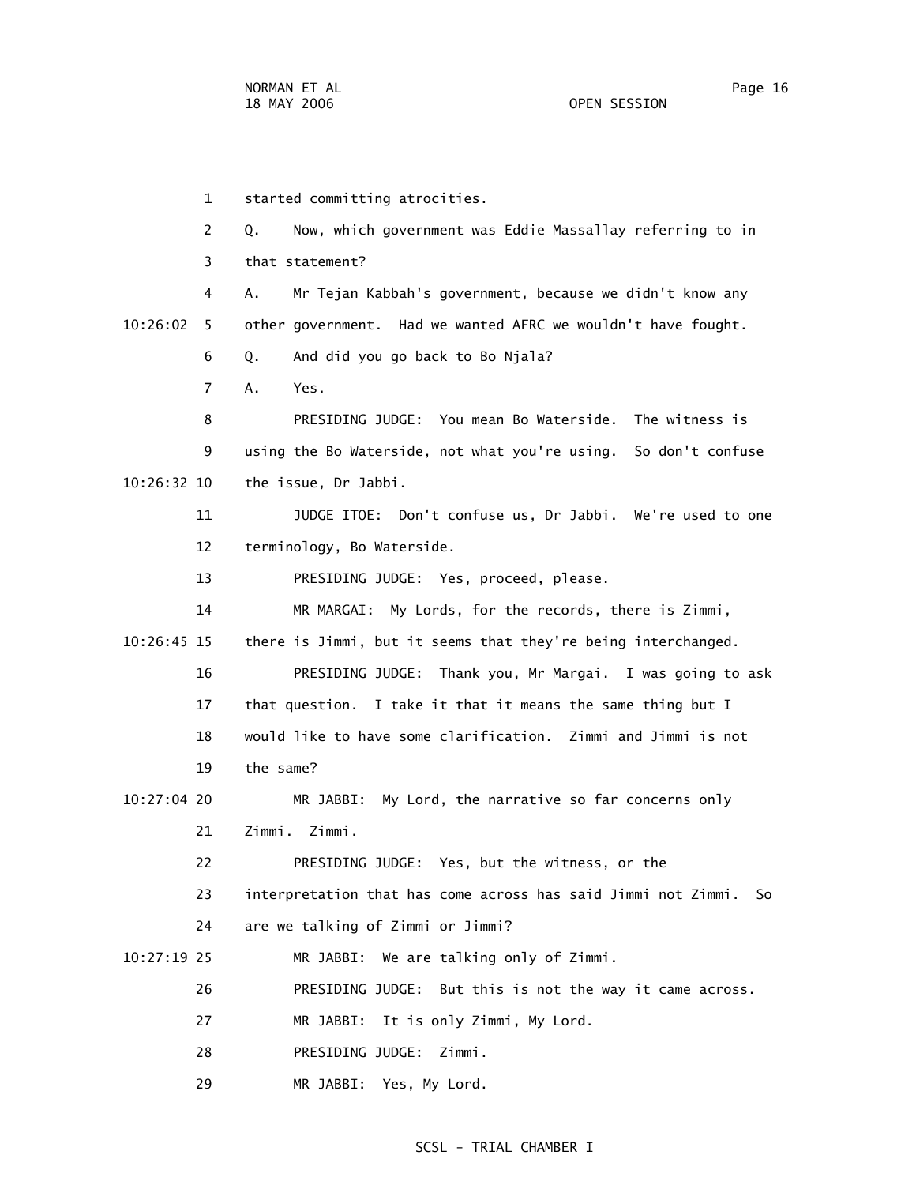1 started committing atrocities.

2 Q. Now, which government was Eddie Massallay referring to in

3 that statement?

4 A. Mr Tejan Kabbah's government, because we didn't know any

10:26:02 5 other government. Had we wanted AFRC we wouldn't have fought.

6 Q. And did you go back to Bo Njala?

7 A. Yes.

8 PRESIDING JUDGE: You mean Bo Waterside. The witness is

9 using the Bo Waterside, not what you're using. So don't confuse

10:26:32 10 the issue, Dr Jabbi.

11 JUDGE ITOE: Don't confuse us, Dr Jabbi. We're used to one

12 terminology, Bo Waterside.

13 PRESIDING JUDGE: Yes, proceed, please.

14 MR MARGAI: My Lords, for the records, there is Zimmi,

10:26:45 15 there is Jimmi, but it seems that they're being interchanged.

16 PRESIDING JUDGE: Thank you, Mr Margai. I was going to ask

17 that question. I take it that it means the same thing but I

18 would like to have some clarification. Zimmi and Jimmi is not

19 the same?

10:27:04 20 MR JABBI: My Lord, the narrative so far concerns only

21 Zimmi. Zimmi.

22 PRESIDING JUDGE: Yes, but the witness, or the

23 interpretation that has come across has said Jimmi not Zimmi. So

24 are we talking of Zimmi or Jimmi?

10:27:19 25 MR JABBI: We are talking only of Zimmi.

26 PRESIDING JUDGE: But this is not the way it came across.

27 MR JABBI: It is only Zimmi, My Lord.

28 PRESIDING JUDGE: Zimmi.

29 MR JABBI: Yes, My Lord.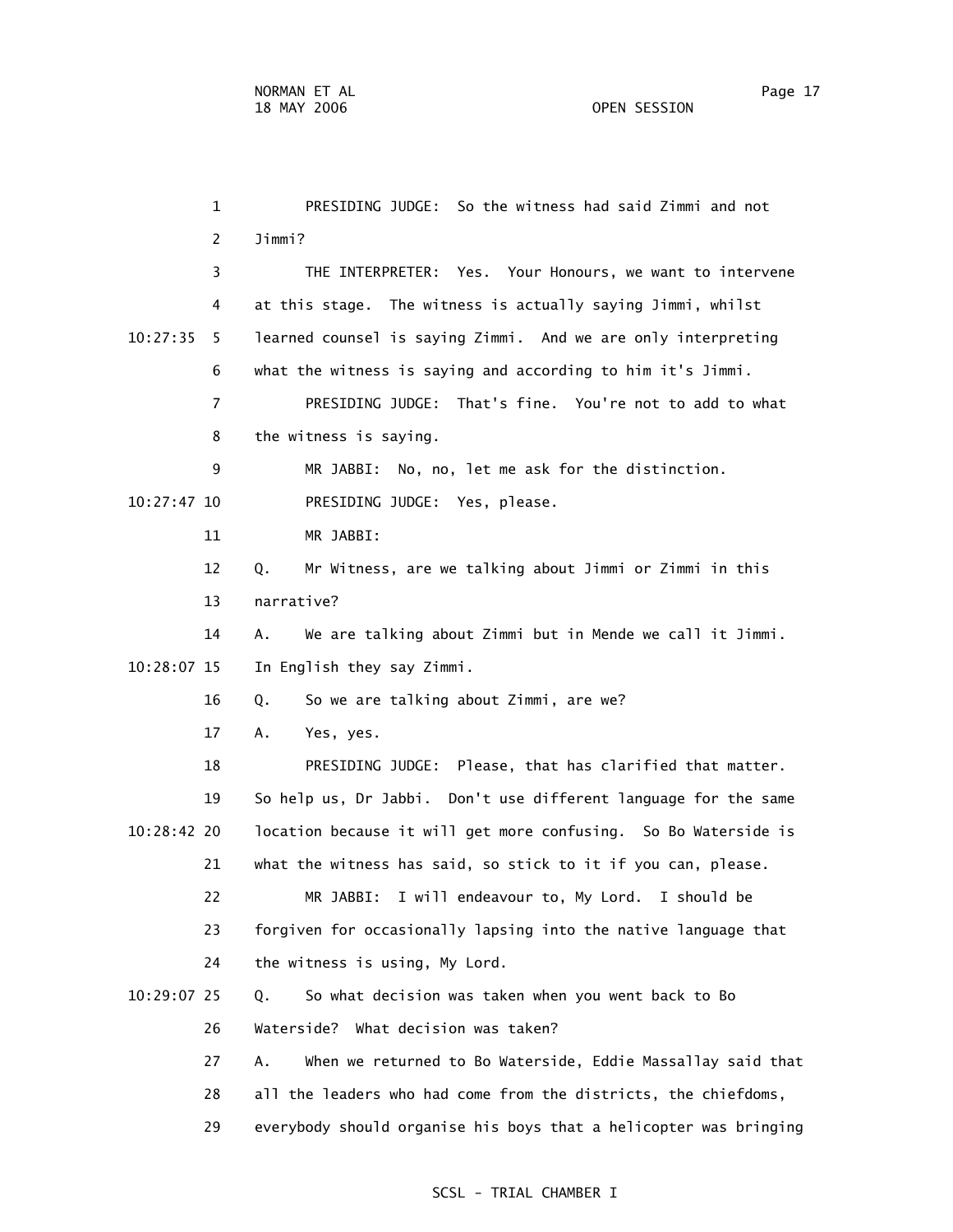PRESIDING JUDGE: So the witness had said Zimmi and not Jimmi?

THE INTERPRETER: Yes. Your Honours, we want to intervene at this stage. The witness is actually saying Jimmi, whilst learned counsel is saying Zimmi. And we are only interpreting what the witness is saying and according to him it's Jimmi.

PRESIDING JUDGE: That's fine. You're not to add to what the witness is saying.

MR JABBI: No, no, let me ask for the distinction.

PRESIDING JUDGE: Yes, please.

MR JABBI:

Q. Mr Witness, are we talking about Jimmi or Zimmi in this narrative?

A. We are talking about Zimmi but in Mende we call it Jimmi. In English they say Zimmi.

Q. So we are talking about Zimmi, are we?

A. Yes, yes.

PRESIDING JUDGE: Please, that has clarified that matter. So help us, Dr Jabbi. Don't use different language for the same location because it will get more confusing. So Bo Waterside is what the witness has said, so stick to it if you can, please.

MR JABBI: I will endeavour to, My Lord. I should be forgiven for occasionally lapsing into the native language that the witness is using, My Lord.

Q. So what decision was taken when you went back to Bo Waterside? What decision was taken?

A. When we returned to Bo Waterside, Eddie Massallay said that all the leaders who had come from the districts, the chiefdoms, everybody should organise his boys that a helicopter was bringing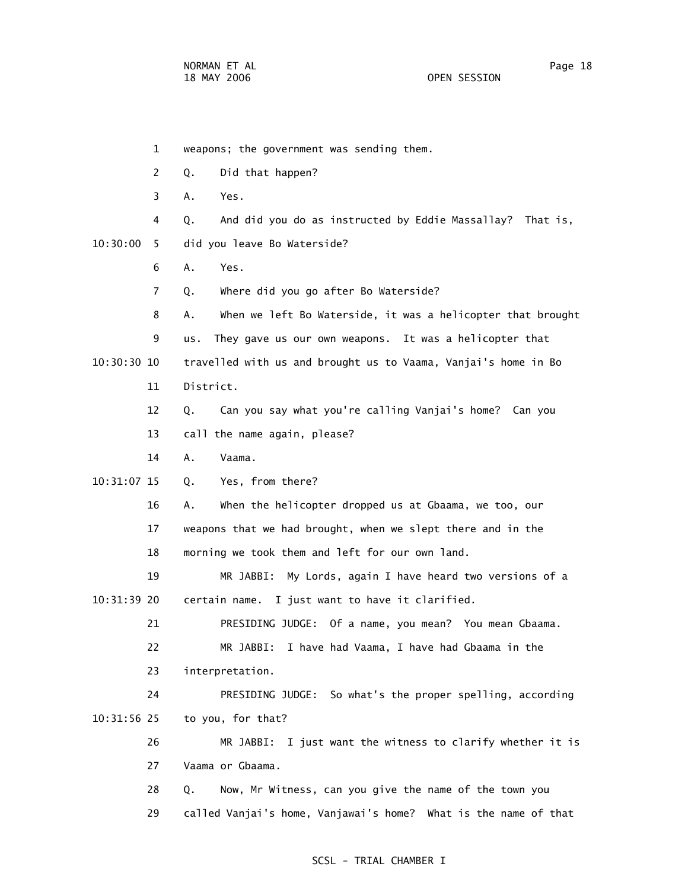1 weapons; the government was sending them.

2 Q. Did that happen?

3 A. Yes.

4 Q. And did you do as instructed by Eddie Massallay? That is,

10:30:00 5 did you leave Bo Waterside?

6 A. Yes.

7 Q. Where did you go after Bo Waterside?

8 A. When we left Bo Waterside, it was a helicopter that brought

9 us. They gave us our own weapons. It was a helicopter that

10:30:30 10 travelled with us and brought us to Vaama, Vanjai's home in Bo

11 District.

12 Q. Can you say what you're calling Vanjai's home? Can you

13 call the name again, please?

14 A. Vaama.

10:31:07 15 Q. Yes, from there?

16 A. When the helicopter dropped us at Gbaama, we too, our

17 weapons that we had brought, when we slept there and in the

18 morning we took them and left for our own land.

19 MR JABBI: My Lords, again I have heard two versions of a

10:31:39 20 certain name. I just want to have it clarified.

21 PRESIDING JUDGE: Of a name, you mean? You mean Gbaama.

22 MR JABBI: I have had Vaama, I have had Gbaama in the

23 interpretation.

24 PRESIDING JUDGE: So what's the proper spelling, according

10:31:56 25 to you, for that?

26 MR JABBI: I just want the witness to clarify whether it is

27 Vaama or Gbaama.

28 Q. Now, Mr Witness, can you give the name of the town you

29 called Vanjai's home, Vanjawai's home? What is the name of that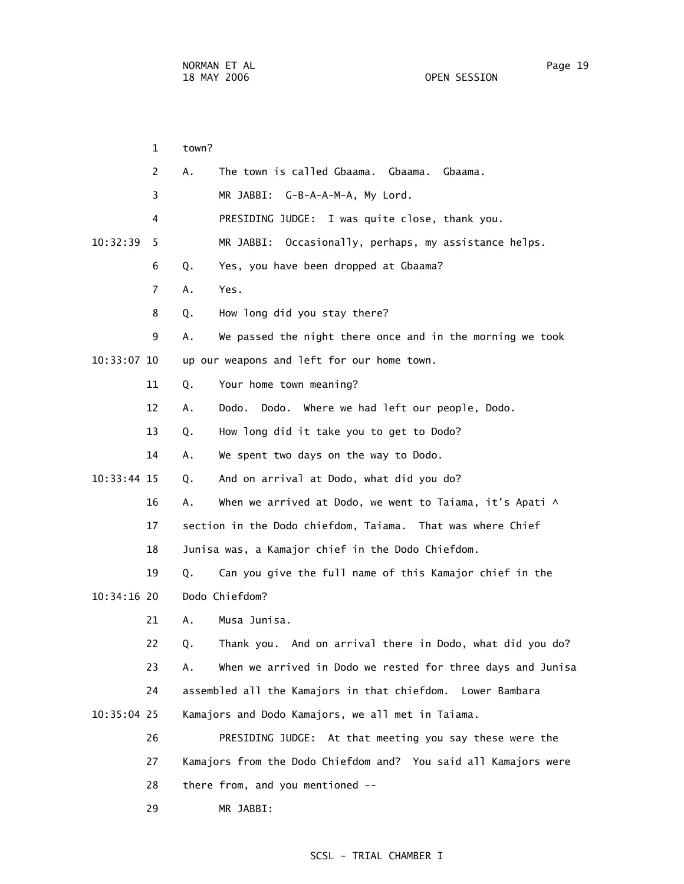town?

A. The town is called Gbaama. Gbaama. Gbaama.

MR JABBI: G-B-A-A-M-A, My Lord.

PRESIDING JUDGE: I was quite close, thank you.

MR JABBI: Occasionally, perhaps, my assistance helps.

Q. Yes, you have been dropped at Gbaama?

A. Yes.

Q. How long did you stay there?

A. We passed the night there once and in the morning we took up our weapons and left for our home town.

Q. Your home town meaning?

A. Dodo. Dodo. Where we had left our people, Dodo.

Q. How long did it take you to get to Dodo?

A. We spent two days on the way to Dodo.

Q. And on arrival at Dodo, what did you do?

A. When we arrived at Dodo, we went to Taiama, it's Apati ^ section in the Dodo chiefdom, Taiama. That was where Chief Junisa was, a Kamajor chief in the Dodo Chiefdom.

Q. Can you give the full name of this Kamajor chief in the Dodo Chiefdom?

A. Musa Junisa.

Q. Thank you. And on arrival there in Dodo, what did you do?

A. When we arrived in Dodo we rested for three days and Junisa assembled all the Kamajors in that chiefdom. Lower Bambara Kamajors and Dodo Kamajors, we all met in Taiama.

PRESIDING JUDGE: At that meeting you say these were the Kamajors from the Dodo Chiefdom and? You said all Kamajors were there from, and you mentioned --

MR JABBI: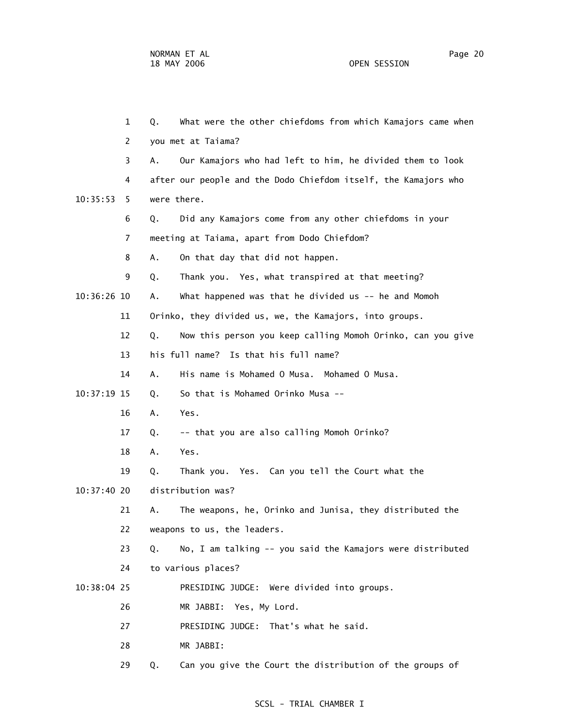1 Q. What were the other chiefdoms from which Kamajors came when

2 you met at Taiama?

3 A. Our Kamajors who had left to him, he divided them to look

4 after our people and the Dodo Chiefdom itself, the Kamajors who

10:35:53 5 were there.

6 Q. Did any Kamajors come from any other chiefdoms in your

7 meeting at Taiama, apart from Dodo Chiefdom?

8 A. On that day that did not happen.

9 Q. Thank you. Yes, what transpired at that meeting?

10:36:26 10 A. What happened was that he divided us -- he and Momoh

11 Orinko, they divided us, we, the Kamajors, into groups.

12 Q. Now this person you keep calling Momoh Orinko, can you give

13 his full name? Is that his full name?

14 A. His name is Mohamed O Musa. Mohamed O Musa.

10:37:19 15 Q. So that is Mohamed Orinko Musa --

16 A. Yes.

17 Q. -- that you are also calling Momoh Orinko?

18 A. Yes.

19 Q. Thank you. Yes. Can you tell the Court what the

10:37:40 20 distribution was?

21 A. The weapons, he, Orinko and Junisa, they distributed the

22 weapons to us, the leaders.

23 Q. No, I am talking -- you said the Kamajors were distributed

24 to various places?

10:38:04 25 PRESIDING JUDGE: Were divided into groups.

26 MR JABBI: Yes, My Lord.

27 PRESIDING JUDGE: That's what he said.

28 MR JABBI:

29 Q. Can you give the Court the distribution of the groups of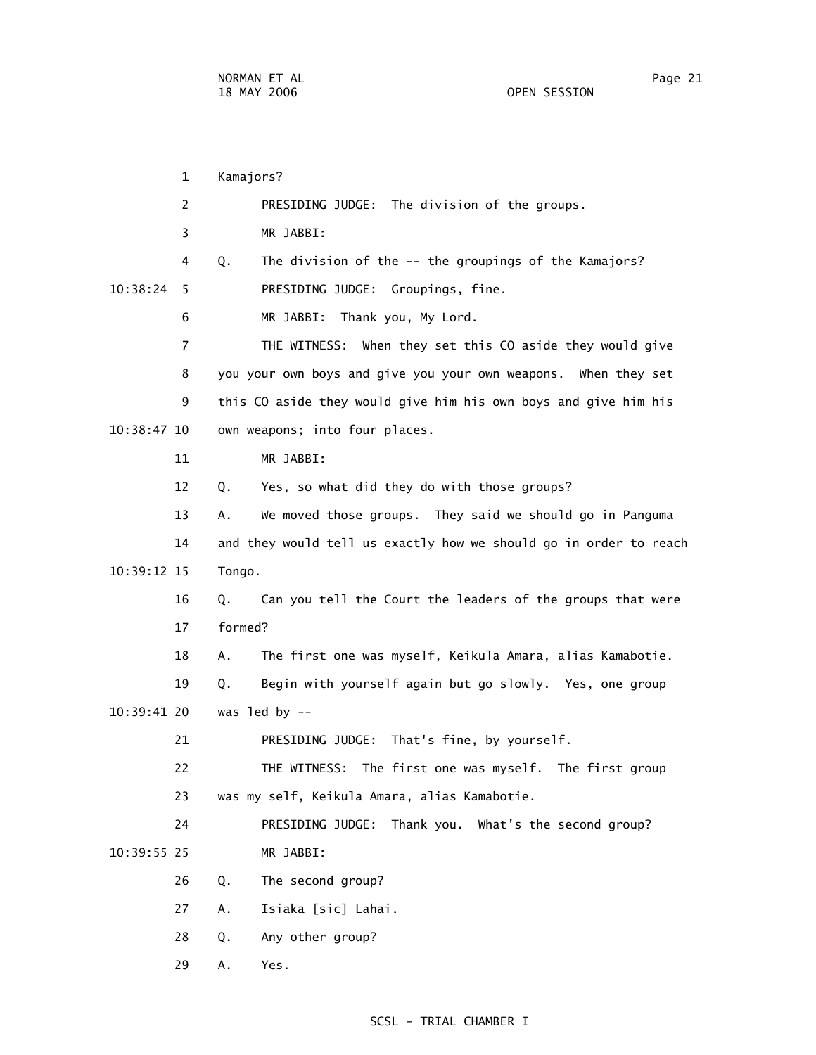1 Kamajors?

2 PRESIDING JUDGE: The division of the groups.

3 MR JABBI:

4 Q. The division of the -- the groupings of the Kamajors?

10:38:24 5 PRESIDING JUDGE: Groupings, fine.

6 MR JABBI: Thank you, My Lord.

7 THE WITNESS: When they set this CO aside they would give

8 you your own boys and give you your own weapons. When they set

9 this CO aside they would give him his own boys and give him his

10:38:47 10 own weapons; into four places.

11 MR JABBI:

12 Q. Yes, so what did they do with those groups?

13 A. We moved those groups. They said we should go in Panguma

14 and they would tell us exactly how we should go in order to reach

10:39:12 15 Tongo.

16 Q. Can you tell the Court the leaders of the groups that were

17 formed?

18 A. The first one was myself, Keikula Amara, alias Kamabotie.

19 Q. Begin with yourself again but go slowly. Yes, one group

10:39:41 20 was led by --

21 PRESIDING JUDGE: That's fine, by yourself.

22 THE WITNESS: The first one was myself. The first group

23 was my self, Keikula Amara, alias Kamabotie.

24 PRESIDING JUDGE: Thank you. What's the second group?

10:39:55 25 MR JABBI:

26 Q. The second group?

27 A. Isiaka [sic] Lahai.

28 Q. Any other group?

29 A. Yes.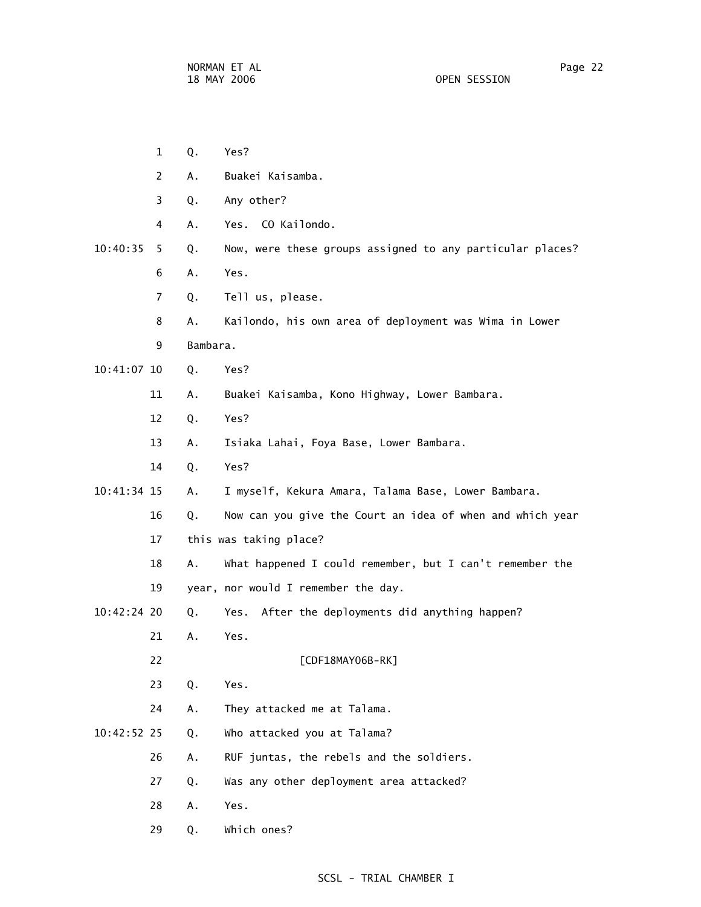1 Q. Yes?

2 A. Buakei Kaisamba.

3 Q. Any other?

4 A. Yes. CO Kailondo.

10:40:35 5 Q. Now, were these groups assigned to any particular places?

6 A. Yes.

7 Q. Tell us, please.

8 A. Kailondo, his own area of deployment was Wima in Lower

9 Bambara.

10:41:07 10 Q. Yes?

11 A. Buakei Kaisamba, Kono Highway, Lower Bambara.

12 Q. Yes?

13 A. Isiaka Lahai, Foya Base, Lower Bambara.

14 Q. Yes?

10:41:34 15 A. I myself, Kekura Amara, Talama Base, Lower Bambara.

16 Q. Now can you give the Court an idea of when and which year

17 this was taking place?

18 A. What happened I could remember, but I can't remember the

19 year, nor would I remember the day.

10:42:24 20 Q. Yes. After the deployments did anything happen?

21 A. Yes.

22 [CDF18MAY06B-RK]

23 Q. Yes.

24 A. They attacked me at Talama.

10:42:52 25 Q. Who attacked you at Talama?

26 A. RUF juntas, the rebels and the soldiers.

27 Q. Was any other deployment area attacked?

28 A. Yes.

29 Q. Which ones?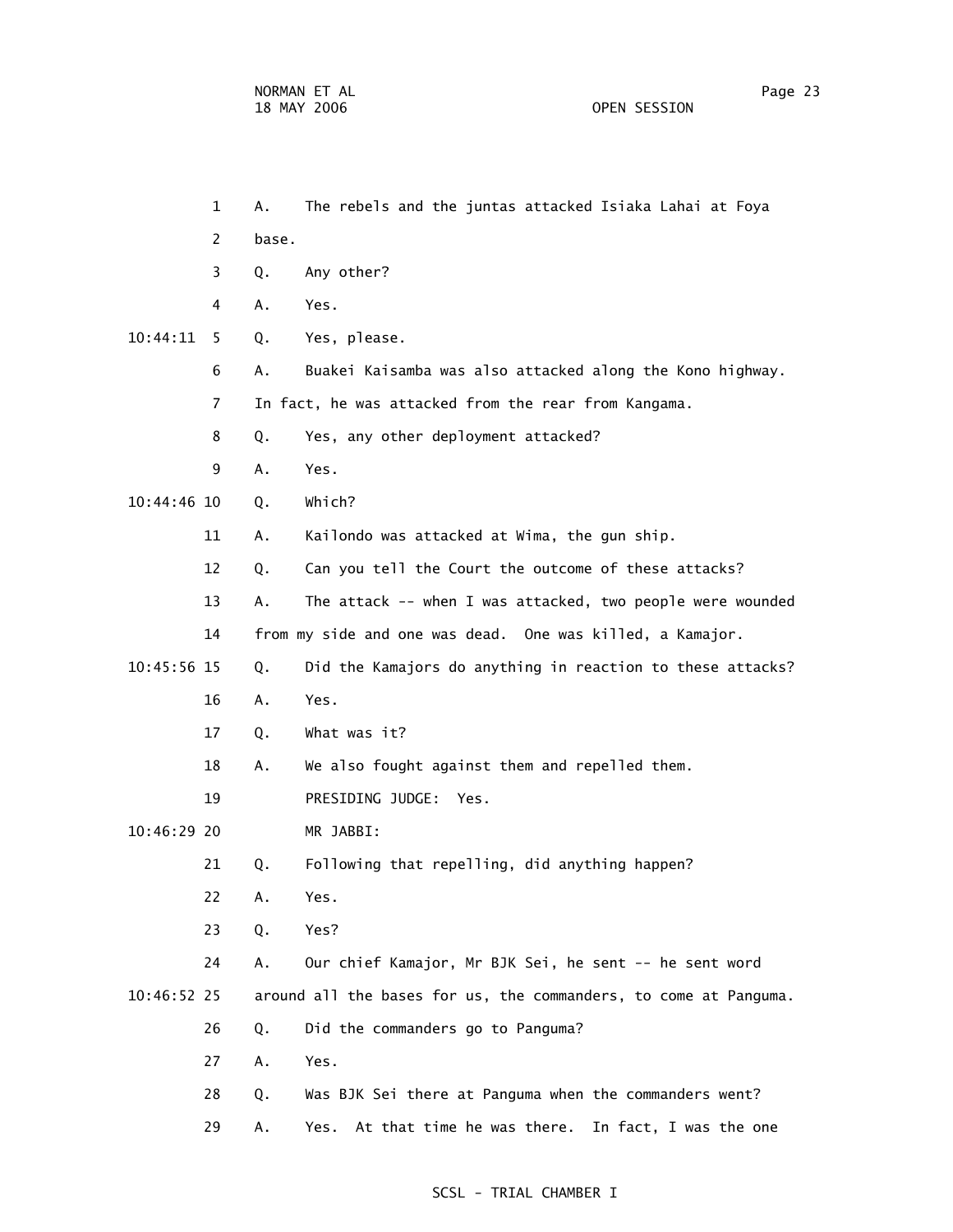1 A. The rebels and the juntas attacked Isiaka Lahai at Foya

2 base.

3 Q. Any other?

4 A. Yes.

10:44:11 5 Q. Yes, please.

6 A. Buakei Kaisamba was also attacked along the Kono highway.

7 In fact, he was attacked from the rear from Kangama.

8 Q. Yes, any other deployment attacked?

9 A. Yes.

10:44:46 10 Q. Which?

11 A. Kailondo was attacked at Wima, the gun ship.

12 Q. Can you tell the Court the outcome of these attacks?

13 A. The attack -- when I was attacked, two people were wounded

14 from my side and one was dead. One was killed, a Kamajor.

10:45:56 15 Q. Did the Kamajors do anything in reaction to these attacks?

16 A. Yes.

17 Q. What was it?

18 A. We also fought against them and repelled them.

19 PRESIDING JUDGE: Yes.

10:46:29 20 MR JABBI:

21 Q. Following that repelling, did anything happen?

22 A. Yes.

23 Q. Yes?

24 A. Our chief Kamajor, Mr BJK Sei, he sent -- he sent word

10:46:52 25 around all the bases for us, the commanders, to come at Panguma.

26 Q. Did the commanders go to Panguma?

27 A. Yes.

28 Q. Was BJK Sei there at Panguma when the commanders went?

29 A. Yes. At that time he was there. In fact, I was the one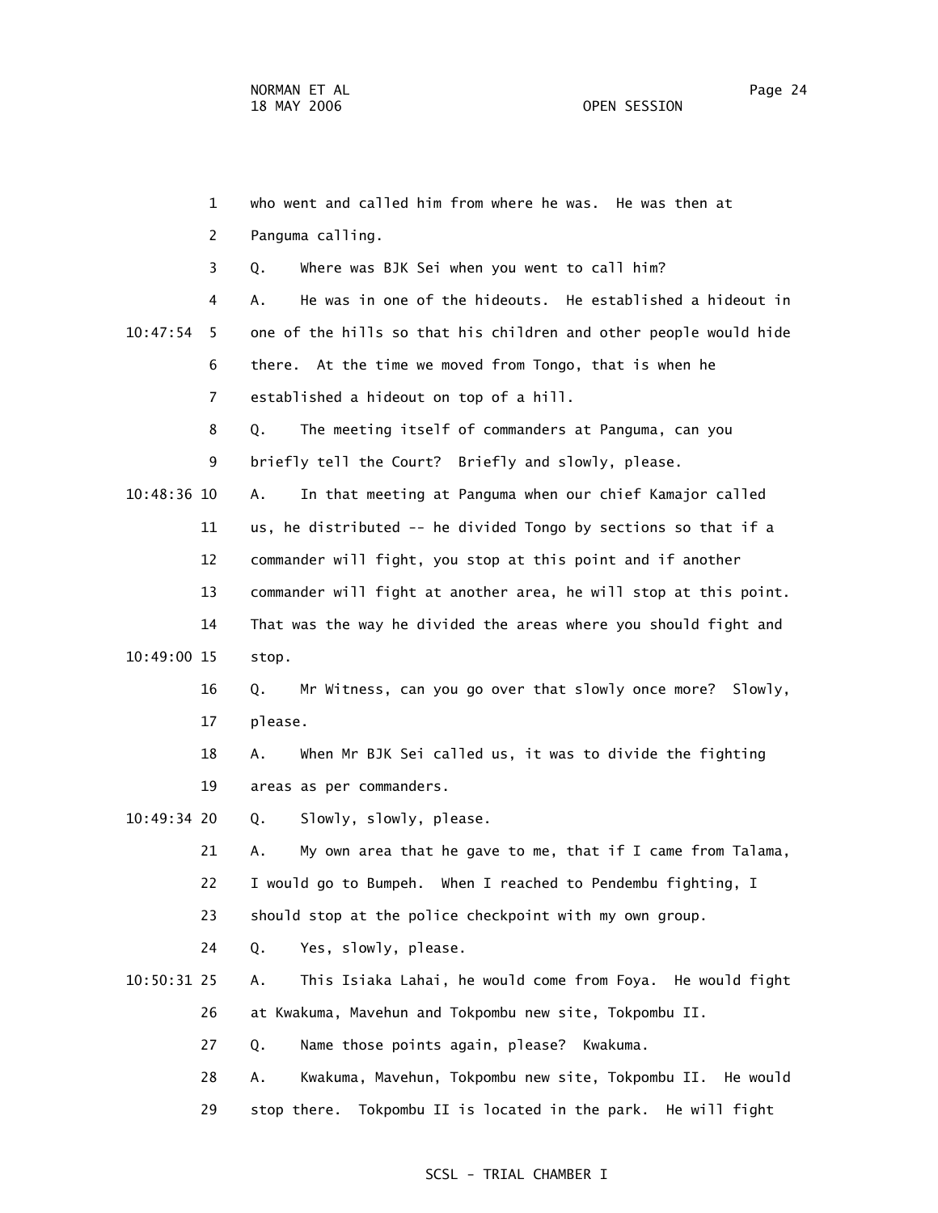1 who went and called him from where he was. He was then at

2 Panguma calling.

3 Q. Where was BJK Sei when you went to call him?

4 A. He was in one of the hideouts. He established a hideout in

10:47:54 5 one of the hills so that his children and other people would hide

6 there. At the time we moved from Tongo, that is when he

7 established a hideout on top of a hill.

8 Q. The meeting itself of commanders at Panguma, can you

9 briefly tell the Court? Briefly and slowly, please.

10:48:36 10 A. In that meeting at Panguma when our chief Kamajor called

11 us, he distributed -- he divided Tongo by sections so that if a

12 commander will fight, you stop at this point and if another

13 commander will fight at another area, he will stop at this point.

14 That was the way he divided the areas where you should fight and

10:49:00 15 stop.

16 Q. Mr Witness, can you go over that slowly once more? Slowly,

17 please.

18 A. When Mr BJK Sei called us, it was to divide the fighting

19 areas as per commanders.

10:49:34 20 Q. Slowly, slowly, please.

21 A. My own area that he gave to me, that if I came from Talama,

22 I would go to Bumpeh. When I reached to Pendembu fighting, I

23 should stop at the police checkpoint with my own group.

24 Q. Yes, slowly, please.

10:50:31 25 A. This Isiaka Lahai, he would come from Foya. He would fight

26 at Kwakuma, Mavehun and Tokpombu new site, Tokpombu II.

27 Q. Name those points again, please? Kwakuma.

28 A. Kwakuma, Mavehun, Tokpombu new site, Tokpombu II. He would

29 stop there. Tokpombu II is located in the park. He will fight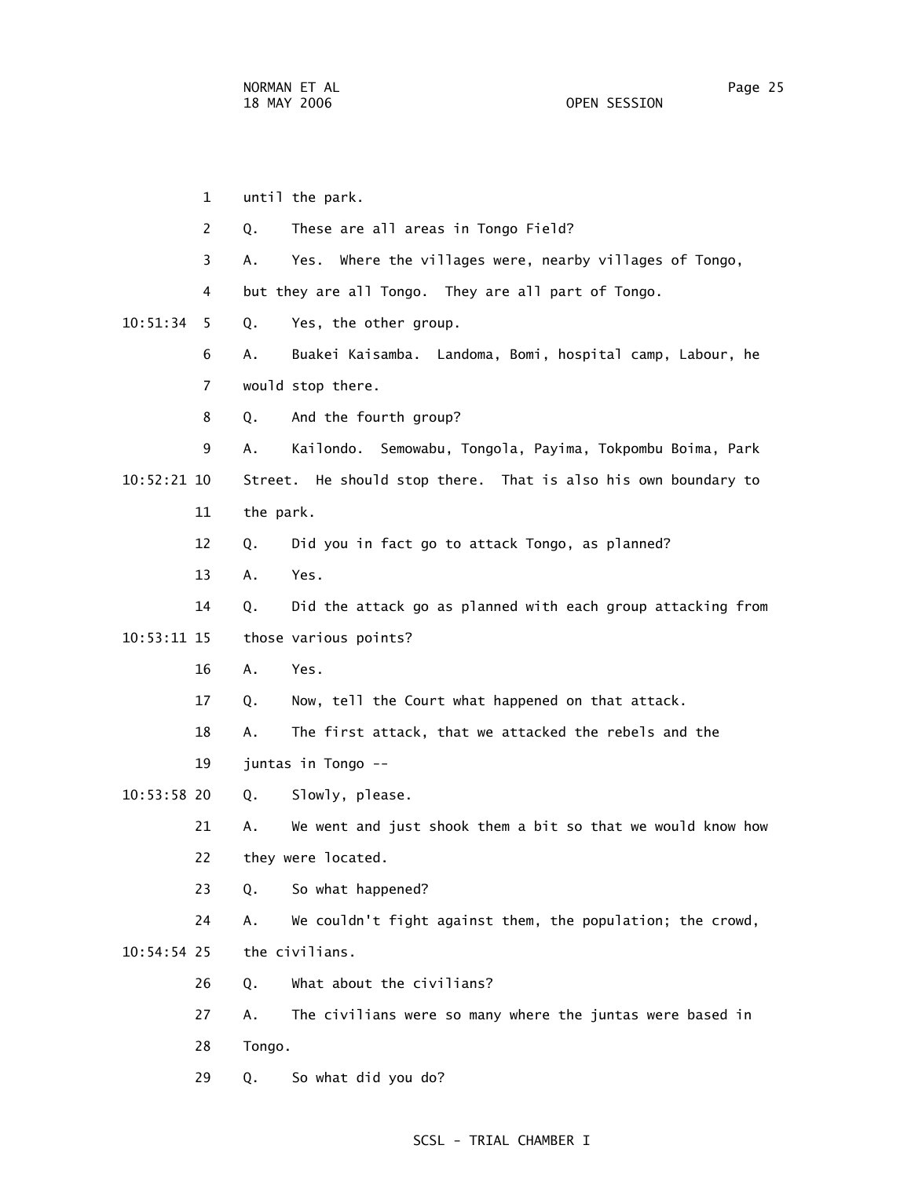1 until the park.

2 Q. These are all areas in Tongo Field?

3 A. Yes. Where the villages were, nearby villages of Tongo,

4 but they are all Tongo. They are all part of Tongo.

10:51:34 5 Q. Yes, the other group.

6 A. Buakei Kaisamba. Landoma, Bomi, hospital camp, Labour, he

7 would stop there.

8 Q. And the fourth group?

9 A. Kailondo. Semowabu, Tongola, Payima, Tokpombu Boima, Park

10:52:21 10 Street. He should stop there. That is also his own boundary to

11 the park.

12 Q. Did you in fact go to attack Tongo, as planned?

13 A. Yes.

14 Q. Did the attack go as planned with each group attacking from

10:53:11 15 those various points?

16 A. Yes.

17 Q. Now, tell the Court what happened on that attack.

18 A. The first attack, that we attacked the rebels and the

19 juntas in Tongo --

10:53:58 20 Q. Slowly, please.

21 A. We went and just shook them a bit so that we would know how

22 they were located.

23 Q. So what happened?

24 A. We couldn't fight against them, the population; the crowd,

10:54:54 25 the civilians.

26 Q. What about the civilians?

27 A. The civilians were so many where the juntas were based in

28 Tongo.

29 Q. So what did you do?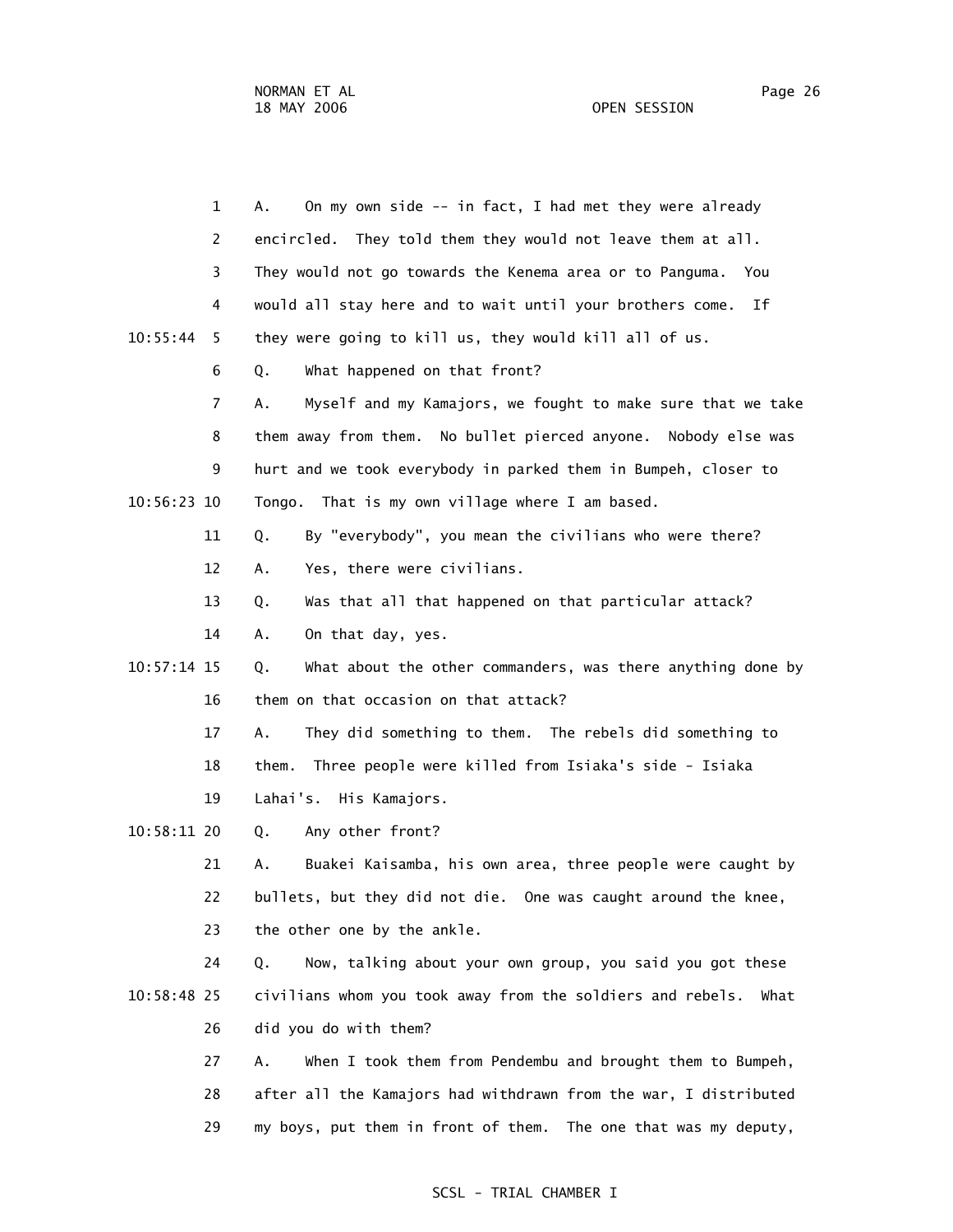1 A. On my own side -- in fact, I had met they were already
2 encircled. They told them they would not leave them at all.
3 They would not go towards the Kenema area or to Panguma. You
4 would all stay here and to wait until your brothers come. If
10:55:44 5 they were going to kill us, they would kill all of us.
6 Q. What happened on that front?
7 A. Myself and my Kamajors, we fought to make sure that we take
8 them away from them. No bullet pierced anyone. Nobody else was
9 hurt and we took everybody in parked them in Bumpeh, closer to
10:56:23 10 Tongo. That is my own village where I am based.
11 Q. By "everybody", you mean the civilians who were there?
12 A. Yes, there were civilians.
13 Q. Was that all that happened on that particular attack?
14 A. On that day, yes.
10:57:14 15 Q. What about the other commanders, was there anything done by
16 them on that occasion on that attack?
17 A. They did something to them. The rebels did something to
18 them. Three people were killed from Isiaka's side - Isiaka
19 Lahai's. His Kamajors.
10:58:11 20 Q. Any other front?
21 A. Buakei Kaisamba, his own area, three people were caught by
22 bullets, but they did not die. One was caught around the knee,
23 the other one by the ankle.
24 Q. Now, talking about your own group, you said you got these
10:58:48 25 civilians whom you took away from the soldiers and rebels. What
26 did you do with them?
27 A. When I took them from Pendembu and brought them to Bumpeh,
28 after all the Kamajors had withdrawn from the war, I distributed
29 my boys, put them in front of them. The one that was my deputy,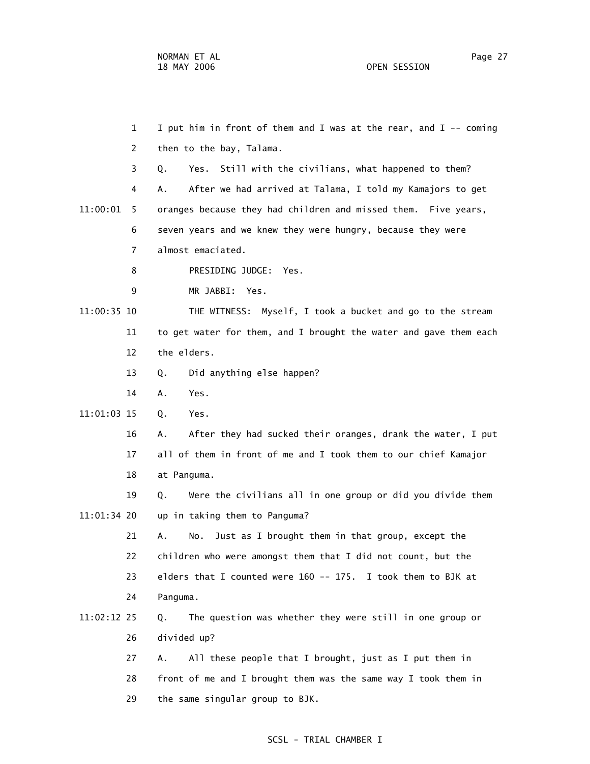1 I put him in front of them and I was at the rear, and I -- coming

2 then to the bay, Talama.

3 Q. Yes. Still with the civilians, what happened to them?

4 A. After we had arrived at Talama, I told my Kamajors to get

11:00:01 5 oranges because they had children and missed them. Five years,

6 seven years and we knew they were hungry, because they were

7 almost emaciated.

8 PRESIDING JUDGE: Yes.

9 MR JABBI: Yes.

11:00:35 10 THE WITNESS: Myself, I took a bucket and go to the stream

11 to get water for them, and I brought the water and gave them each

12 the elders.

13 Q. Did anything else happen?

14 A. Yes.

11:01:03 15 Q. Yes.

16 A. After they had sucked their oranges, drank the water, I put

17 all of them in front of me and I took them to our chief Kamajor

18 at Panguma.

19 Q. Were the civilians all in one group or did you divide them

11:01:34 20 up in taking them to Panguma?

21 A. No. Just as I brought them in that group, except the

22 children who were amongst them that I did not count, but the

23 elders that I counted were 160 -- 175. I took them to BJK at

24 Panguma.

11:02:12 25 Q. The question was whether they were still in one group or

26 divided up?

27 A. All these people that I brought, just as I put them in

28 front of me and I brought them was the same way I took them in

29 the same singular group to BJK.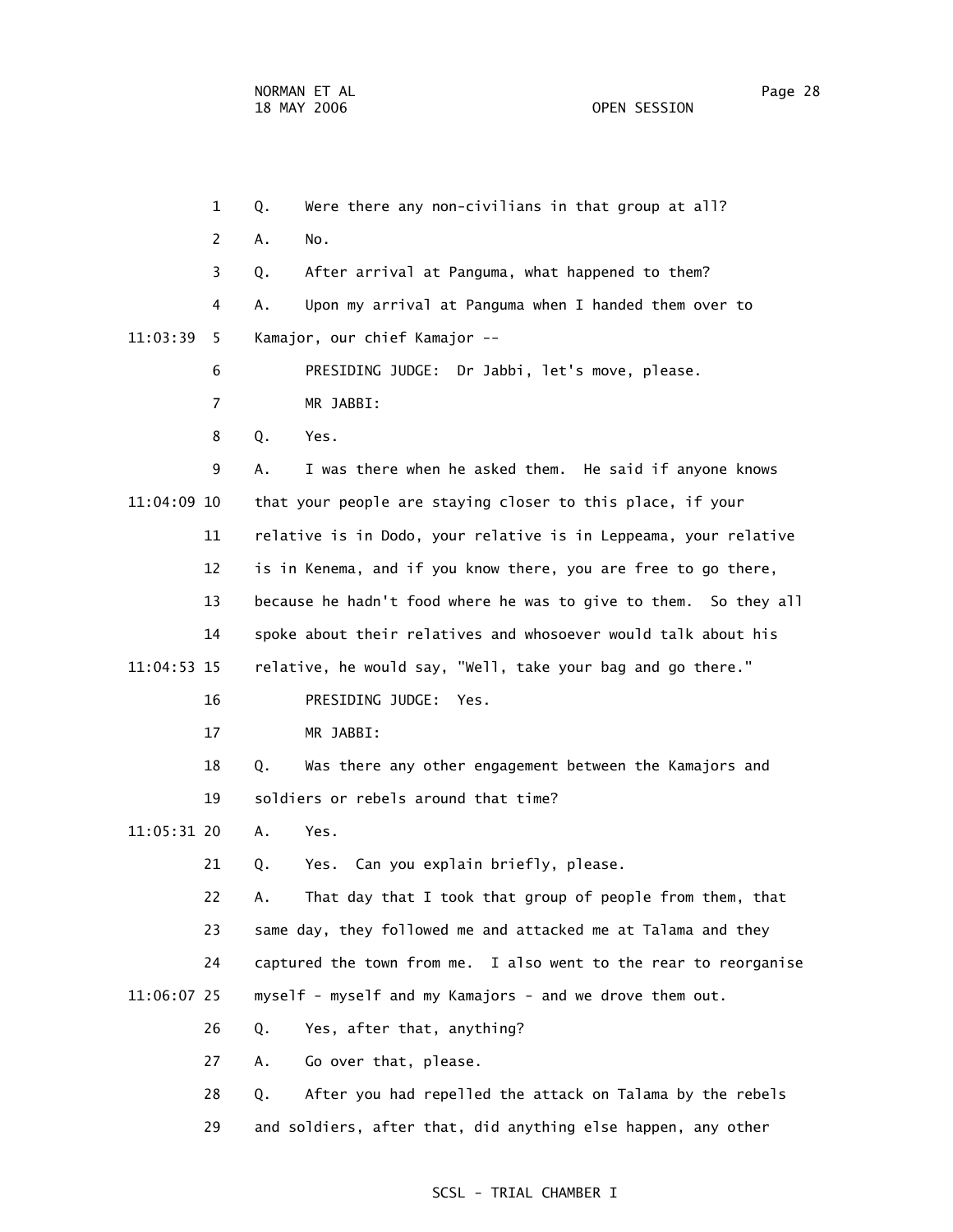Q. Were there any non-civilians in that group at all?

A. No.

Q. After arrival at Panguma, what happened to them?

A. Upon my arrival at Panguma when I handed them over to Kamajor, our chief Kamajor --

PRESIDING JUDGE: Dr Jabbi, let's move, please.

MR JABBI:

Q. Yes.

A. I was there when he asked them. He said if anyone knows that your people are staying closer to this place, if your relative is in Dodo, your relative is in Leppeama, your relative is in Kenema, and if you know there, you are free to go there, because he hadn't food where he was to give to them. So they all spoke about their relatives and whosoever would talk about his relative, he would say, "Well, take your bag and go there."

PRESIDING JUDGE: Yes.

MR JABBI:

Q. Was there any other engagement between the Kamajors and soldiers or rebels around that time?

A. Yes.

Q. Yes. Can you explain briefly, please.

A. That day that I took that group of people from them, that same day, they followed me and attacked me at Talama and they captured the town from me. I also went to the rear to reorganise myself - myself and my Kamajors - and we drove them out.

Q. Yes, after that, anything?

A. Go over that, please.

Q. After you had repelled the attack on Talama by the rebels and soldiers, after that, did anything else happen, any other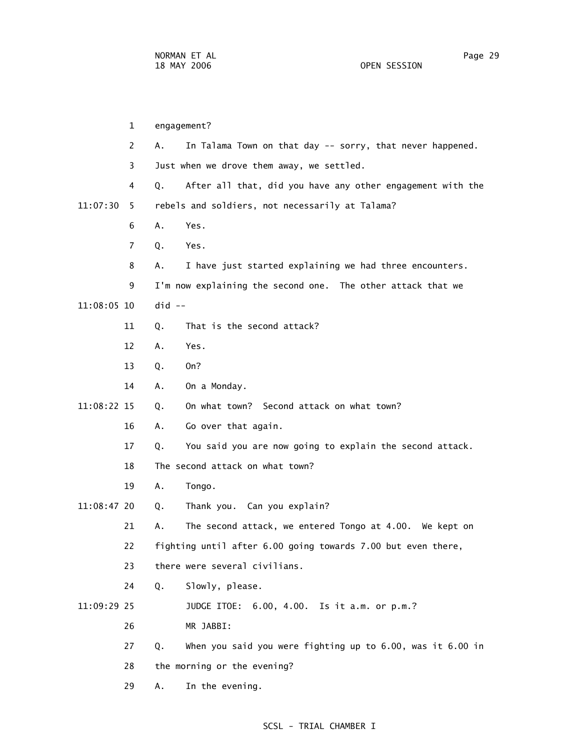1 engagement?

2 A. In Talama Town on that day -- sorry, that never happened.

3 Just when we drove them away, we settled.

4 Q. After all that, did you have any other engagement with the

11:07:30 5 rebels and soldiers, not necessarily at Talama?

6 A. Yes.

7 Q. Yes.

8 A. I have just started explaining we had three encounters.

9 I'm now explaining the second one. The other attack that we

11:08:05 10 did --

11 Q. That is the second attack?

12 A. Yes.

13 Q. On?

14 A. On a Monday.

11:08:22 15 Q. On what town? Second attack on what town?

16 A. Go over that again.

17 Q. You said you are now going to explain the second attack.

18 The second attack on what town?

19 A. Tongo.

11:08:47 20 Q. Thank you. Can you explain?

21 A. The second attack, we entered Tongo at 4.00. We kept on

22 fighting until after 6.00 going towards 7.00 but even there,

23 there were several civilians.

24 Q. Slowly, please.

11:09:29 25 JUDGE ITOE: 6.00, 4.00. Is it a.m. or p.m.?

26 MR JABBI:

27 Q. When you said you were fighting up to 6.00, was it 6.00 in

28 the morning or the evening?

29 A. In the evening.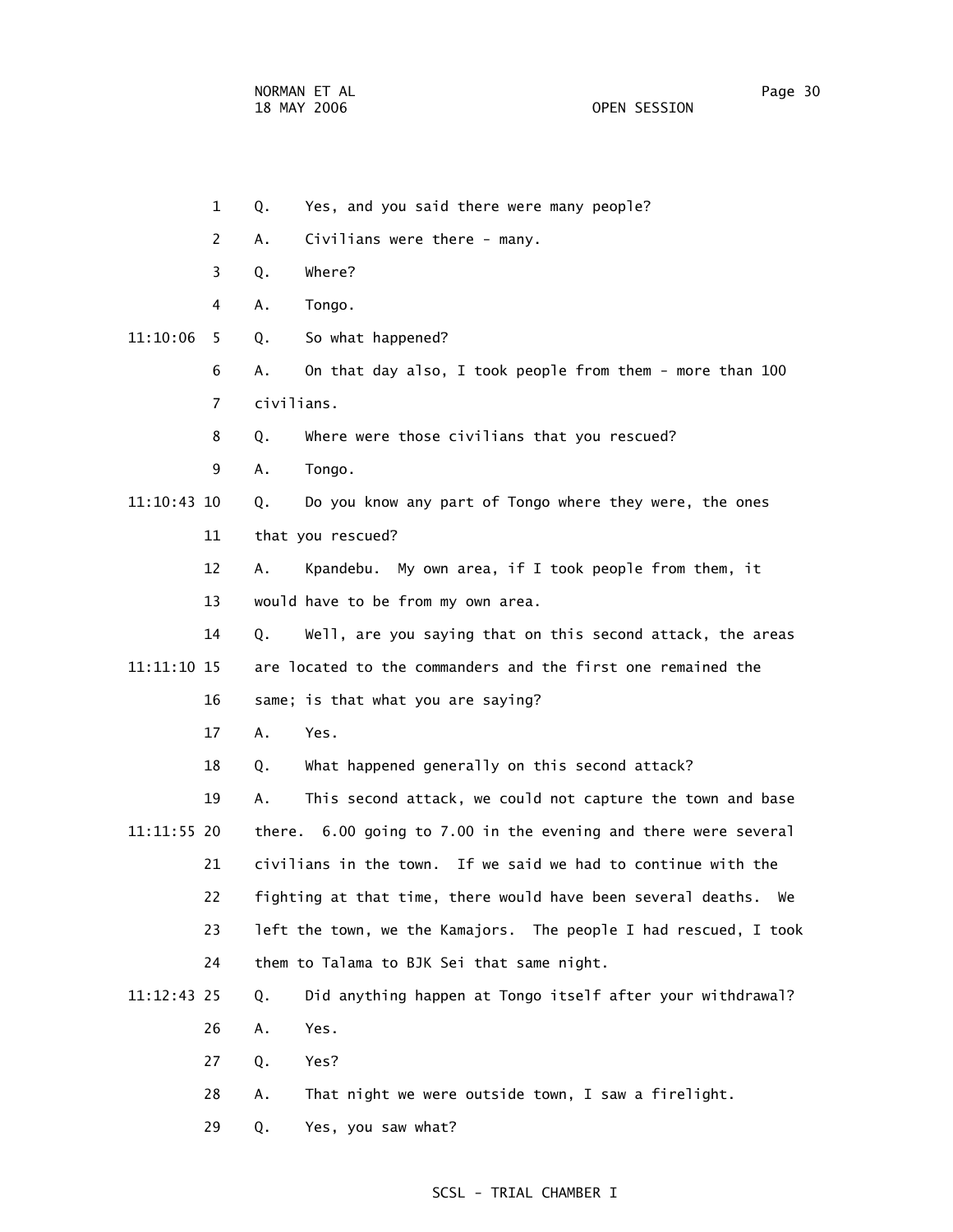1 Q. Yes, and you said there were many people?

2 A. Civilians were there - many.

3 Q. Where?

4 A. Tongo.

11:10:06 5 Q. So what happened?

6 A. On that day also, I took people from them - more than 100

7 civilians.

8 Q. Where were those civilians that you rescued?

9 A. Tongo.

11:10:43 10 Q. Do you know any part of Tongo where they were, the ones

11 that you rescued?

12 A. Kpandebu. My own area, if I took people from them, it

13 would have to be from my own area.

14 Q. Well, are you saying that on this second attack, the areas

11:11:10 15 are located to the commanders and the first one remained the

16 same; is that what you are saying?

17 A. Yes.

18 Q. What happened generally on this second attack?

19 A. This second attack, we could not capture the town and base

11:11:55 20 there. 6.00 going to 7.00 in the evening and there were several

21 civilians in the town. If we said we had to continue with the

22 fighting at that time, there would have been several deaths. We

23 left the town, we the Kamajors. The people I had rescued, I took

24 them to Talama to BJK Sei that same night.

11:12:43 25 Q. Did anything happen at Tongo itself after your withdrawal?

26 A. Yes.

27 Q. Yes?

28 A. That night we were outside town, I saw a firelight.

29 Q. Yes, you saw what?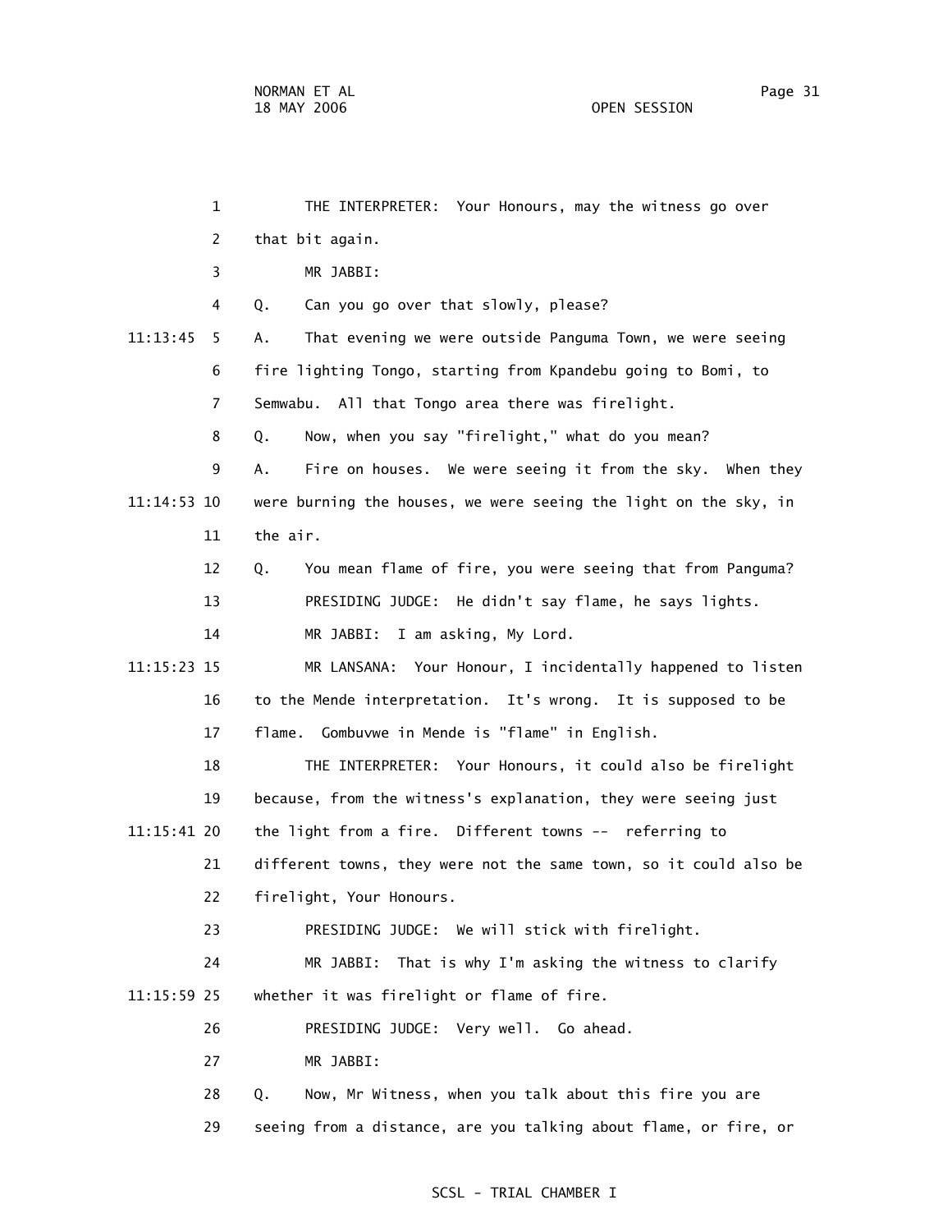1 THE INTERPRETER: Your Honours, may the witness go over

2 that bit again.

3 MR JABBI:

4 Q. Can you go over that slowly, please?

11:13:45 5 A. That evening we were outside Panguma Town, we were seeing

6 fire lighting Tongo, starting from Kpandebu going to Bomi, to

7 Semwabu. All that Tongo area there was firelight.

8 Q. Now, when you say "firelight," what do you mean?

9 A. Fire on houses. We were seeing it from the sky. When they

11:14:53 10 were burning the houses, we were seeing the light on the sky, in

11 the air.

12 Q. You mean flame of fire, you were seeing that from Panguma?

13 PRESIDING JUDGE: He didn't say flame, he says lights.

14 MR JABBI: I am asking, My Lord.

11:15:23 15 MR LANSANA: Your Honour, I incidentally happened to listen

16 to the Mende interpretation. It's wrong. It is supposed to be

17 flame. Gombuvwe in Mende is "flame" in English.

18 THE INTERPRETER: Your Honours, it could also be firelight

19 because, from the witness's explanation, they were seeing just

11:15:41 20 the light from a fire. Different towns -- referring to

21 different towns, they were not the same town, so it could also be

22 firelight, Your Honours.

23 PRESIDING JUDGE: We will stick with firelight.

24 MR JABBI: That is why I'm asking the witness to clarify

11:15:59 25 whether it was firelight or flame of fire.

26 PRESIDING JUDGE: Very well. Go ahead.

27 MR JABBI:

28 Q. Now, Mr Witness, when you talk about this fire you are

29 seeing from a distance, are you talking about flame, or fire, or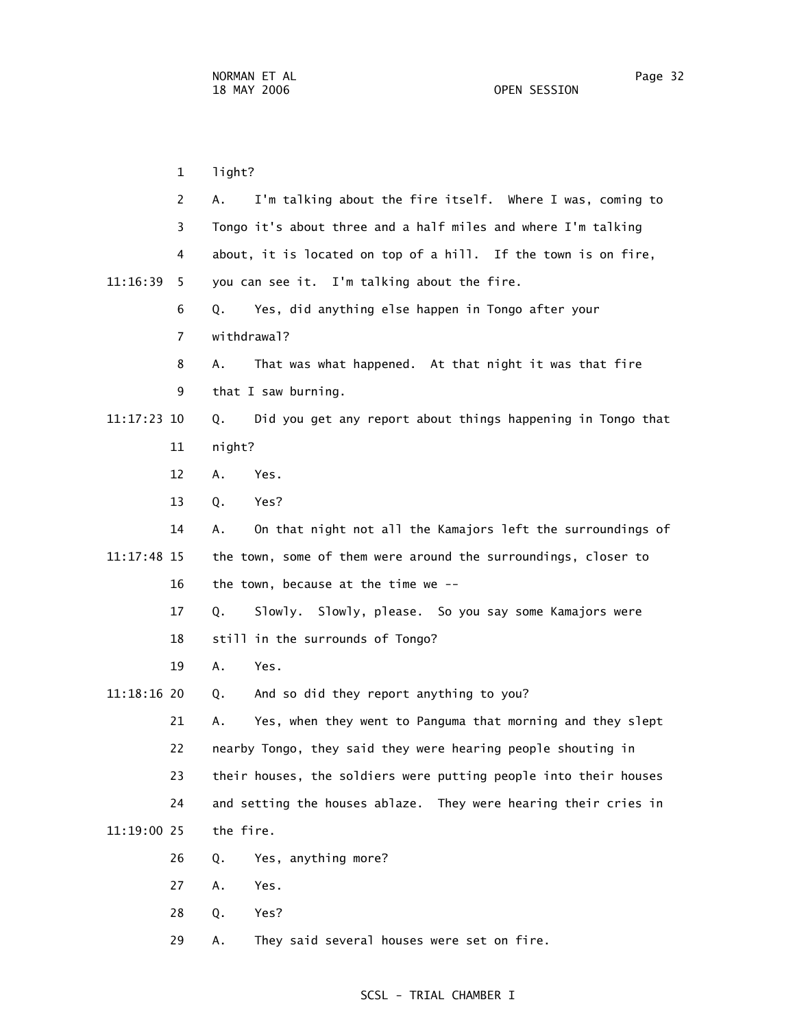light?

A. I'm talking about the fire itself. Where I was, coming to Tongo it's about three and a half miles and where I'm talking about, it is located on top of a hill. If the town is on fire, you can see it. I'm talking about the fire.

Q. Yes, did anything else happen in Tongo after your withdrawal?

A. That was what happened. At that night it was that fire that I saw burning.

Q. Did you get any report about things happening in Tongo that night?

A. Yes.

Q. Yes?

A. On that night not all the Kamajors left the surroundings of the town, some of them were around the surroundings, closer to the town, because at the time we --

Q. Slowly. Slowly, please. So you say some Kamajors were still in the surrounds of Tongo?

A. Yes.

Q. And so did they report anything to you?

A. Yes, when they went to Panguma that morning and they slept nearby Tongo, they said they were hearing people shouting in their houses, the soldiers were putting people into their houses and setting the houses ablaze. They were hearing their cries in the fire.

Q. Yes, anything more?

A. Yes.

Q. Yes?

A. They said several houses were set on fire.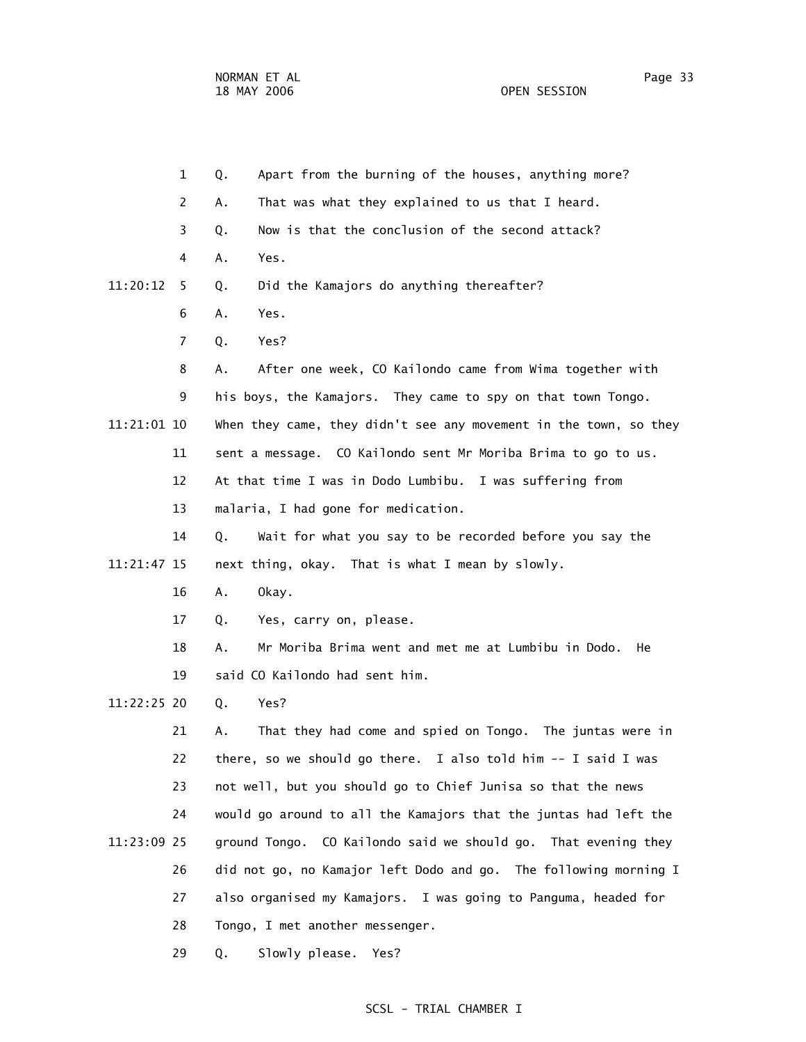Q. Apart from the burning of the houses, anything more?

A. That was what they explained to us that I heard.

Q. Now is that the conclusion of the second attack?

A. Yes.

Q. Did the Kamajors do anything thereafter?

A. Yes.

Q. Yes?

A. After one week, CO Kailondo came from Wima together with his boys, the Kamajors. They came to spy on that town Tongo. When they came, they didn't see any movement in the town, so they sent a message. CO Kailondo sent Mr Moriba Brima to go to us. At that time I was in Dodo Lumbibu. I was suffering from malaria, I had gone for medication.

Q. Wait for what you say to be recorded before you say the next thing, okay. That is what I mean by slowly.

A. Okay.

Q. Yes, carry on, please.

A. Mr Moriba Brima went and met me at Lumbibu in Dodo. He said CO Kailondo had sent him.

Q. Yes?

A. That they had come and spied on Tongo. The juntas were in there, so we should go there. I also told him -- I said I was not well, but you should go to Chief Junisa so that the news would go around to all the Kamajors that the juntas had left the ground Tongo. CO Kailondo said we should go. That evening they did not go, no Kamajor left Dodo and go. The following morning I also organised my Kamajors. I was going to Panguma, headed for Tongo, I met another messenger.

Q. Slowly please. Yes?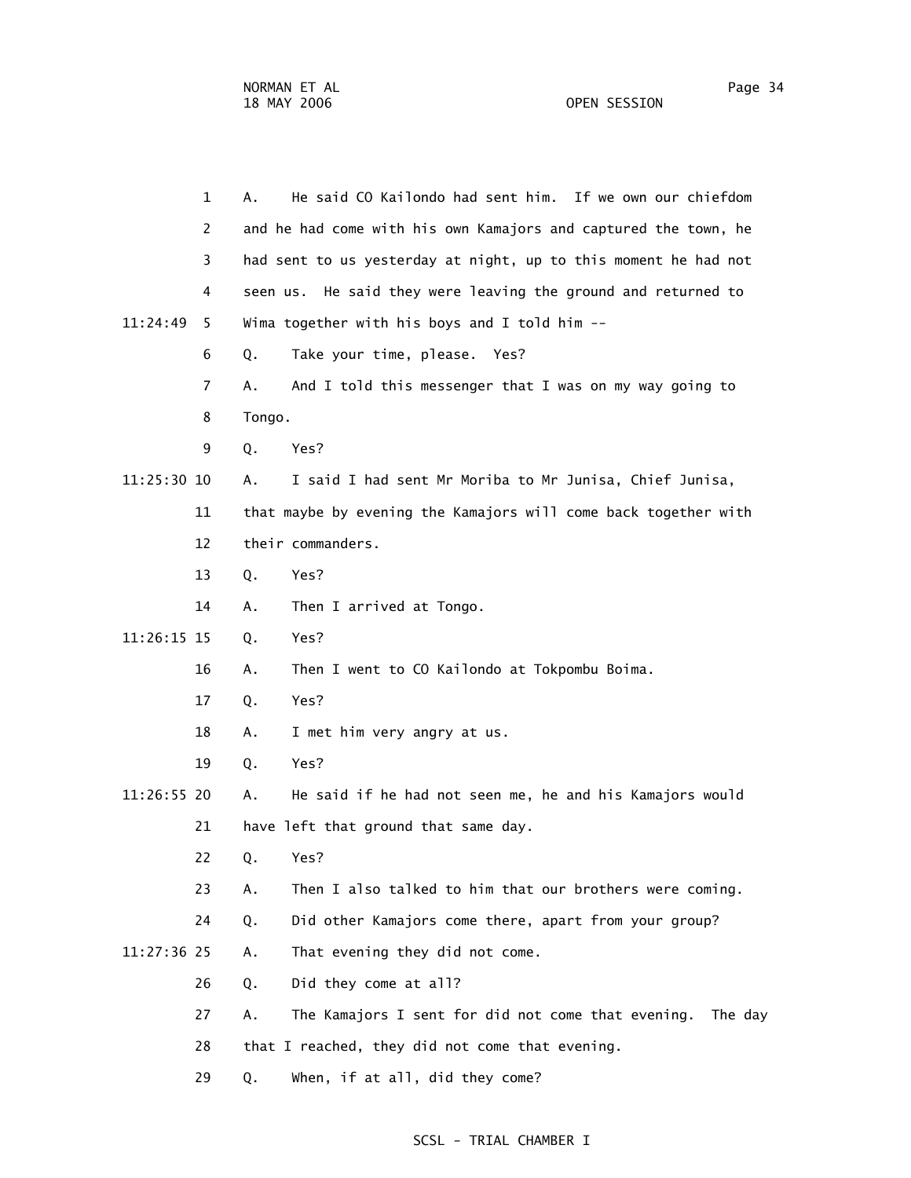1 A. He said CO Kailondo had sent him. If we own our chiefdom
2 and he had come with his own Kamajors and captured the town, he
3 had sent to us yesterday at night, up to this moment he had not
4 seen us. He said they were leaving the ground and returned to
11:24:49 5 Wima together with his boys and I told him --
6 Q. Take your time, please. Yes?
7 A. And I told this messenger that I was on my way going to
8 Tongo.
9 Q. Yes?
11:25:30 10 A. I said I had sent Mr Moriba to Mr Junisa, Chief Junisa,
11 that maybe by evening the Kamajors will come back together with
12 their commanders.
13 Q. Yes?
14 A. Then I arrived at Tongo.
11:26:15 15 Q. Yes?
16 A. Then I went to CO Kailondo at Tokpombu Boima.
17 Q. Yes?
18 A. I met him very angry at us.
19 Q. Yes?
11:26:55 20 A. He said if he had not seen me, he and his Kamajors would
21 have left that ground that same day.
22 Q. Yes?
23 A. Then I also talked to him that our brothers were coming.
24 Q. Did other Kamajors come there, apart from your group?
11:27:36 25 A. That evening they did not come.
26 Q. Did they come at all?
27 A. The Kamajors I sent for did not come that evening. The day
28 that I reached, they did not come that evening.
29 Q. When, if at all, did they come?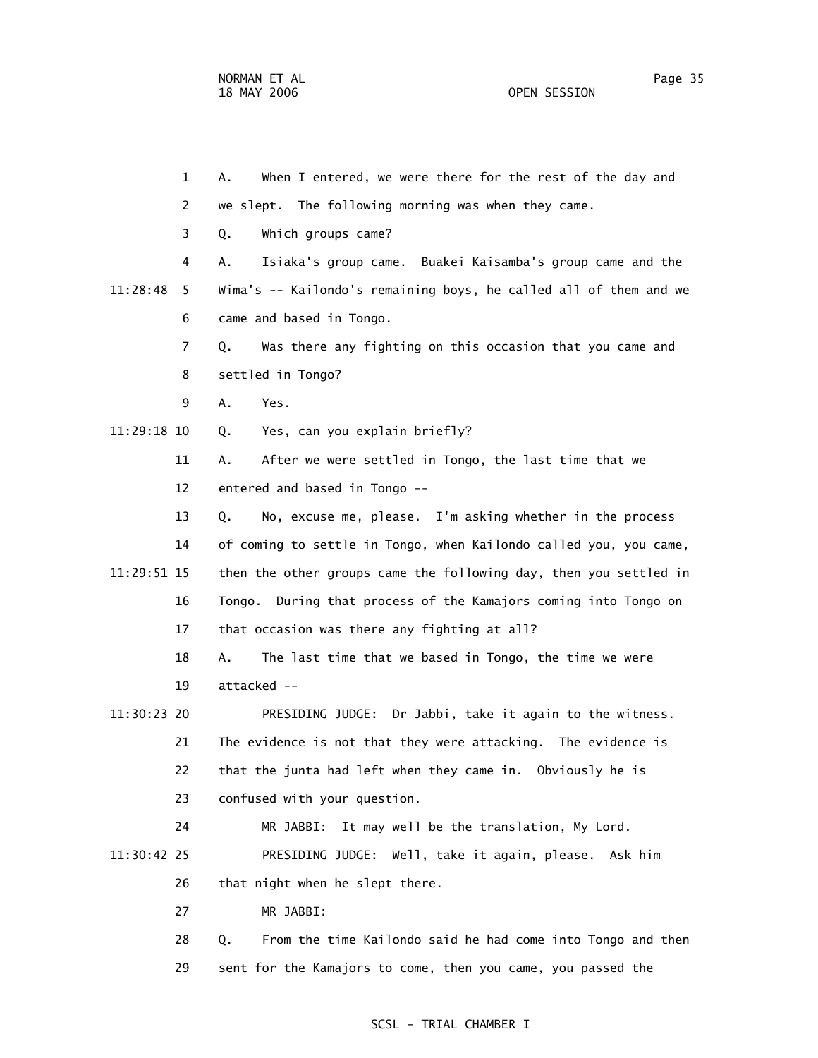A. When I entered, we were there for the rest of the day and we slept. The following morning was when they came.

Q. Which groups came?

A. Isiaka's group came. Buakei Kaisamba's group came and the Wima's -- Kailondo's remaining boys, he called all of them and we came and based in Tongo.

Q. Was there any fighting on this occasion that you came and settled in Tongo?

A. Yes.

Q. Yes, can you explain briefly?

A. After we were settled in Tongo, the last time that we entered and based in Tongo --

Q. No, excuse me, please. I'm asking whether in the process of coming to settle in Tongo, when Kailondo called you, you came, then the other groups came the following day, then you settled in Tongo. During that process of the Kamajors coming into Tongo on that occasion was there any fighting at all?

A. The last time that we based in Tongo, the time we were attacked --

PRESIDING JUDGE: Dr Jabbi, take it again to the witness. The evidence is not that they were attacking. The evidence is that the junta had left when they came in. Obviously he is confused with your question.

MR JABBI: It may well be the translation, My Lord.

PRESIDING JUDGE: Well, take it again, please. Ask him that night when he slept there.

MR JABBI:

Q. From the time Kailondo said he had come into Tongo and then sent for the Kamajors to come, then you came, you passed the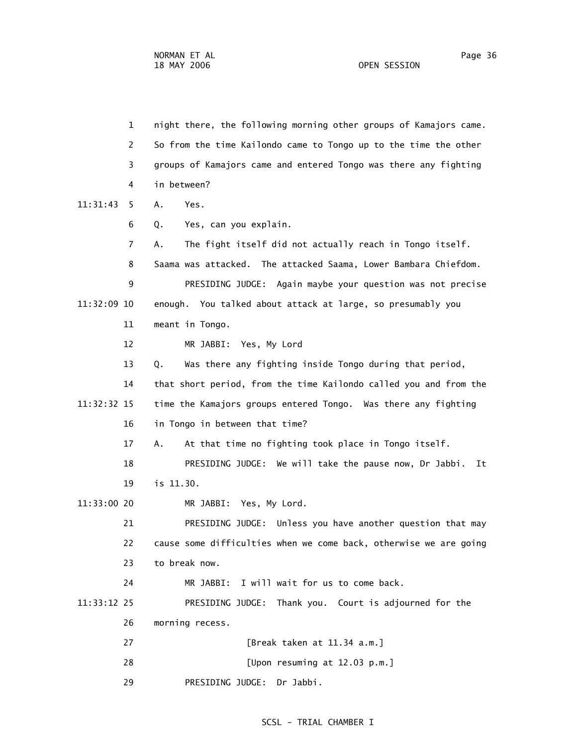night there, the following morning other groups of Kamajors came. So from the time Kailondo came to Tongo up to the time the other groups of Kamajors came and entered Tongo was there any fighting in between?

A. Yes.

Q. Yes, can you explain.

A. The fight itself did not actually reach in Tongo itself. Saama was attacked. The attacked Saama, Lower Bambara Chiefdom.

PRESIDING JUDGE: Again maybe your question was not precise enough. You talked about attack at large, so presumably you meant in Tongo.

MR JABBI: Yes, My Lord

Q. Was there any fighting inside Tongo during that period, that short period, from the time Kailondo called you and from the time the Kamajors groups entered Tongo. Was there any fighting in Tongo in between that time?

A. At that time no fighting took place in Tongo itself.

PRESIDING JUDGE: We will take the pause now, Dr Jabbi. It is 11.30.

MR JABBI: Yes, My Lord.

PRESIDING JUDGE: Unless you have another question that may cause some difficulties when we come back, otherwise we are going to break now.

MR JABBI: I will wait for us to come back.

PRESIDING JUDGE: Thank you. Court is adjourned for the morning recess.

[Break taken at 11.34 a.m.]

[Upon resuming at 12.03 p.m.]

PRESIDING JUDGE: Dr Jabbi.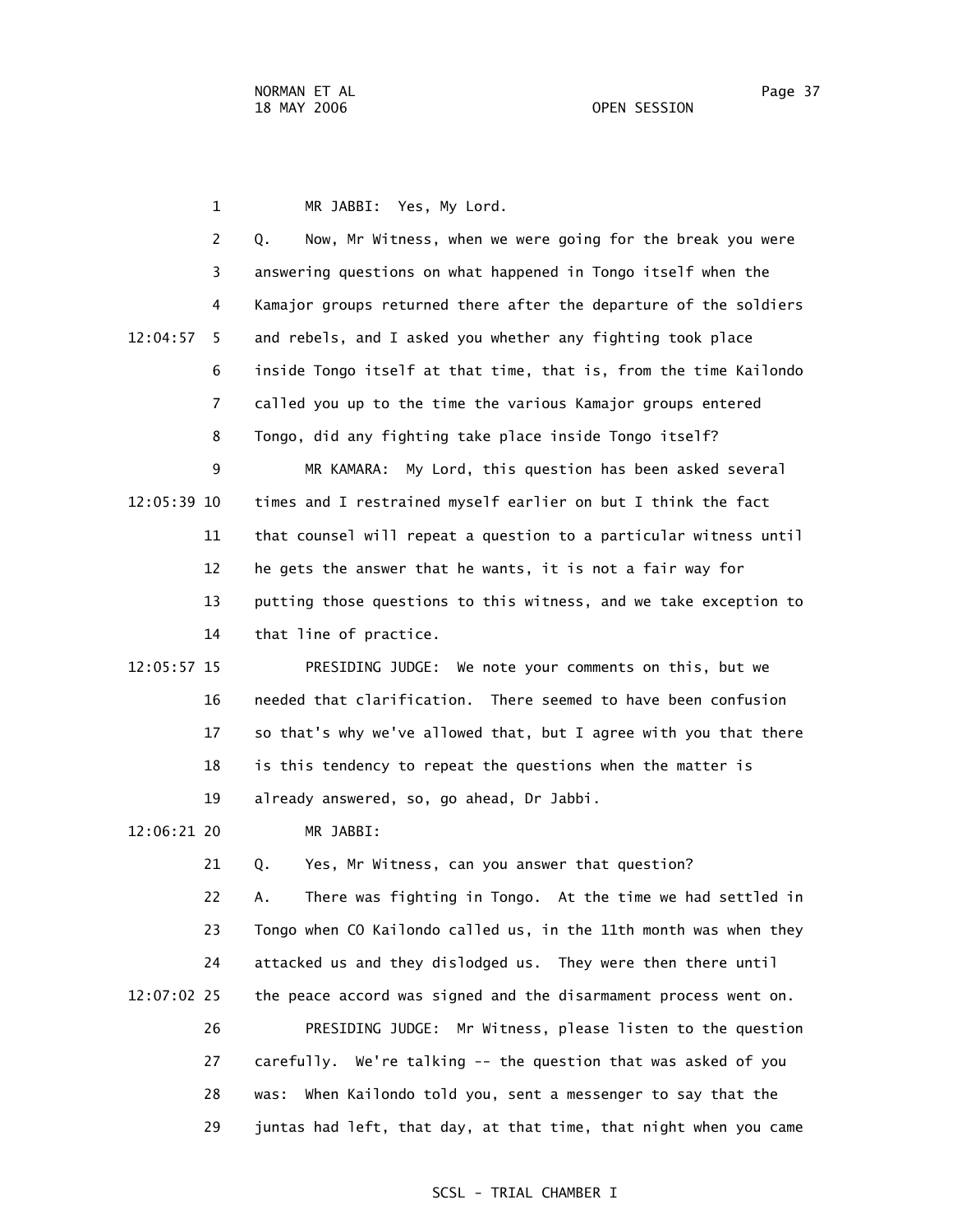MR JABBI: Yes, My Lord.

Q. Now, Mr Witness, when we were going for the break you were answering questions on what happened in Tongo itself when the Kamajor groups returned there after the departure of the soldiers and rebels, and I asked you whether any fighting took place inside Tongo itself at that time, that is, from the time Kailondo called you up to the time the various Kamajor groups entered Tongo, did any fighting take place inside Tongo itself?

MR KAMARA: My Lord, this question has been asked several times and I restrained myself earlier on but I think the fact that counsel will repeat a question to a particular witness until he gets the answer that he wants, it is not a fair way for putting those questions to this witness, and we take exception to that line of practice.

PRESIDING JUDGE: We note your comments on this, but we needed that clarification. There seemed to have been confusion so that's why we've allowed that, but I agree with you that there is this tendency to repeat the questions when the matter is already answered, so, go ahead, Dr Jabbi.

MR JABBI:

Q. Yes, Mr Witness, can you answer that question?

A. There was fighting in Tongo. At the time we had settled in Tongo when CO Kailondo called us, in the 11th month was when they attacked us and they dislodged us. They were then there until the peace accord was signed and the disarmament process went on.

PRESIDING JUDGE: Mr Witness, please listen to the question carefully. We're talking -- the question that was asked of you was: When Kailondo told you, sent a messenger to say that the juntas had left, that day, at that time, that night when you came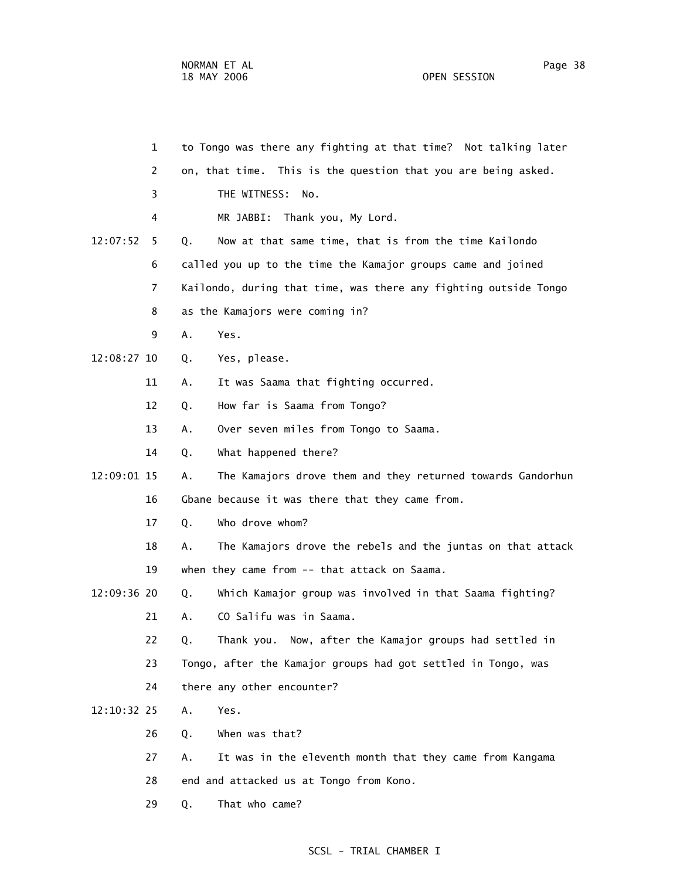1 to Tongo was there any fighting at that time? Not talking later

2 on, that time. This is the question that you are being asked.

3 THE WITNESS: No.

4 MR JABBI: Thank you, My Lord.

12:07:52 5 Q. Now at that same time, that is from the time Kailondo

6 called you up to the time the Kamajor groups came and joined

7 Kailondo, during that time, was there any fighting outside Tongo

8 as the Kamajors were coming in?

9 A. Yes.

12:08:27 10 Q. Yes, please.

11 A. It was Saama that fighting occurred.

12 Q. How far is Saama from Tongo?

13 A. Over seven miles from Tongo to Saama.

14 Q. What happened there?

12:09:01 15 A. The Kamajors drove them and they returned towards Gandorhun

16 Gbane because it was there that they came from.

17 Q. Who drove whom?

18 A. The Kamajors drove the rebels and the juntas on that attack

19 when they came from -- that attack on Saama.

12:09:36 20 Q. Which Kamajor group was involved in that Saama fighting?

21 A. CO Salifu was in Saama.

22 Q. Thank you. Now, after the Kamajor groups had settled in

23 Tongo, after the Kamajor groups had got settled in Tongo, was

24 there any other encounter?

12:10:32 25 A. Yes.

26 Q. When was that?

27 A. It was in the eleventh month that they came from Kangama

28 end and attacked us at Tongo from Kono.

29 Q. That who came?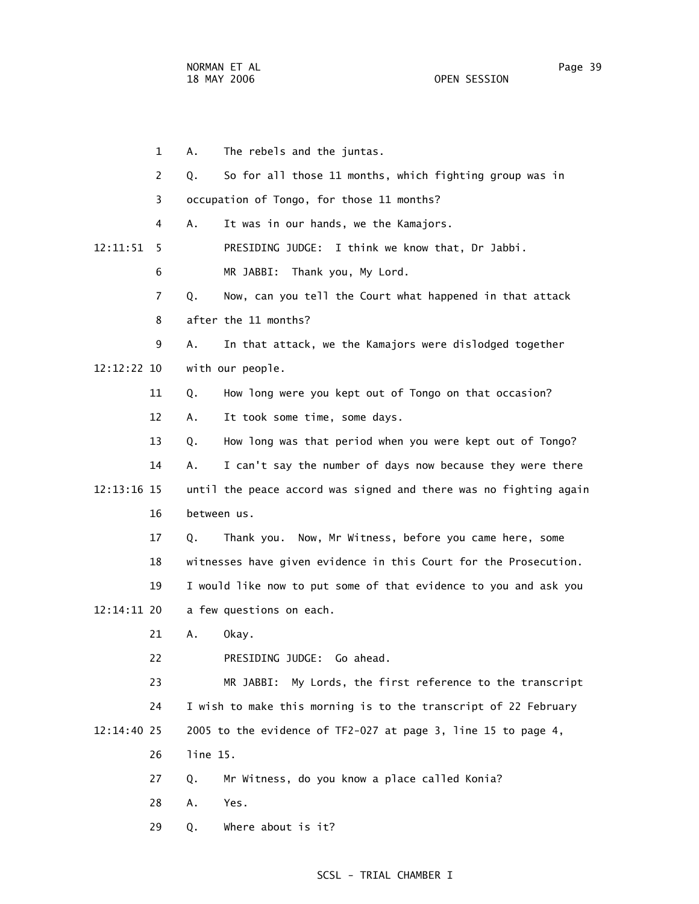1 A. The rebels and the juntas.

2 Q. So for all those 11 months, which fighting group was in

3 occupation of Tongo, for those 11 months?

4 A. It was in our hands, we the Kamajors.

12:11:51 5 PRESIDING JUDGE: I think we know that, Dr Jabbi.

6 MR JABBI: Thank you, My Lord.

7 Q. Now, can you tell the Court what happened in that attack

8 after the 11 months?

9 A. In that attack, we the Kamajors were dislodged together

12:12:22 10 with our people.

11 Q. How long were you kept out of Tongo on that occasion?

12 A. It took some time, some days.

13 Q. How long was that period when you were kept out of Tongo?

14 A. I can't say the number of days now because they were there

12:13:16 15 until the peace accord was signed and there was no fighting again

16 between us.

17 Q. Thank you. Now, Mr Witness, before you came here, some

18 witnesses have given evidence in this Court for the Prosecution.

19 I would like now to put some of that evidence to you and ask you

12:14:11 20 a few questions on each.

21 A. Okay.

22 PRESIDING JUDGE: Go ahead.

23 MR JABBI: My Lords, the first reference to the transcript

24 I wish to make this morning is to the transcript of 22 February

12:14:40 25 2005 to the evidence of TF2-027 at page 3, line 15 to page 4,

26 line 15.

27 Q. Mr Witness, do you know a place called Konia?

28 A. Yes.

29 Q. Where about is it?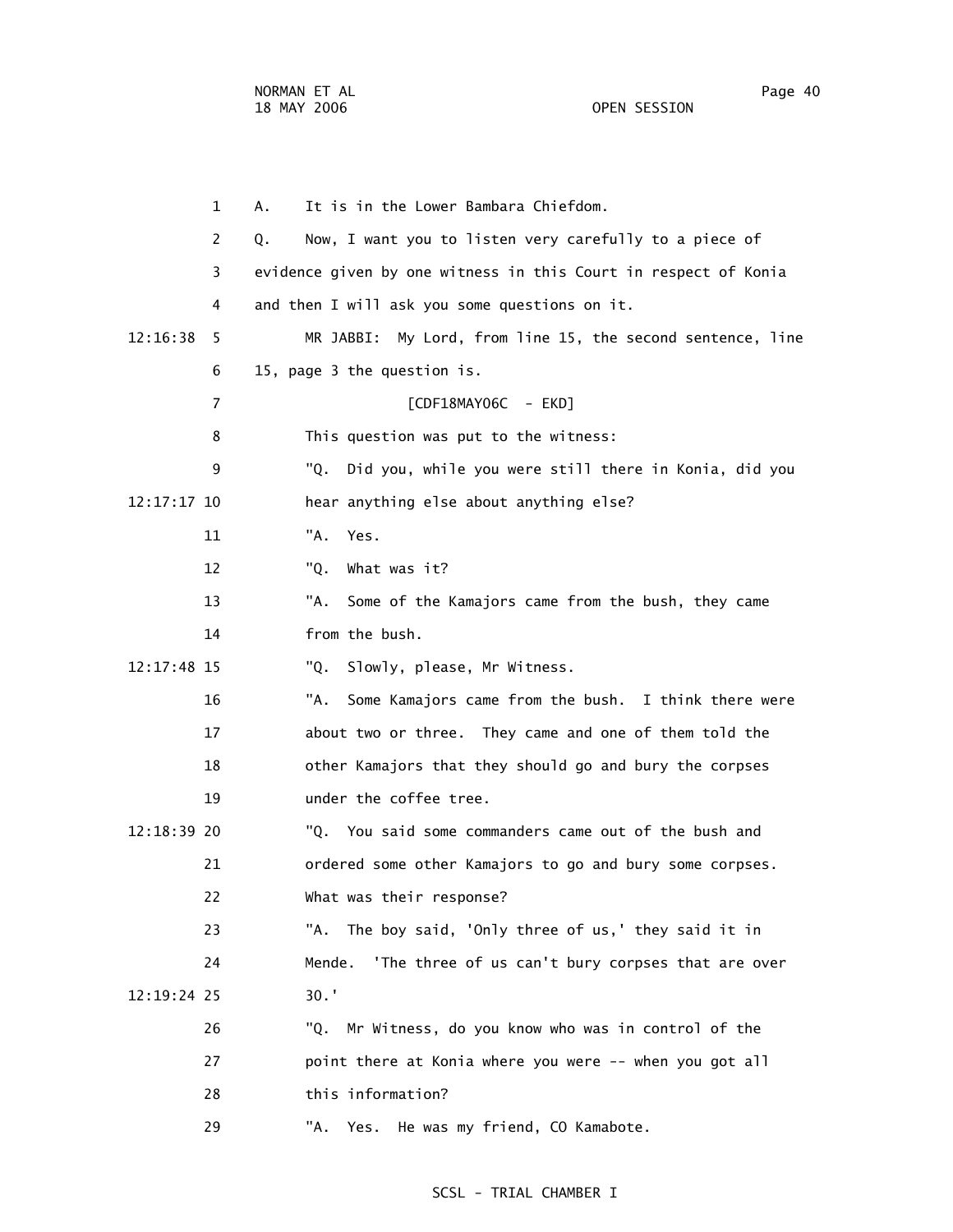1 A. It is in the Lower Bambara Chiefdom.

2 Q. Now, I want you to listen very carefully to a piece of

3 evidence given by one witness in this Court in respect of Konia

4 and then I will ask you some questions on it.

12:16:38 5 MR JABBI: My Lord, from line 15, the second sentence, line

6 15, page 3 the question is.

7 [CDF18MAY06C - EKD]

8 This question was put to the witness:

9 "Q. Did you, while you were still there in Konia, did you

12:17:17 10 hear anything else about anything else?

11 "A. Yes.

12 "Q. What was it?

13 "A. Some of the Kamajors came from the bush, they came

14 from the bush.

12:17:48 15 "Q. Slowly, please, Mr Witness.

16 "A. Some Kamajors came from the bush. I think there were

17 about two or three. They came and one of them told the

18 other Kamajors that they should go and bury the corpses

19 under the coffee tree.

12:18:39 20 "Q. You said some commanders came out of the bush and

21 ordered some other Kamajors to go and bury some corpses.

22 What was their response?

23 "A. The boy said, 'Only three of us,' they said it in

24 Mende. 'The three of us can't bury corpses that are over

12:19:24 25 30.'

26 "Q. Mr Witness, do you know who was in control of the

27 point there at Konia where you were -- when you got all

28 this information?

29 "A. Yes. He was my friend, CO Kamabote.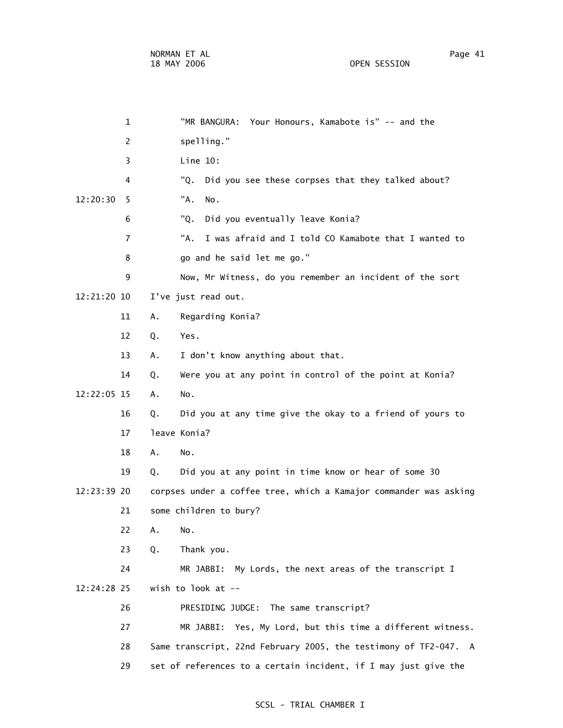"MR BANGURA: Your Honours, Kamabote is" -- and the spelling."

Line 10:

"Q. Did you see these corpses that they talked about?

"A. No.

"Q. Did you eventually leave Konia?

"A. I was afraid and I told CO Kamabote that I wanted to go and he said let me go."

Now, Mr Witness, do you remember an incident of the sort I've just read out.

A. Regarding Konia?

Q. Yes.

A. I don't know anything about that.

Q. Were you at any point in control of the point at Konia?

A. No.

Q. Did you at any time give the okay to a friend of yours to leave Konia?

A. No.

Q. Did you at any point in time know or hear of some 30 corpses under a coffee tree, which a Kamajor commander was asking some children to bury?

A. No.

Q. Thank you.

MR JABBI: My Lords, the next areas of the transcript I wish to look at --

PRESIDING JUDGE: The same transcript?

MR JABBI: Yes, My Lord, but this time a different witness. Same transcript, 22nd February 2005, the testimony of TF2-047. A set of references to a certain incident, if I may just give the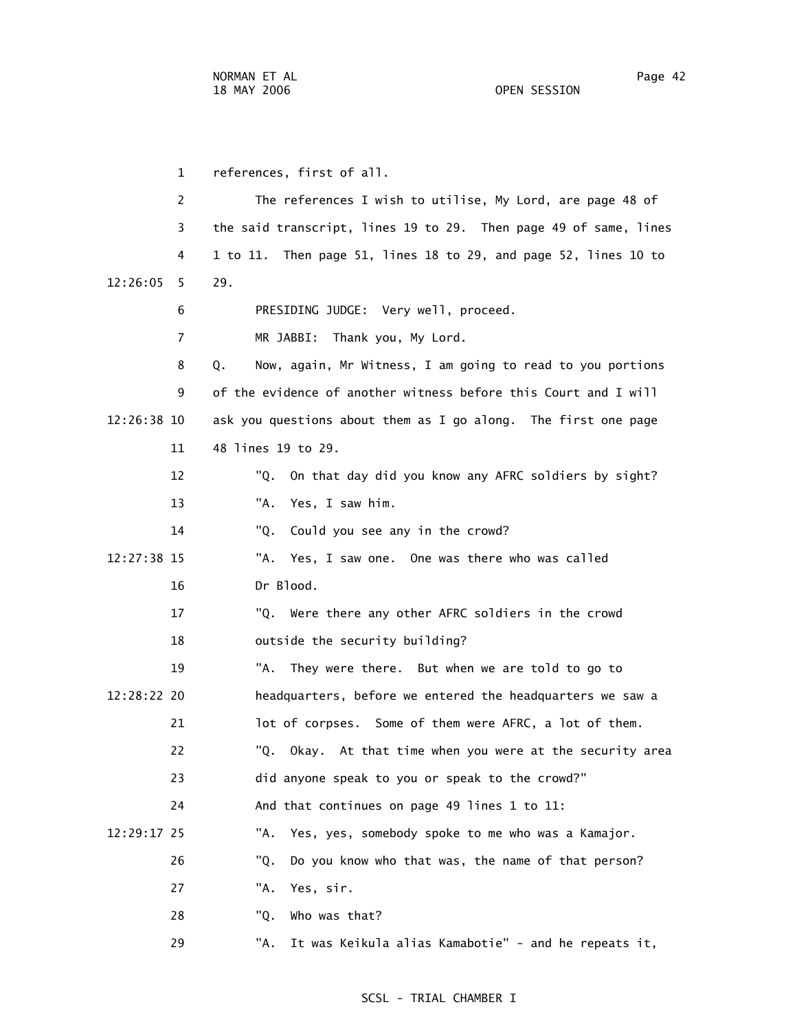references, first of all.

The references I wish to utilise, My Lord, are page 48 of the said transcript, lines 19 to 29. Then page 49 of same, lines 1 to 11. Then page 51, lines 18 to 29, and page 52, lines 10 to 29.

PRESIDING JUDGE: Very well, proceed.

MR JABBI: Thank you, My Lord.

Q. Now, again, Mr Witness, I am going to read to you portions of the evidence of another witness before this Court and I will ask you questions about them as I go along. The first one page 48 lines 19 to 29.

"Q. On that day did you know any AFRC soldiers by sight?

"A. Yes, I saw him.

"Q. Could you see any in the crowd?

"A. Yes, I saw one. One was there who was called Dr Blood.

"Q. Were there any other AFRC soldiers in the crowd outside the security building?

"A. They were there. But when we are told to go to headquarters, before we entered the headquarters we saw a lot of corpses. Some of them were AFRC, a lot of them.

"Q. Okay. At that time when you were at the security area did anyone speak to you or speak to the crowd?"

And that continues on page 49 lines 1 to 11:

"A. Yes, yes, somebody spoke to me who was a Kamajor.

"Q. Do you know who that was, the name of that person?

"A. Yes, sir.

"Q. Who was that?

"A. It was Keikula alias Kamabotie" - and he repeats it,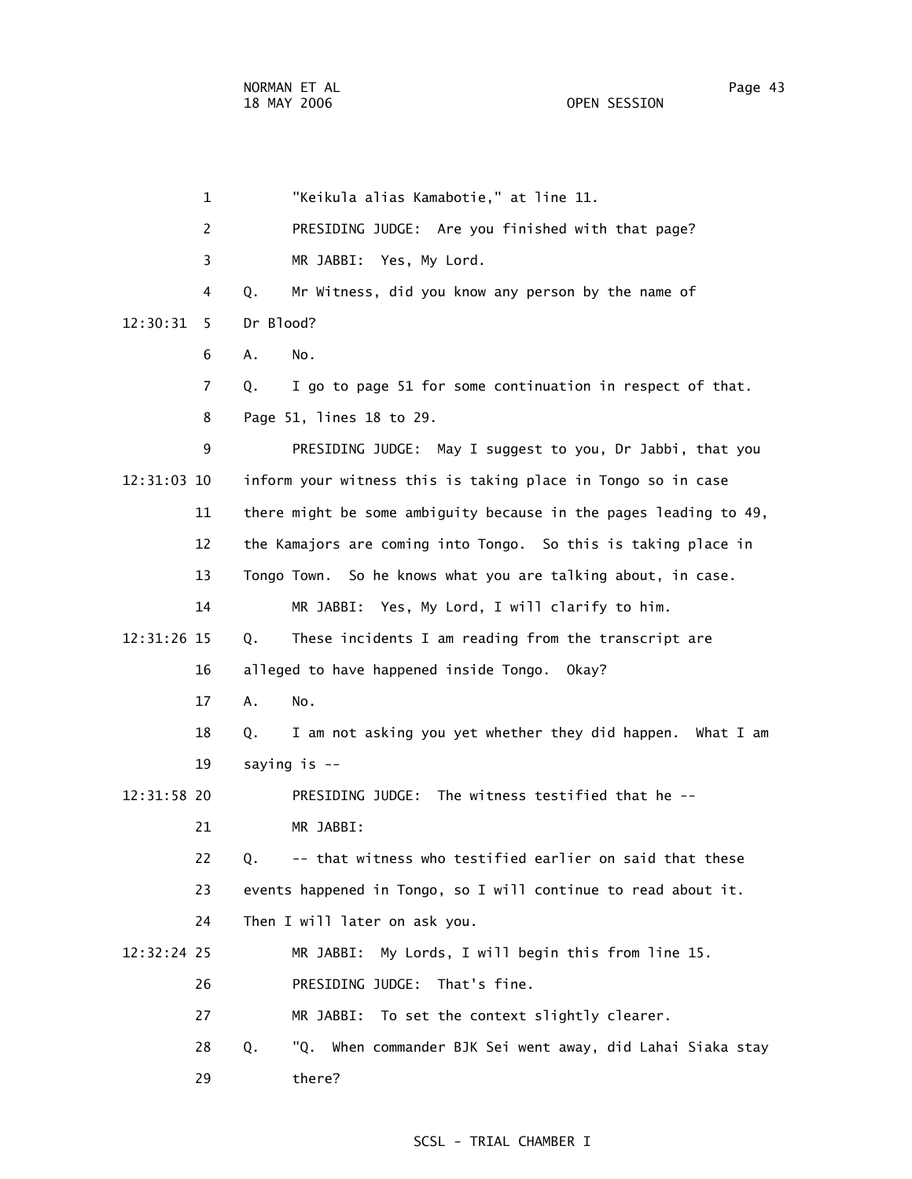"Keikula alias Kamabotie," at line 11.

PRESIDING JUDGE: Are you finished with that page?

MR JABBI: Yes, My Lord.

Q. Mr Witness, did you know any person by the name of Dr Blood?

A. No.

Q. I go to page 51 for some continuation in respect of that. Page 51, lines 18 to 29.

PRESIDING JUDGE: May I suggest to you, Dr Jabbi, that you inform your witness this is taking place in Tongo so in case there might be some ambiguity because in the pages leading to 49, the Kamajors are coming into Tongo. So this is taking place in Tongo Town. So he knows what you are talking about, in case.

MR JABBI: Yes, My Lord, I will clarify to him.

Q. These incidents I am reading from the transcript are alleged to have happened inside Tongo. Okay?

A. No.

Q. I am not asking you yet whether they did happen. What I am saying is --

PRESIDING JUDGE: The witness testified that he --

MR JABBI:

Q. -- that witness who testified earlier on said that these events happened in Tongo, so I will continue to read about it. Then I will later on ask you.

MR JABBI: My Lords, I will begin this from line 15.

PRESIDING JUDGE: That's fine.

MR JABBI: To set the context slightly clearer.

Q. "Q. When commander BJK Sei went away, did Lahai Siaka stay there?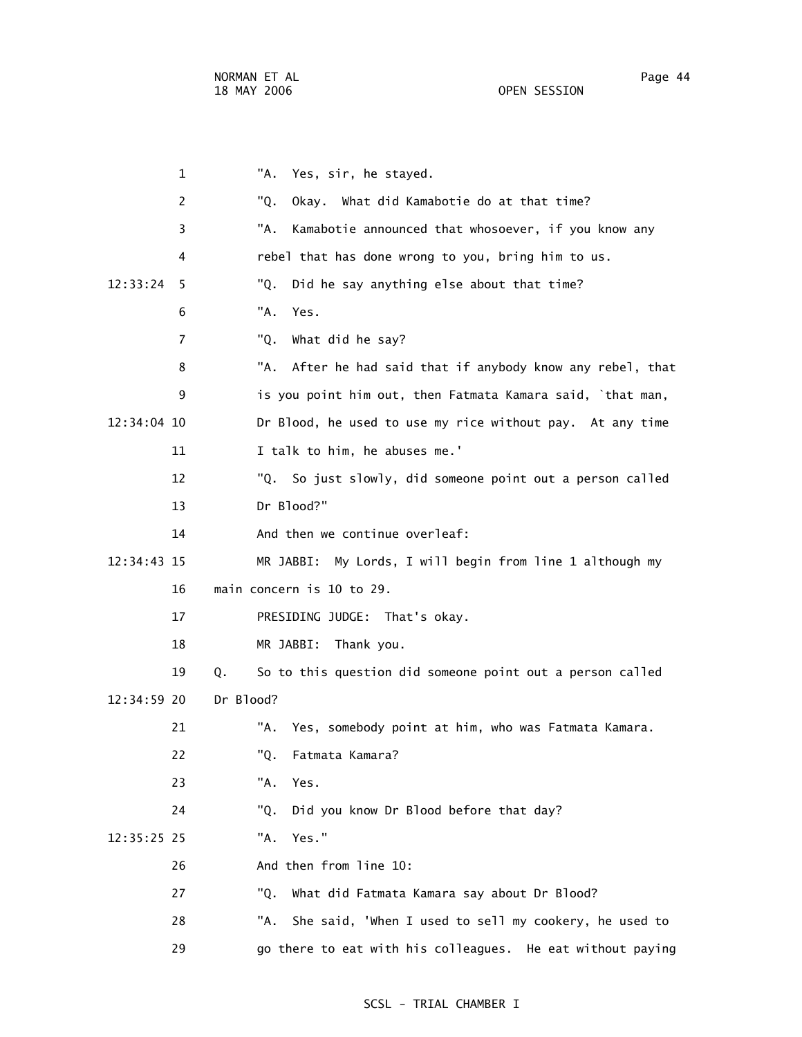"A. Yes, sir, he stayed.

"Q. Okay. What did Kamabotie do at that time?

"A. Kamabotie announced that whosoever, if you know any rebel that has done wrong to you, bring him to us.

"Q. Did he say anything else about that time?

"A. Yes.

"Q. What did he say?

"A. After he had said that if anybody know any rebel, that is you point him out, then Fatmata Kamara said, `that man, Dr Blood, he used to use my rice without pay. At any time I talk to him, he abuses me.'

"Q. So just slowly, did someone point out a person called Dr Blood?"

And then we continue overleaf:

MR JABBI: My Lords, I will begin from line 1 although my main concern is 10 to 29.

PRESIDING JUDGE: That's okay.

MR JABBI: Thank you.

Q. So to this question did someone point out a person called Dr Blood?

"A. Yes, somebody point at him, who was Fatmata Kamara.

"Q. Fatmata Kamara?

"A. Yes.

"Q. Did you know Dr Blood before that day?

"A. Yes."

And then from line 10:

"Q. What did Fatmata Kamara say about Dr Blood?

"A. She said, 'When I used to sell my cookery, he used to go there to eat with his colleagues. He eat without paying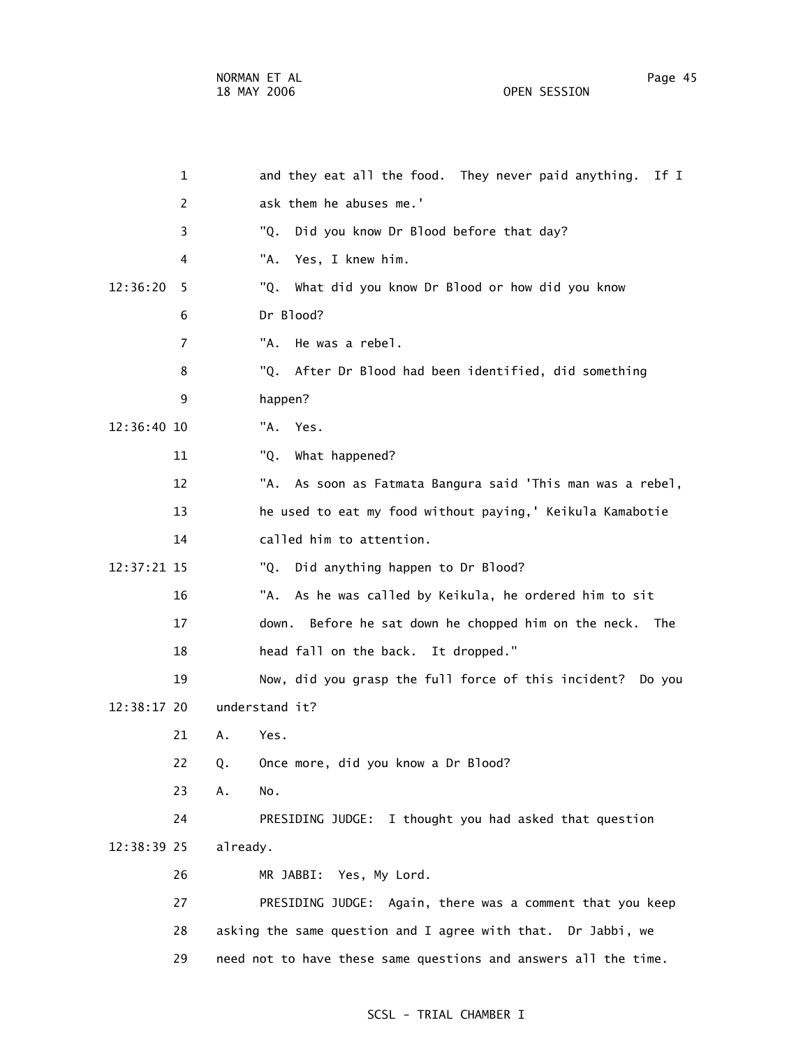and they eat all the food. They never paid anything. If I ask them he abuses me.'

"Q. Did you know Dr Blood before that day?

"A. Yes, I knew him.

"Q. What did you know Dr Blood or how did you know Dr Blood?

"A. He was a rebel.

"Q. After Dr Blood had been identified, did something happen?

"A. Yes.

"Q. What happened?

"A. As soon as Fatmata Bangura said 'This man was a rebel, he used to eat my food without paying,' Keikula Kamabotie called him to attention.

"Q. Did anything happen to Dr Blood?

"A. As he was called by Keikula, he ordered him to sit down. Before he sat down he chopped him on the neck. The head fall on the back. It dropped."

Now, did you grasp the full force of this incident? Do you understand it?

A. Yes.

Q. Once more, did you know a Dr Blood?

A. No.

PRESIDING JUDGE: I thought you had asked that question already.

MR JABBI: Yes, My Lord.

PRESIDING JUDGE: Again, there was a comment that you keep asking the same question and I agree with that. Dr Jabbi, we need not to have these same questions and answers all the time.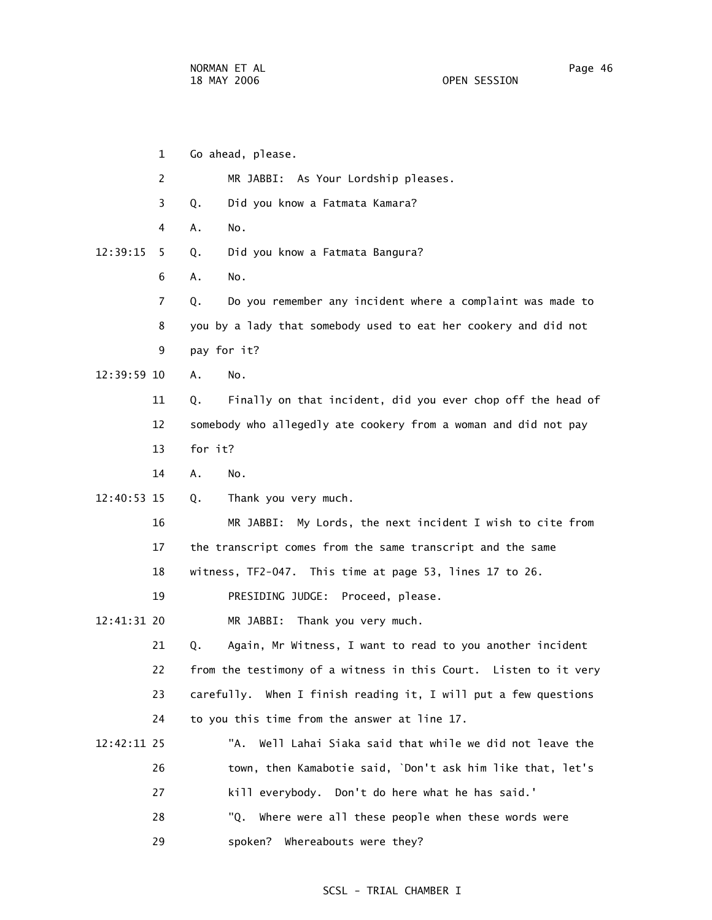Go ahead, please.

MR JABBI: As Your Lordship pleases.

Q. Did you know a Fatmata Kamara?

A. No.

Q. Did you know a Fatmata Bangura?

A. No.

Q. Do you remember any incident where a complaint was made to you by a lady that somebody used to eat her cookery and did not pay for it?

A. No.

Q. Finally on that incident, did you ever chop off the head of somebody who allegedly ate cookery from a woman and did not pay for it?

A. No.

Q. Thank you very much.

MR JABBI: My Lords, the next incident I wish to cite from the transcript comes from the same transcript and the same witness, TF2-047. This time at page 53, lines 17 to 26.

PRESIDING JUDGE: Proceed, please.

MR JABBI: Thank you very much.

Q. Again, Mr Witness, I want to read to you another incident from the testimony of a witness in this Court. Listen to it very carefully. When I finish reading it, I will put a few questions to you this time from the answer at line 17.

"A. Well Lahai Siaka said that while we did not leave the town, then Kamabotie said, `Don't ask him like that, let's kill everybody. Don't do here what he has said.'

"Q. Where were all these people when these words were spoken? Whereabouts were they?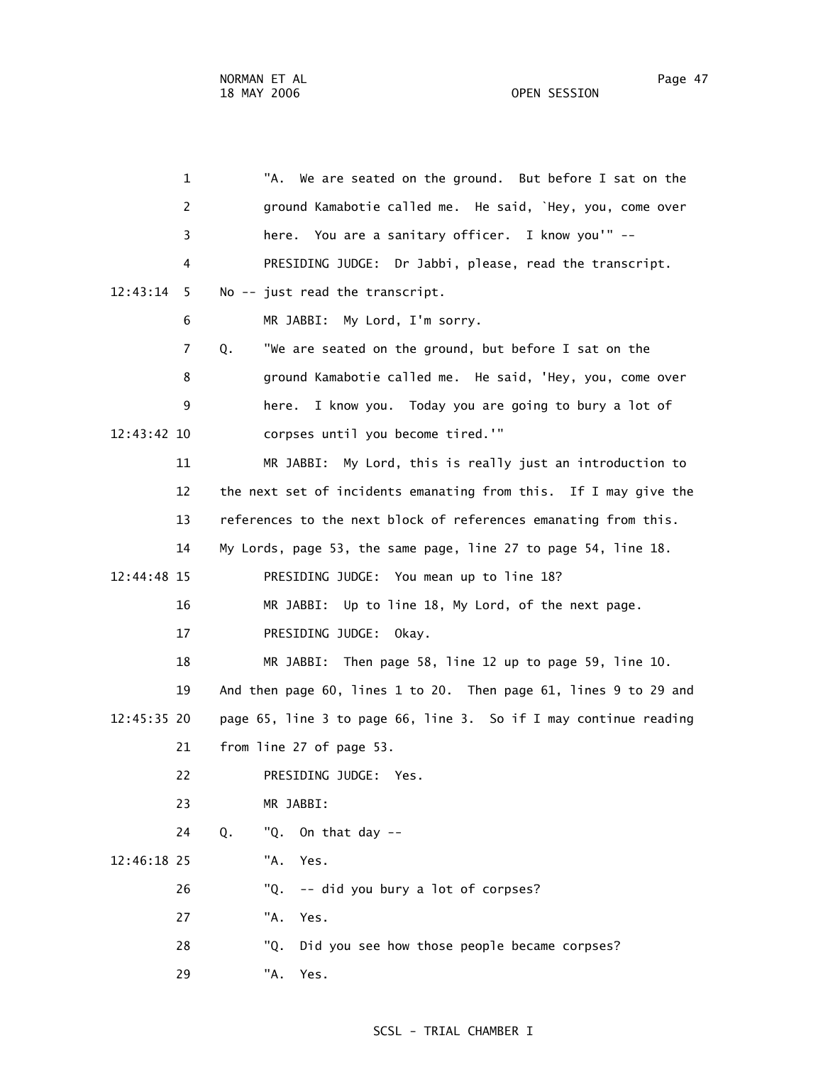"A. We are seated on the ground. But before I sat on the ground Kamabotie called me. He said, `Hey, you, come over here. You are a sanitary officer. I know you'" --

PRESIDING JUDGE: Dr Jabbi, please, read the transcript. No -- just read the transcript.

MR JABBI: My Lord, I'm sorry.

Q. "We are seated on the ground, but before I sat on the ground Kamabotie called me. He said, 'Hey, you, come over here. I know you. Today you are going to bury a lot of corpses until you become tired.'"

MR JABBI: My Lord, this is really just an introduction to the next set of incidents emanating from this. If I may give the references to the next block of references emanating from this. My Lords, page 53, the same page, line 27 to page 54, line 18.

PRESIDING JUDGE: You mean up to line 18?

MR JABBI: Up to line 18, My Lord, of the next page.

PRESIDING JUDGE: Okay.

MR JABBI: Then page 58, line 12 up to page 59, line 10. And then page 60, lines 1 to 20. Then page 61, lines 9 to 29 and page 65, line 3 to page 66, line 3. So if I may continue reading from line 27 of page 53.

PRESIDING JUDGE: Yes.

MR JABBI:

Q. "Q. On that day --

"A. Yes.

"Q. -- did you bury a lot of corpses?

"A. Yes.

"Q. Did you see how those people became corpses?

"A. Yes.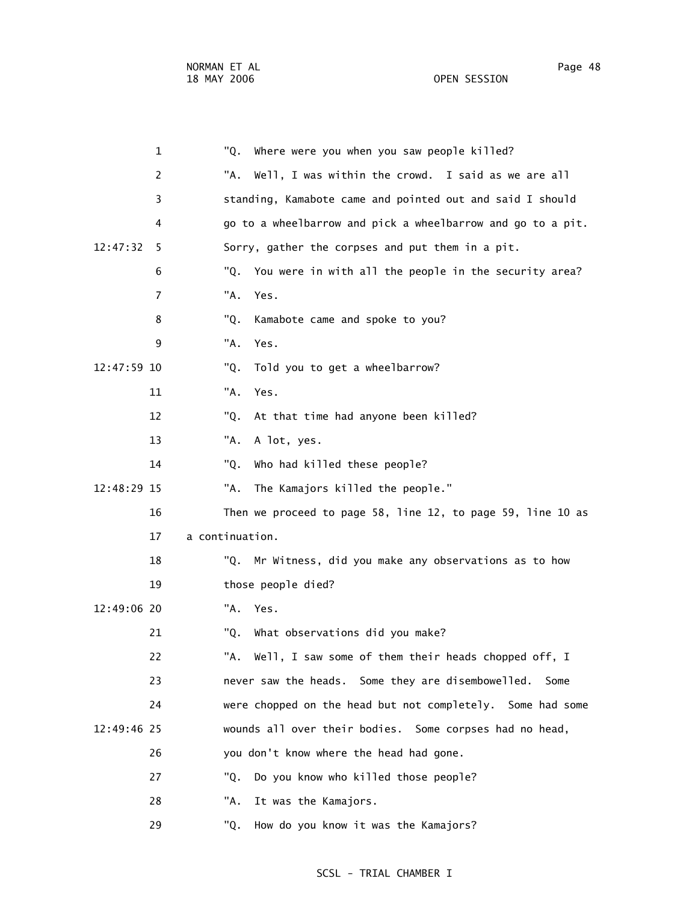1 "Q. Where were you when you saw people killed?

2 "A. Well, I was within the crowd. I said as we are all

3 standing, Kamabote came and pointed out and said I should

4 go to a wheelbarrow and pick a wheelbarrow and go to a pit.

12:47:32 5 Sorry, gather the corpses and put them in a pit.

6 "Q. You were in with all the people in the security area?

7 "A. Yes.

8 "Q. Kamabote came and spoke to you?

9 "A. Yes.

12:47:59 10 "Q. Told you to get a wheelbarrow?

11 "A. Yes.

12 "Q. At that time had anyone been killed?

13 "A. A lot, yes.

14 "Q. Who had killed these people?

12:48:29 15 "A. The Kamajors killed the people."

16 Then we proceed to page 58, line 12, to page 59, line 10 as

17 a continuation.

18 "Q. Mr Witness, did you make any observations as to how

19 those people died?

12:49:06 20 "A. Yes.

21 "Q. What observations did you make?

22 "A. Well, I saw some of them their heads chopped off, I

23 never saw the heads. Some they are disembowelled. Some

24 were chopped on the head but not completely. Some had some

12:49:46 25 wounds all over their bodies. Some corpses had no head,

26 you don't know where the head had gone.

27 "Q. Do you know who killed those people?

28 "A. It was the Kamajors.

29 "Q. How do you know it was the Kamajors?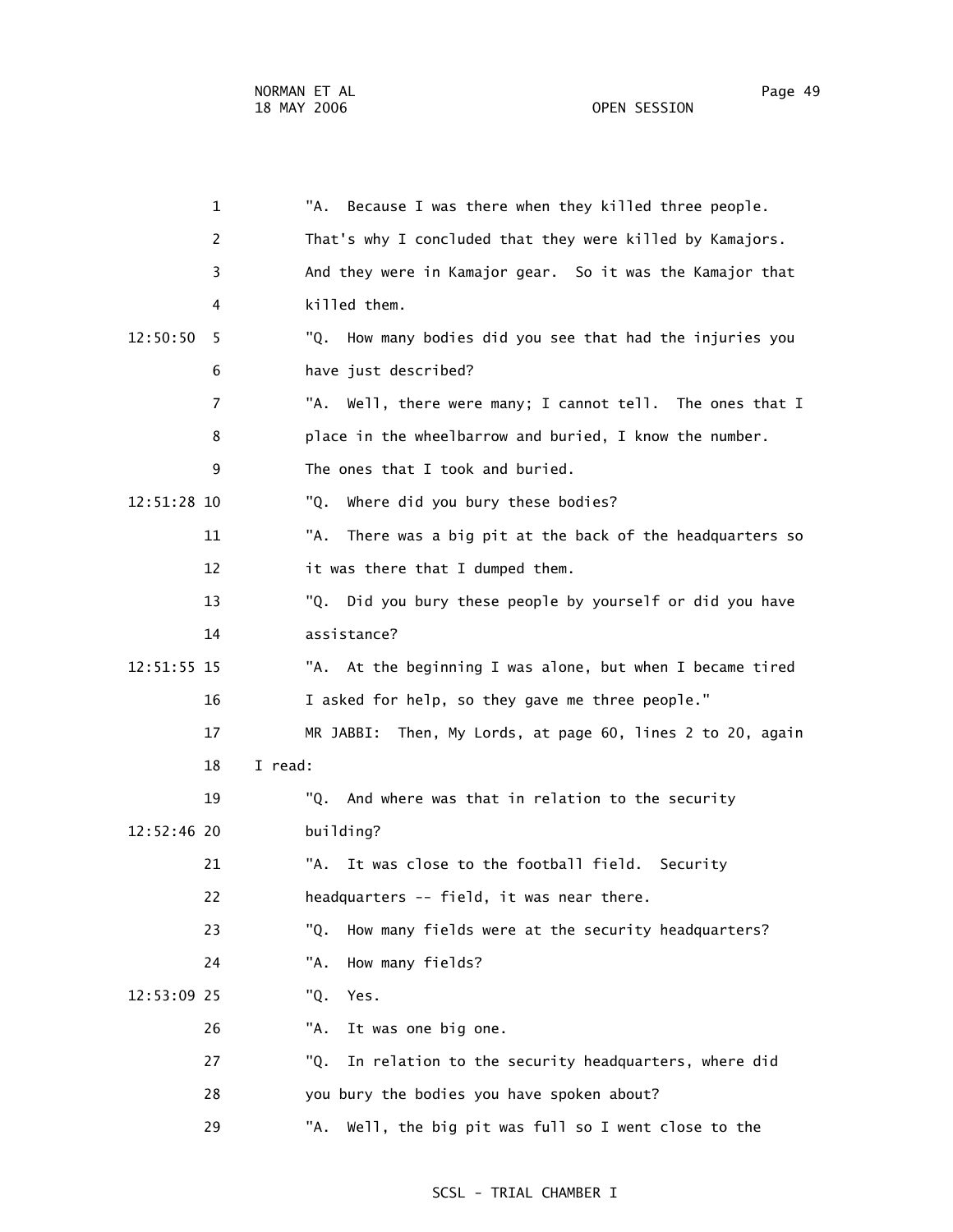"A. Because I was there when they killed three people. That's why I concluded that they were killed by Kamajors. And they were in Kamajor gear. So it was the Kamajor that killed them.

"Q. How many bodies did you see that had the injuries you have just described?

"A. Well, there were many; I cannot tell. The ones that I place in the wheelbarrow and buried, I know the number. The ones that I took and buried.

"Q. Where did you bury these bodies?

"A. There was a big pit at the back of the headquarters so it was there that I dumped them.

"Q. Did you bury these people by yourself or did you have assistance?

"A. At the beginning I was alone, but when I became tired I asked for help, so they gave me three people."

MR JABBI: Then, My Lords, at page 60, lines 2 to 20, again I read:

"Q. And where was that in relation to the security building?

"A. It was close to the football field. Security headquarters -- field, it was near there.

"Q. How many fields were at the security headquarters?

"A. How many fields?

"Q. Yes.

"A. It was one big one.

"Q. In relation to the security headquarters, where did you bury the bodies you have spoken about?

"A. Well, the big pit was full so I went close to the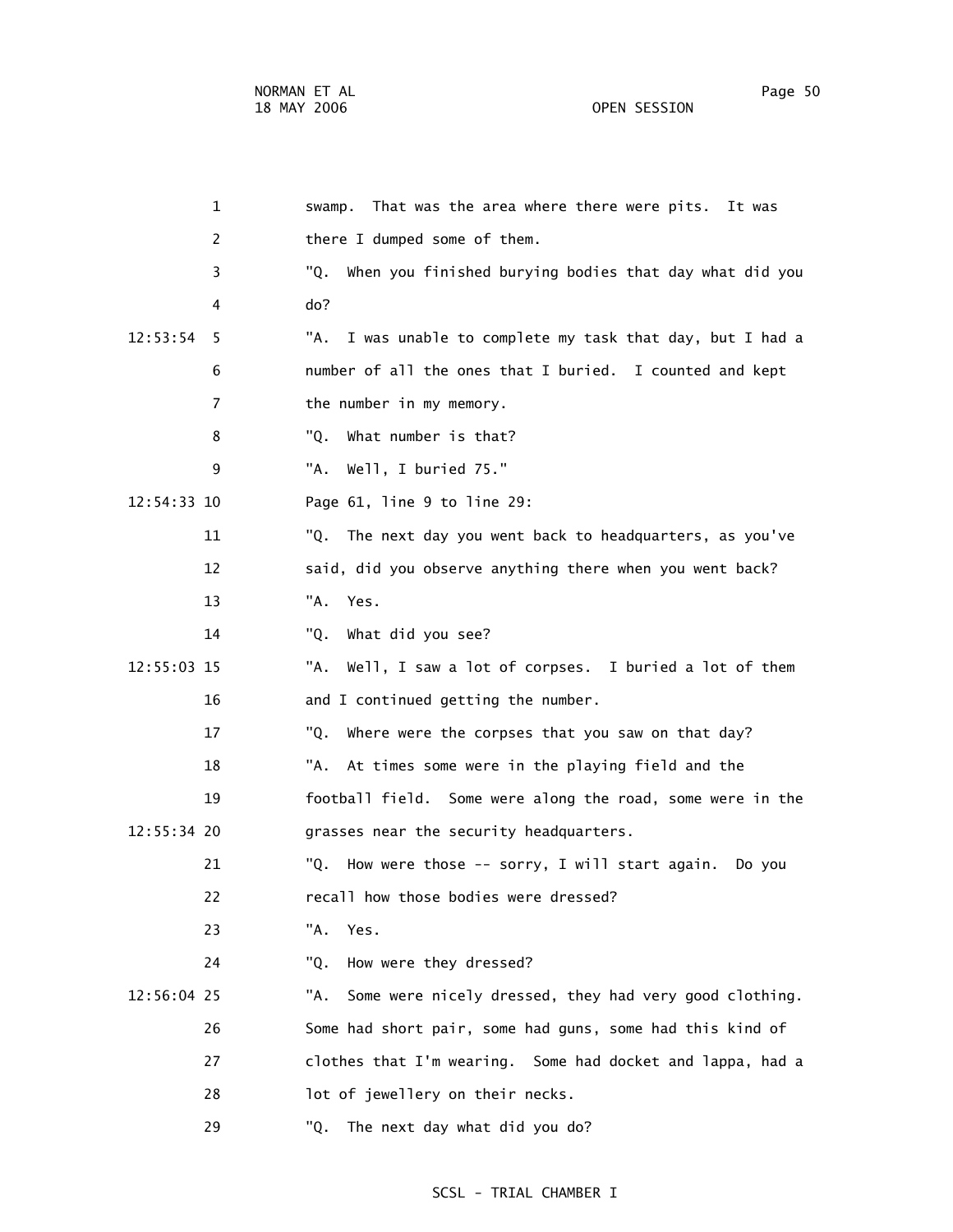swamp. That was the area where there were pits. It was there I dumped some of them.

"Q. When you finished burying bodies that day what did you do?

"A. I was unable to complete my task that day, but I had a number of all the ones that I buried. I counted and kept the number in my memory.

"Q. What number is that?

"A. Well, I buried 75."

Page 61, line 9 to line 29:

"Q. The next day you went back to headquarters, as you've said, did you observe anything there when you went back?

"A. Yes.

"Q. What did you see?

"A. Well, I saw a lot of corpses. I buried a lot of them and I continued getting the number.

"Q. Where were the corpses that you saw on that day?

"A. At times some were in the playing field and the football field. Some were along the road, some were in the grasses near the security headquarters.

"Q. How were those -- sorry, I will start again. Do you recall how those bodies were dressed?

"A. Yes.

"Q. How were they dressed?

"A. Some were nicely dressed, they had very good clothing. Some had short pair, some had guns, some had this kind of clothes that I'm wearing. Some had docket and lappa, had a lot of jewellery on their necks.

"Q. The next day what did you do?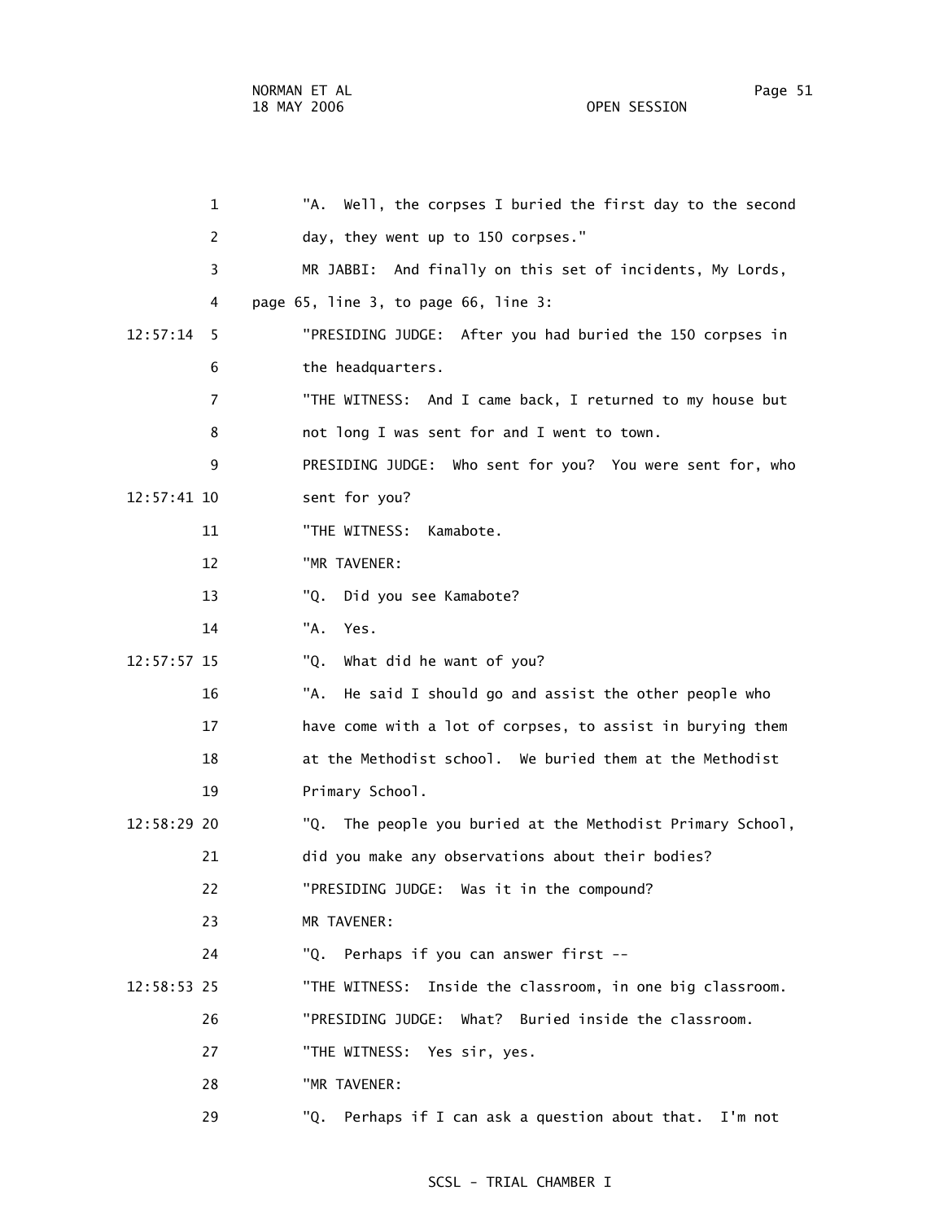"A. Well, the corpses I buried the first day to the second day, they went up to 150 corpses."

MR JABBI: And finally on this set of incidents, My Lords, page 65, line 3, to page 66, line 3:

"PRESIDING JUDGE: After you had buried the 150 corpses in the headquarters.

"THE WITNESS: And I came back, I returned to my house but not long I was sent for and I went to town.

PRESIDING JUDGE: Who sent for you? You were sent for, who sent for you?

"THE WITNESS: Kamabote.

"MR TAVENER:

"Q. Did you see Kamabote?

"A. Yes.

"Q. What did he want of you?

"A. He said I should go and assist the other people who have come with a lot of corpses, to assist in burying them at the Methodist school. We buried them at the Methodist Primary School.

"Q. The people you buried at the Methodist Primary School, did you make any observations about their bodies?

"PRESIDING JUDGE: Was it in the compound?

MR TAVENER:

"Q. Perhaps if you can answer first --

"THE WITNESS: Inside the classroom, in one big classroom.

"PRESIDING JUDGE: What? Buried inside the classroom.

"THE WITNESS: Yes sir, yes.

"MR TAVENER:

"Q. Perhaps if I can ask a question about that. I'm not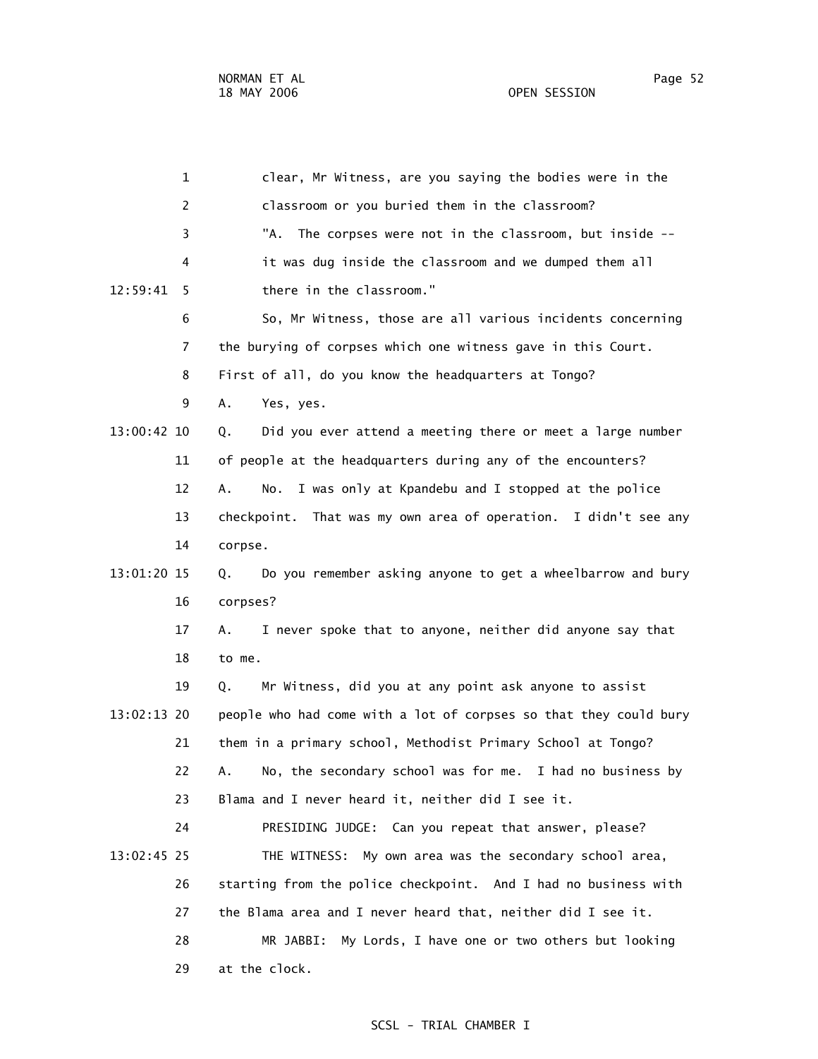clear, Mr Witness, are you saying the bodies were in the classroom or you buried them in the classroom?

"A. The corpses were not in the classroom, but inside -- it was dug inside the classroom and we dumped them all there in the classroom."

So, Mr Witness, those are all various incidents concerning the burying of corpses which one witness gave in this Court. First of all, do you know the headquarters at Tongo?

A. Yes, yes.

Q. Did you ever attend a meeting there or meet a large number of people at the headquarters during any of the encounters?

A. No. I was only at Kpandebu and I stopped at the police checkpoint. That was my own area of operation. I didn't see any corpse.

Q. Do you remember asking anyone to get a wheelbarrow and bury corpses?

A. I never spoke that to anyone, neither did anyone say that to me.

Q. Mr Witness, did you at any point ask anyone to assist people who had come with a lot of corpses so that they could bury them in a primary school, Methodist Primary School at Tongo?

A. No, the secondary school was for me. I had no business by Blama and I never heard it, neither did I see it.

PRESIDING JUDGE: Can you repeat that answer, please?

THE WITNESS: My own area was the secondary school area, starting from the police checkpoint. And I had no business with the Blama area and I never heard that, neither did I see it.

MR JABBI: My Lords, I have one or two others but looking at the clock.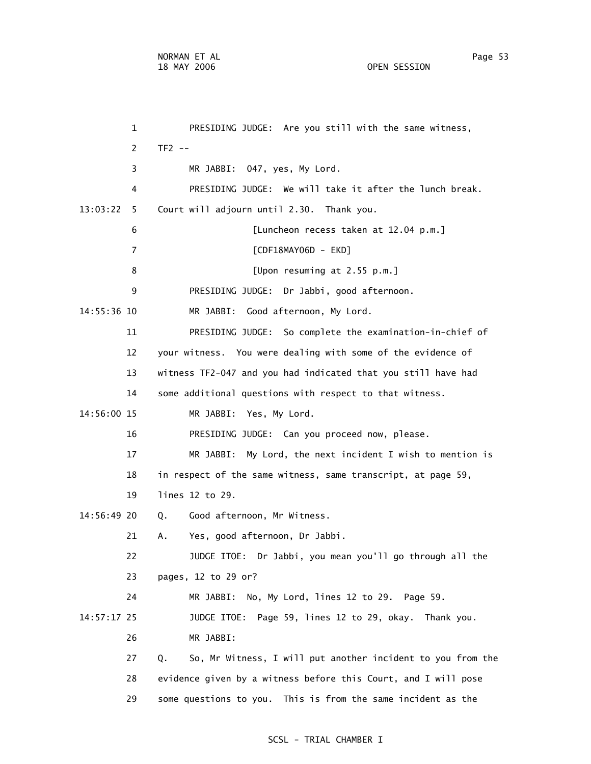1 PRESIDING JUDGE: Are you still with the same witness,

2 TF2 --

3 MR JABBI: 047, yes, My Lord.

4 PRESIDING JUDGE: We will take it after the lunch break.

13:03:22 5 Court will adjourn until 2.30. Thank you.

6 [Luncheon recess taken at 12.04 p.m.]

7 [CDF18MAY06D - EKD]

8 [Upon resuming at 2.55 p.m.]

9 PRESIDING JUDGE: Dr Jabbi, good afternoon.

14:55:36 10 MR JABBI: Good afternoon, My Lord.

11 PRESIDING JUDGE: So complete the examination-in-chief of

12 your witness. You were dealing with some of the evidence of

13 witness TF2-047 and you had indicated that you still have had

14 some additional questions with respect to that witness.

14:56:00 15 MR JABBI: Yes, My Lord.

16 PRESIDING JUDGE: Can you proceed now, please.

17 MR JABBI: My Lord, the next incident I wish to mention is

18 in respect of the same witness, same transcript, at page 59,

19 lines 12 to 29.

14:56:49 20 Q. Good afternoon, Mr Witness.

21 A. Yes, good afternoon, Dr Jabbi.

22 JUDGE ITOE: Dr Jabbi, you mean you'll go through all the

23 pages, 12 to 29 or?

24 MR JABBI: No, My Lord, lines 12 to 29. Page 59.

14:57:17 25 JUDGE ITOE: Page 59, lines 12 to 29, okay. Thank you.

26 MR JABBI:

27 Q. So, Mr Witness, I will put another incident to you from the

28 evidence given by a witness before this Court, and I will pose

29 some questions to you. This is from the same incident as the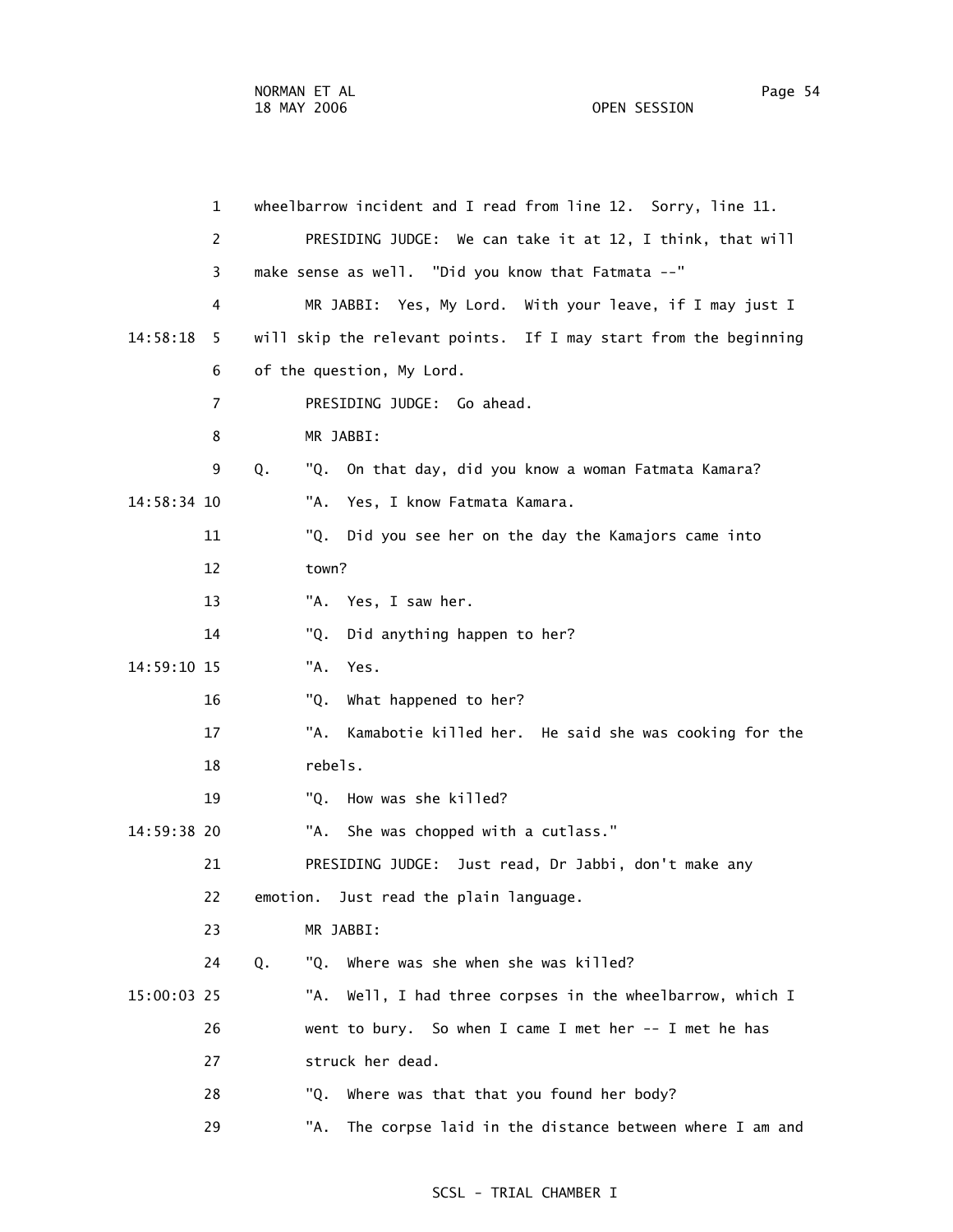1 wheelbarrow incident and I read from line 12. Sorry, line 11.

2 PRESIDING JUDGE: We can take it at 12, I think, that will

3 make sense as well. "Did you know that Fatmata --"

4 MR JABBI: Yes, My Lord. With your leave, if I may just I

14:58:18 5 will skip the relevant points. If I may start from the beginning

6 of the question, My Lord.

7 PRESIDING JUDGE: Go ahead.

8 MR JABBI:

9 Q. "Q. On that day, did you know a woman Fatmata Kamara?

14:58:34 10 "A. Yes, I know Fatmata Kamara.

11 "Q. Did you see her on the day the Kamajors came into

12 town?

13 "A. Yes, I saw her.

14 "Q. Did anything happen to her?

14:59:10 15 "A. Yes.

16 "Q. What happened to her?

17 "A. Kamabotie killed her. He said she was cooking for the

18 rebels.

19 "Q. How was she killed?

14:59:38 20 "A. She was chopped with a cutlass."

21 PRESIDING JUDGE: Just read, Dr Jabbi, don't make any

22 emotion. Just read the plain language.

23 MR JABBI:

24 Q. "Q. Where was she when she was killed?

15:00:03 25 "A. Well, I had three corpses in the wheelbarrow, which I

26 went to bury. So when I came I met her -- I met he has

27 struck her dead.

28 "Q. Where was that that you found her body?

29 "A. The corpse laid in the distance between where I am and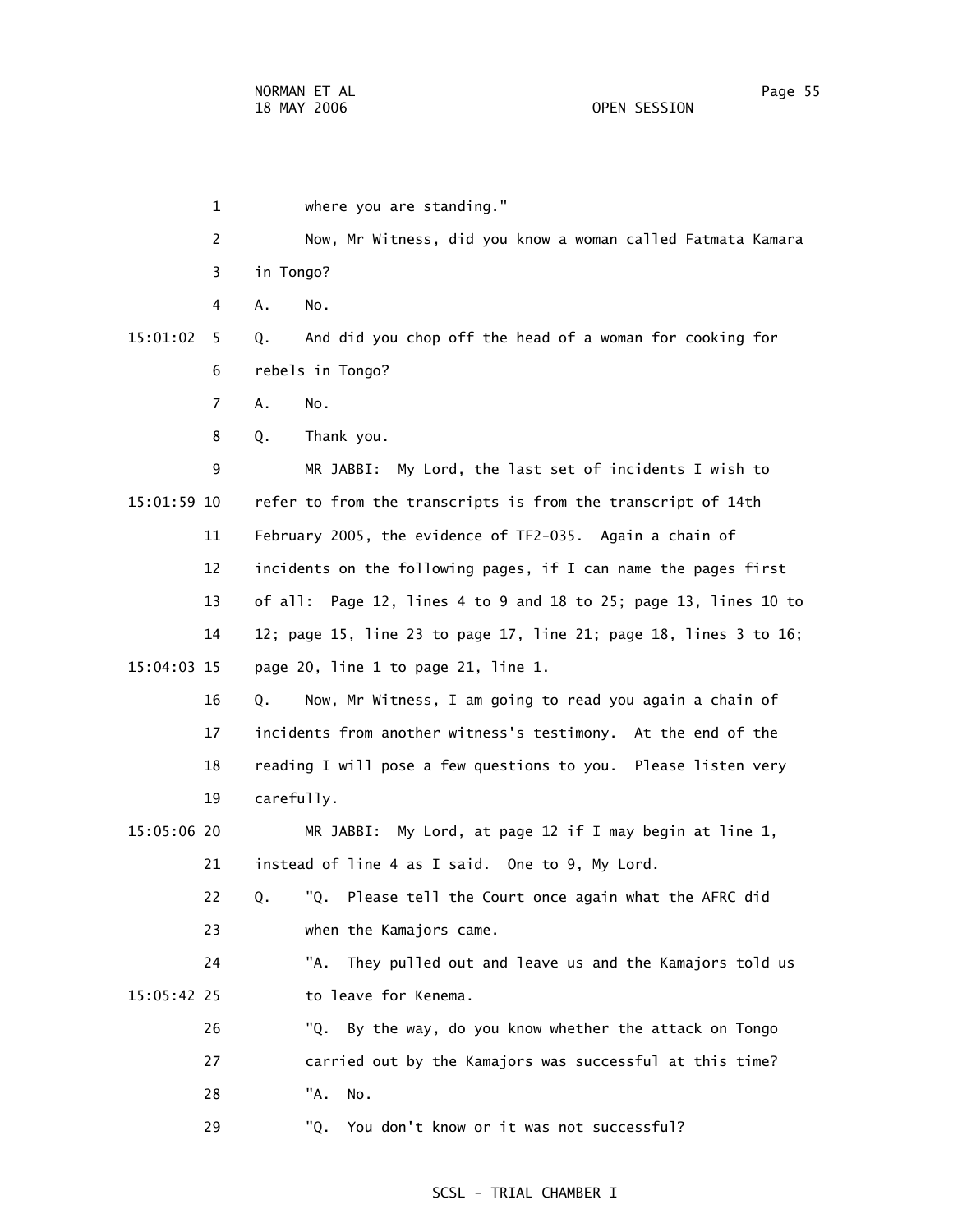1 where you are standing."

2 Now, Mr Witness, did you know a woman called Fatmata Kamara

3 in Tongo?

4 A. No.

15:01:02 5 Q. And did you chop off the head of a woman for cooking for

6 rebels in Tongo?

7 A. No.

8 Q. Thank you.

9 MR JABBI: My Lord, the last set of incidents I wish to

15:01:59 10 refer to from the transcripts is from the transcript of 14th

11 February 2005, the evidence of TF2-035. Again a chain of

12 incidents on the following pages, if I can name the pages first

13 of all: Page 12, lines 4 to 9 and 18 to 25; page 13, lines 10 to

14 12; page 15, line 23 to page 17, line 21; page 18, lines 3 to 16;

15:04:03 15 page 20, line 1 to page 21, line 1.

16 Q. Now, Mr Witness, I am going to read you again a chain of

17 incidents from another witness's testimony. At the end of the

18 reading I will pose a few questions to you. Please listen very

19 carefully.

15:05:06 20 MR JABBI: My Lord, at page 12 if I may begin at line 1,

21 instead of line 4 as I said. One to 9, My Lord.

22 Q. "Q. Please tell the Court once again what the AFRC did

23 when the Kamajors came.

24 "A. They pulled out and leave us and the Kamajors told us

15:05:42 25 to leave for Kenema.

26 "Q. By the way, do you know whether the attack on Tongo

27 carried out by the Kamajors was successful at this time?

28 "A. No.

29 "Q. You don't know or it was not successful?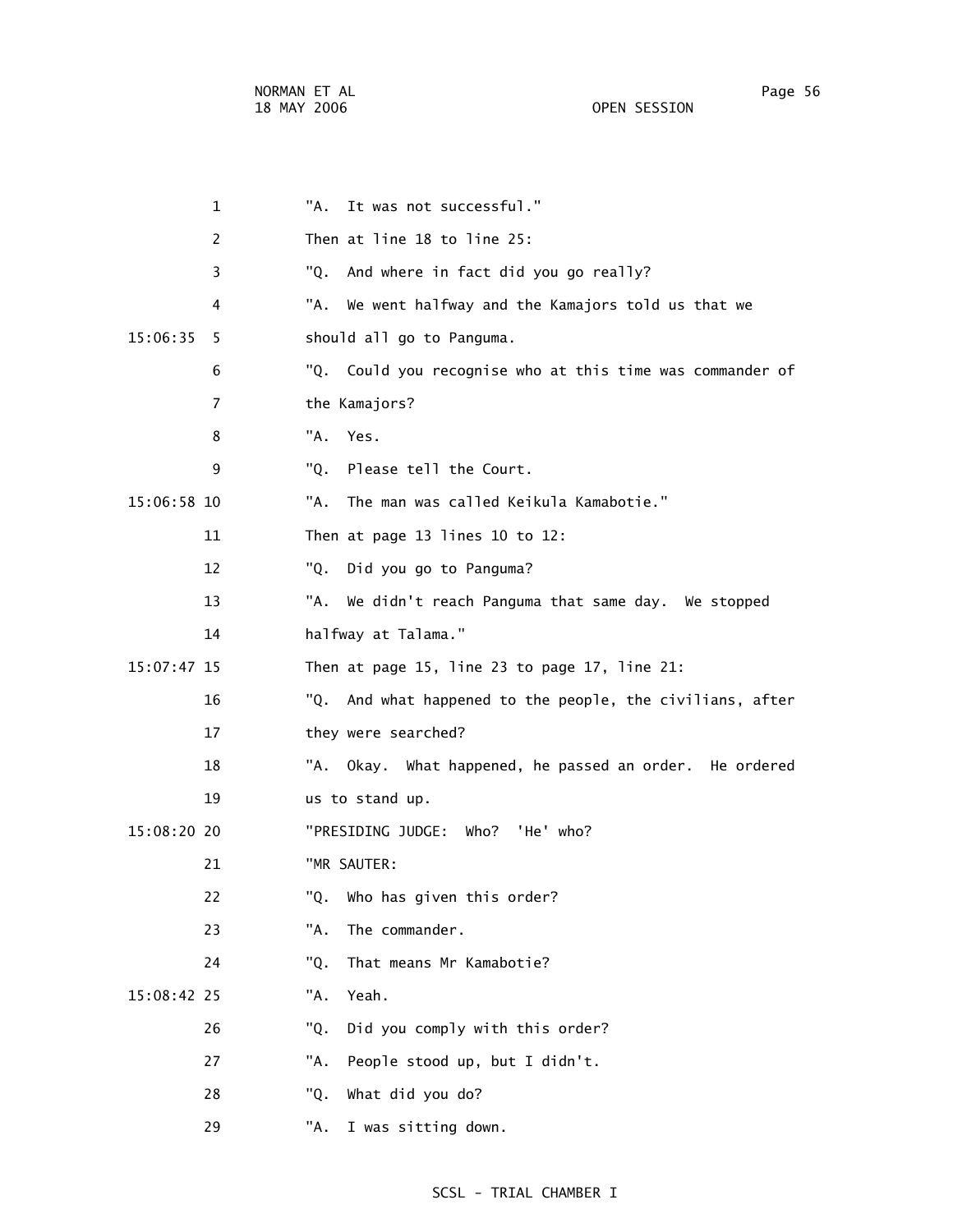"A. It was not successful."

Then at line 18 to line 25:

"Q. And where in fact did you go really?

"A. We went halfway and the Kamajors told us that we should all go to Panguma.

"Q. Could you recognise who at this time was commander of the Kamajors?

"A. Yes.

"Q. Please tell the Court.

"A. The man was called Keikula Kamabotie."

Then at page 13 lines 10 to 12:

"Q. Did you go to Panguma?

"A. We didn't reach Panguma that same day. We stopped halfway at Talama."

Then at page 15, line 23 to page 17, line 21:

"Q. And what happened to the people, the civilians, after they were searched?

"A. Okay. What happened, he passed an order. He ordered us to stand up.

"PRESIDING JUDGE: Who? 'He' who?

"MR SAUTER:

"Q. Who has given this order?

"A. The commander.

"Q. That means Mr Kamabotie?

"A. Yeah.

"Q. Did you comply with this order?

"A. People stood up, but I didn't.

"Q. What did you do?

"A. I was sitting down.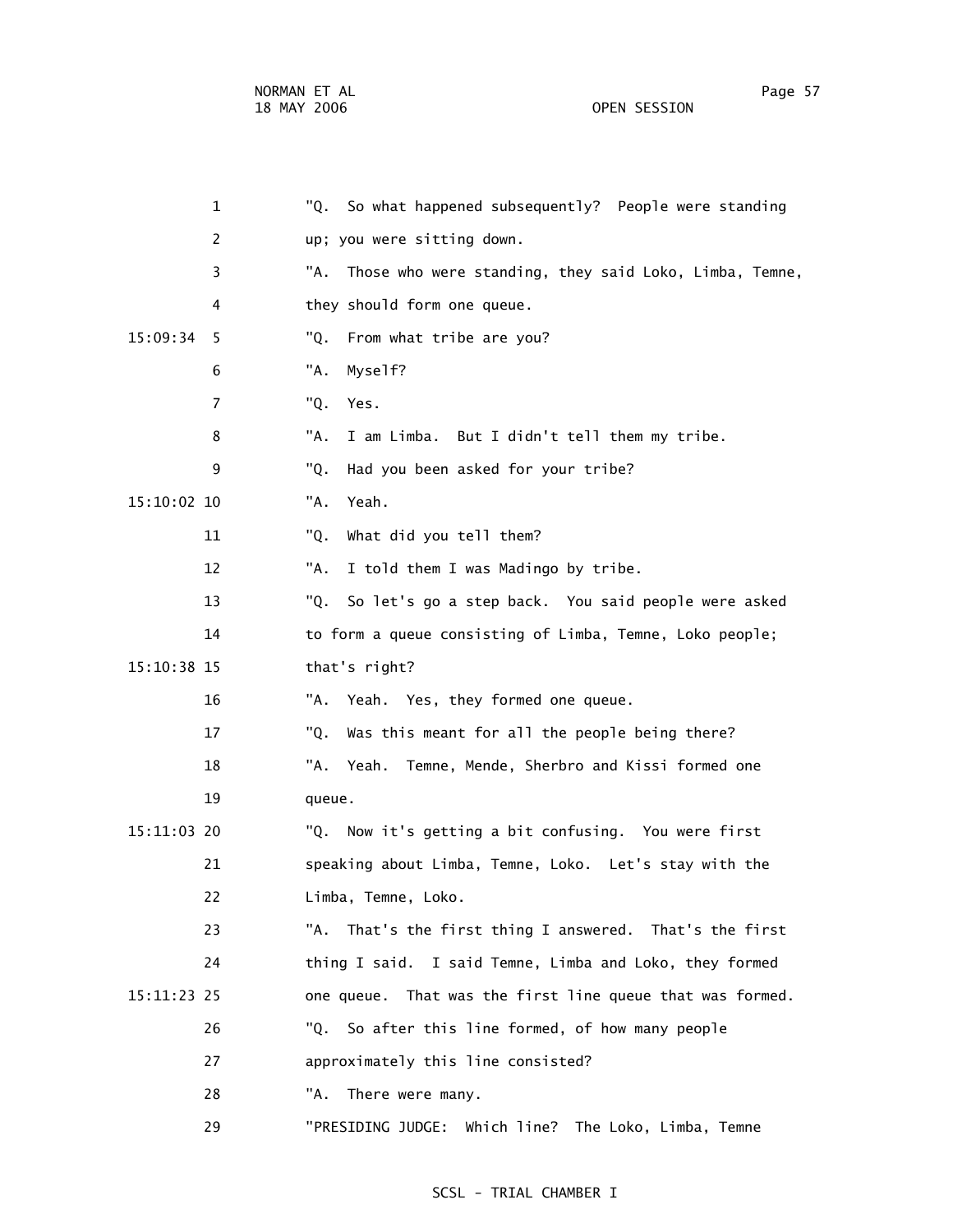"Q. So what happened subsequently? People were standing up; you were sitting down.

"A. Those who were standing, they said Loko, Limba, Temne, they should form one queue.

"Q. From what tribe are you?

"A. Myself?

"Q. Yes.

"A. I am Limba. But I didn't tell them my tribe.

"Q. Had you been asked for your tribe?

"A. Yeah.

"Q. What did you tell them?

"A. I told them I was Madingo by tribe.

"Q. So let's go a step back. You said people were asked to form a queue consisting of Limba, Temne, Loko people; that's right?

"A. Yeah. Yes, they formed one queue.

"Q. Was this meant for all the people being there?

"A. Yeah. Temne, Mende, Sherbro and Kissi formed one queue.

"Q. Now it's getting a bit confusing. You were first speaking about Limba, Temne, Loko. Let's stay with the Limba, Temne, Loko.

"A. That's the first thing I answered. That's the first thing I said. I said Temne, Limba and Loko, they formed one queue. That was the first line queue that was formed.

"Q. So after this line formed, of how many people approximately this line consisted?

"A. There were many.

"PRESIDING JUDGE: Which line? The Loko, Limba, Temne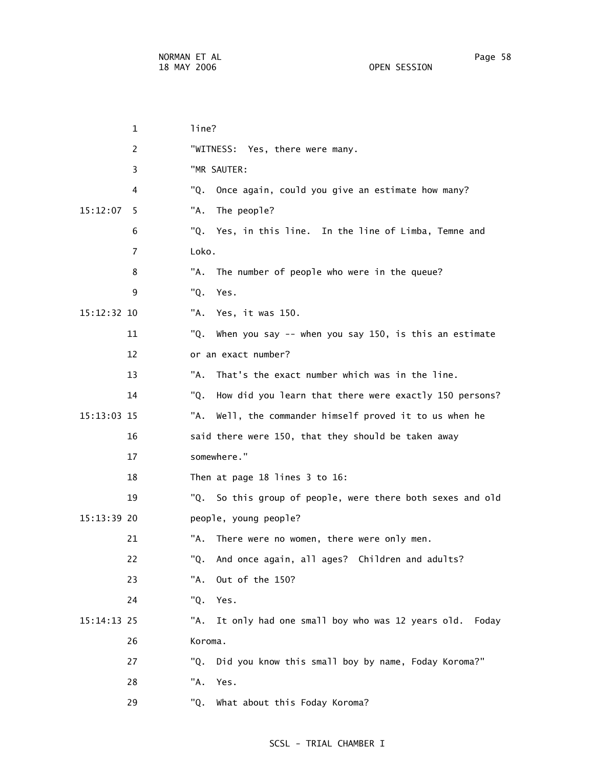line?

"WITNESS: Yes, there were many.

"MR SAUTER:

"Q. Once again, could you give an estimate how many?

"A. The people?

"Q. Yes, in this line. In the line of Limba, Temne and Loko.

"A. The number of people who were in the queue?

"Q. Yes.

"A. Yes, it was 150.

"Q. When you say -- when you say 150, is this an estimate or an exact number?

"A. That's the exact number which was in the line.

"Q. How did you learn that there were exactly 150 persons?

"A. Well, the commander himself proved it to us when he said there were 150, that they should be taken away somewhere."

Then at page 18 lines 3 to 16:

"Q. So this group of people, were there both sexes and old people, young people?

"A. There were no women, there were only men.

"Q. And once again, all ages? Children and adults?

"A. Out of the 150?

"Q. Yes.

"A. It only had one small boy who was 12 years old. Foday Koroma.

"Q. Did you know this small boy by name, Foday Koroma?"

"A. Yes.

"Q. What about this Foday Koroma?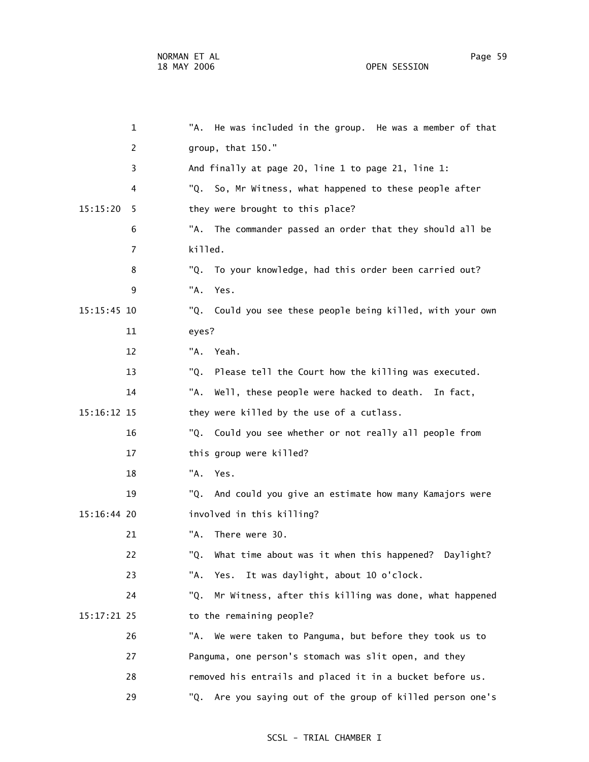"A. He was included in the group. He was a member of that group, that 150."

And finally at page 20, line 1 to page 21, line 1:

"Q. So, Mr Witness, what happened to these people after they were brought to this place?

"A. The commander passed an order that they should all be killed.

"Q. To your knowledge, had this order been carried out?

"A. Yes.

"Q. Could you see these people being killed, with your own eyes?

"A. Yeah.

"Q. Please tell the Court how the killing was executed.

"A. Well, these people were hacked to death. In fact, they were killed by the use of a cutlass.

"Q. Could you see whether or not really all people from this group were killed?

"A. Yes.

"Q. And could you give an estimate how many Kamajors were involved in this killing?

"A. There were 30.

"Q. What time about was it when this happened? Daylight?

"A. Yes. It was daylight, about 10 o'clock.

"Q. Mr Witness, after this killing was done, what happened to the remaining people?

"A. We were taken to Panguma, but before they took us to Panguma, one person's stomach was slit open, and they removed his entrails and placed it in a bucket before us.

"Q. Are you saying out of the group of killed person one's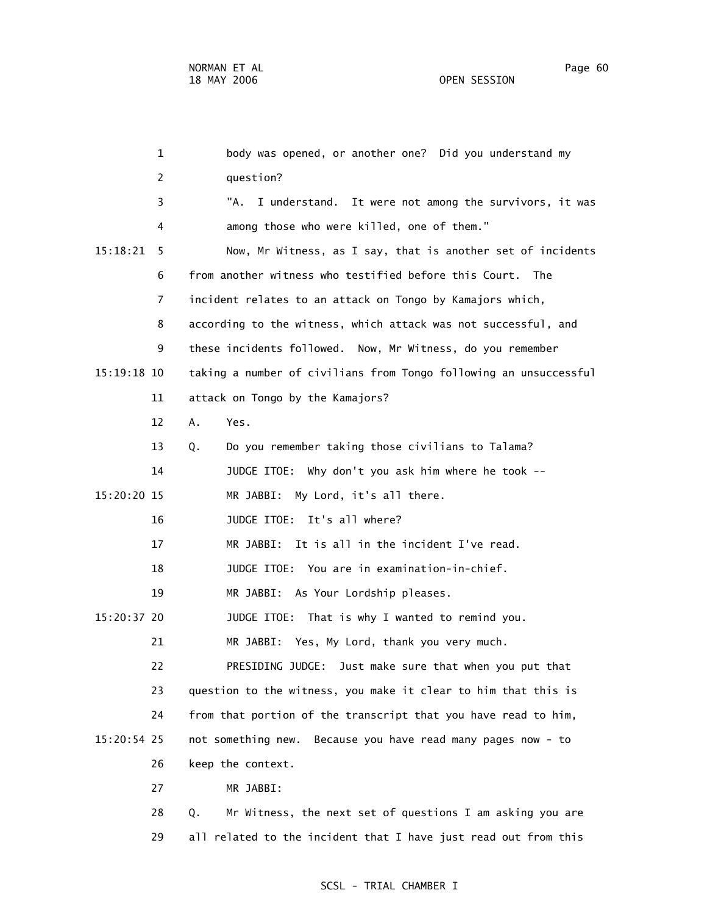body was opened, or another one? Did you understand my question?

"A. I understand. It were not among the survivors, it was among those who were killed, one of them."

Now, Mr Witness, as I say, that is another set of incidents from another witness who testified before this Court. The incident relates to an attack on Tongo by Kamajors which, according to the witness, which attack was not successful, and these incidents followed. Now, Mr Witness, do you remember taking a number of civilians from Tongo following an unsuccessful attack on Tongo by the Kamajors?

A. Yes.

Q. Do you remember taking those civilians to Talama?

JUDGE ITOE: Why don't you ask him where he took --

MR JABBI: My Lord, it's all there.

JUDGE ITOE: It's all where?

MR JABBI: It is all in the incident I've read.

JUDGE ITOE: You are in examination-in-chief.

MR JABBI: As Your Lordship pleases.

JUDGE ITOE: That is why I wanted to remind you.

MR JABBI: Yes, My Lord, thank you very much.

PRESIDING JUDGE: Just make sure that when you put that question to the witness, you make it clear to him that this is from that portion of the transcript that you have read to him, not something new. Because you have read many pages now - to keep the context.

MR JABBI:

Q. Mr Witness, the next set of questions I am asking you are all related to the incident that I have just read out from this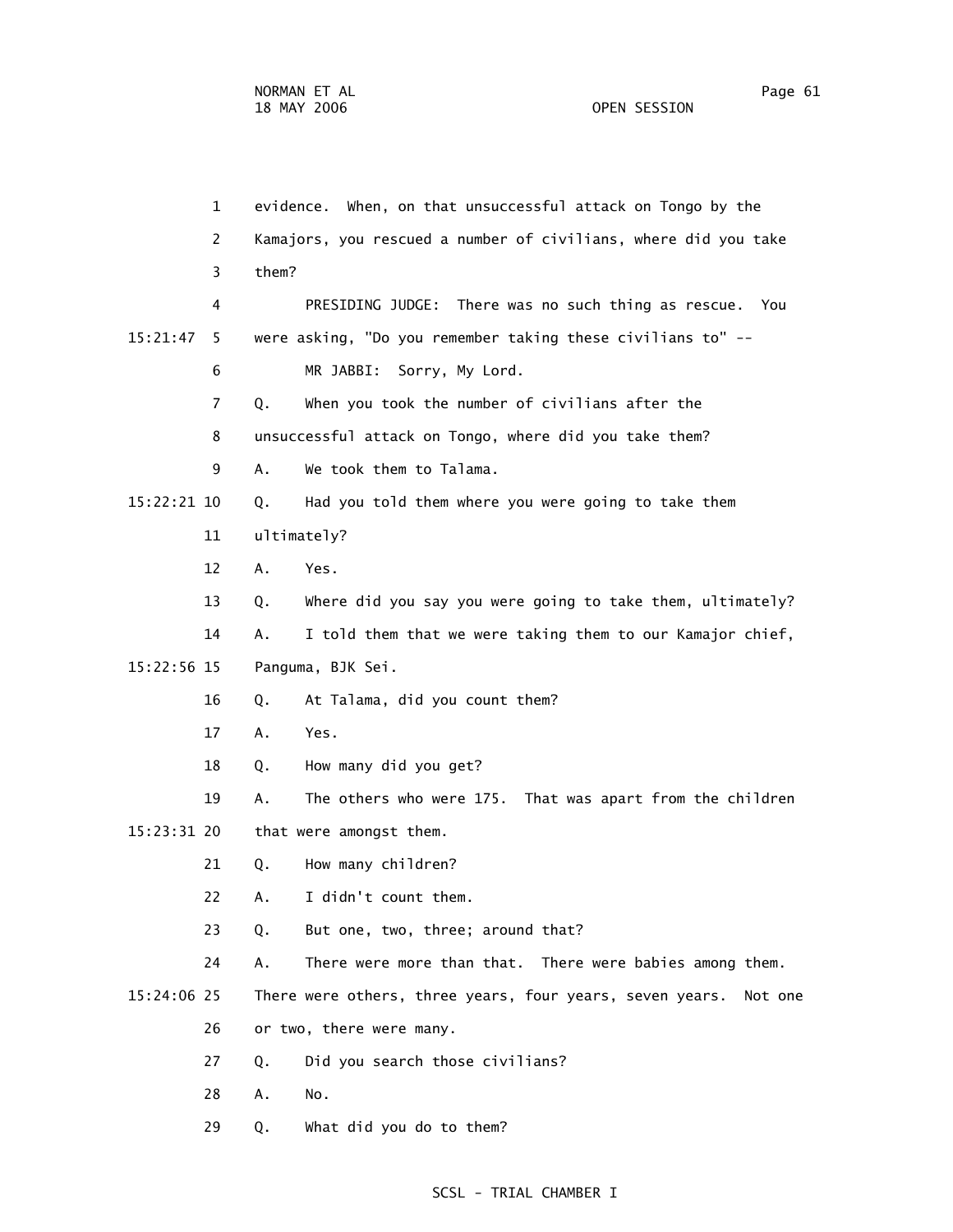1 evidence. When, on that unsuccessful attack on Tongo by the
2 Kamajors, you rescued a number of civilians, where did you take
3 them?

4 PRESIDING JUDGE: There was no such thing as rescue. You
15:21:47 5 were asking, "Do you remember taking these civilians to" --

6 MR JABBI: Sorry, My Lord.

7 Q. When you took the number of civilians after the
8 unsuccessful attack on Tongo, where did you take them?

9 A. We took them to Talama.

15:22:21 10 Q. Had you told them where you were going to take them
11 ultimately?

12 A. Yes.

13 Q. Where did you say you were going to take them, ultimately?

14 A. I told them that we were taking them to our Kamajor chief,
15:22:56 15 Panguma, BJK Sei.

16 Q. At Talama, did you count them?

17 A. Yes.

18 Q. How many did you get?

19 A. The others who were 175. That was apart from the children
15:23:31 20 that were amongst them.

21 Q. How many children?

22 A. I didn't count them.

23 Q. But one, two, three; around that?

24 A. There were more than that. There were babies among them.
15:24:06 25 There were others, three years, four years, seven years. Not one
26 or two, there were many.

27 Q. Did you search those civilians?

28 A. No.

29 Q. What did you do to them?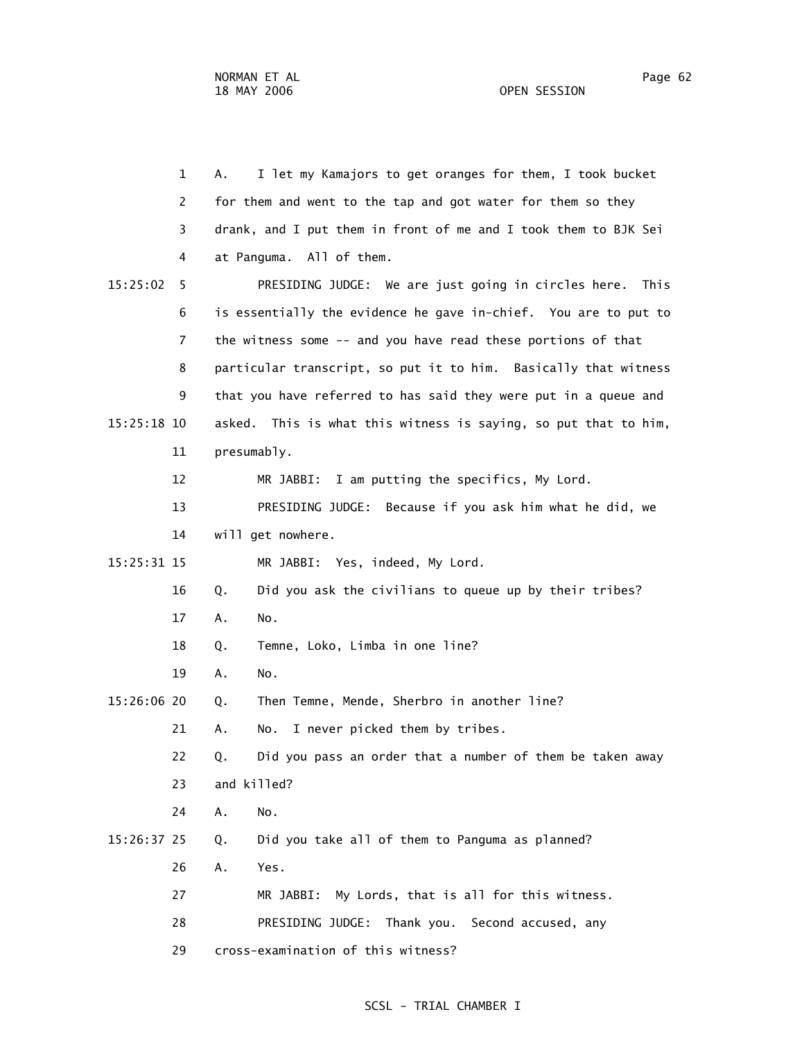A. I let my Kamajors to get oranges for them, I took bucket for them and went to the tap and got water for them so they drank, and I put them in front of me and I took them to BJK Sei at Panguma. All of them.

PRESIDING JUDGE: We are just going in circles here. This is essentially the evidence he gave in-chief. You are to put to the witness some -- and you have read these portions of that particular transcript, so put it to him. Basically that witness that you have referred to has said they were put in a queue and asked. This is what this witness is saying, so put that to him, presumably.

MR JABBI: I am putting the specifics, My Lord.

PRESIDING JUDGE: Because if you ask him what he did, we will get nowhere.

MR JABBI: Yes, indeed, My Lord.

Q. Did you ask the civilians to queue up by their tribes?

A. No.

Q. Temne, Loko, Limba in one line?

A. No.

Q. Then Temne, Mende, Sherbro in another line?

A. No. I never picked them by tribes.

Q. Did you pass an order that a number of them be taken away and killed?

A. No.

Q. Did you take all of them to Panguma as planned?

A. Yes.

MR JABBI: My Lords, that is all for this witness.

PRESIDING JUDGE: Thank you. Second accused, any cross-examination of this witness?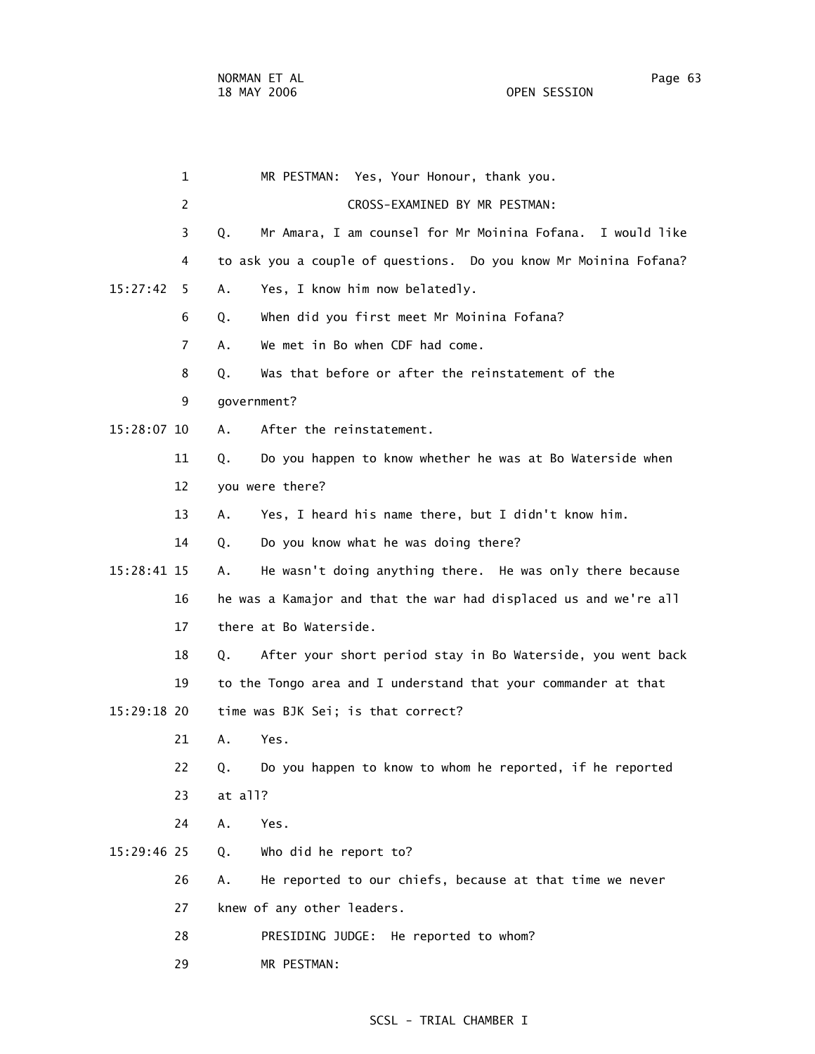MR PESTMAN: Yes, Your Honour, thank you.

CROSS-EXAMINED BY MR PESTMAN:

Q. Mr Amara, I am counsel for Mr Moinina Fofana. I would like to ask you a couple of questions. Do you know Mr Moinina Fofana?

A. Yes, I know him now belatedly.

Q. When did you first meet Mr Moinina Fofana?

A. We met in Bo when CDF had come.

Q. Was that before or after the reinstatement of the government?

A. After the reinstatement.

Q. Do you happen to know whether he was at Bo Waterside when you were there?

A. Yes, I heard his name there, but I didn't know him.

Q. Do you know what he was doing there?

A. He wasn't doing anything there. He was only there because he was a Kamajor and that the war had displaced us and we're all there at Bo Waterside.

Q. After your short period stay in Bo Waterside, you went back to the Tongo area and I understand that your commander at that time was BJK Sei; is that correct?

A. Yes.

Q. Do you happen to know to whom he reported, if he reported at all?

A. Yes.

Q. Who did he report to?

A. He reported to our chiefs, because at that time we never knew of any other leaders.

PRESIDING JUDGE: He reported to whom?

MR PESTMAN: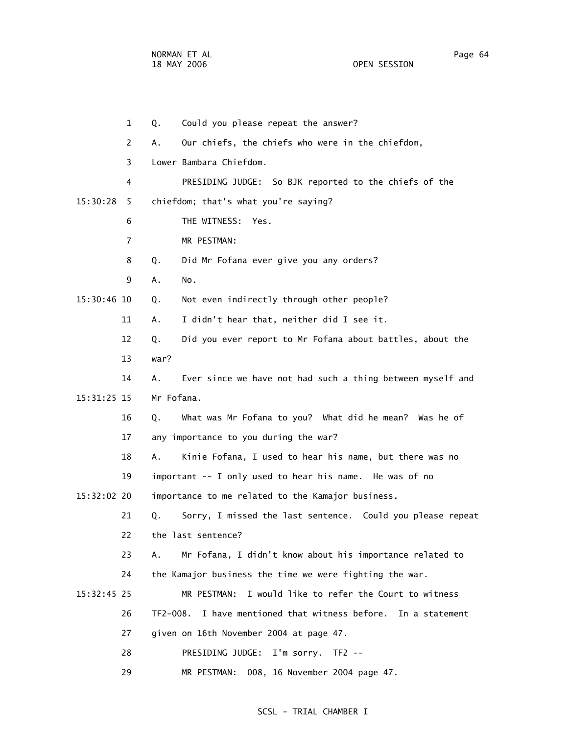Q. Could you please repeat the answer?

A. Our chiefs, the chiefs who were in the chiefdom, Lower Bambara Chiefdom.

PRESIDING JUDGE: So BJK reported to the chiefs of the chiefdom; that's what you're saying?

THE WITNESS: Yes.

MR PESTMAN:

Q. Did Mr Fofana ever give you any orders?

A. No.

Q. Not even indirectly through other people?

A. I didn't hear that, neither did I see it.

Q. Did you ever report to Mr Fofana about battles, about the war?

A. Ever since we have not had such a thing between myself and Mr Fofana.

Q. What was Mr Fofana to you? What did he mean? Was he of any importance to you during the war?

A. Kinie Fofana, I used to hear his name, but there was no important -- I only used to hear his name. He was of no importance to me related to the Kamajor business.

Q. Sorry, I missed the last sentence. Could you please repeat the last sentence?

A. Mr Fofana, I didn't know about his importance related to the Kamajor business the time we were fighting the war.

MR PESTMAN: I would like to refer the Court to witness TF2-008. I have mentioned that witness before. In a statement given on 16th November 2004 at page 47.

PRESIDING JUDGE: I'm sorry. TF2 --

MR PESTMAN: 008, 16 November 2004 page 47.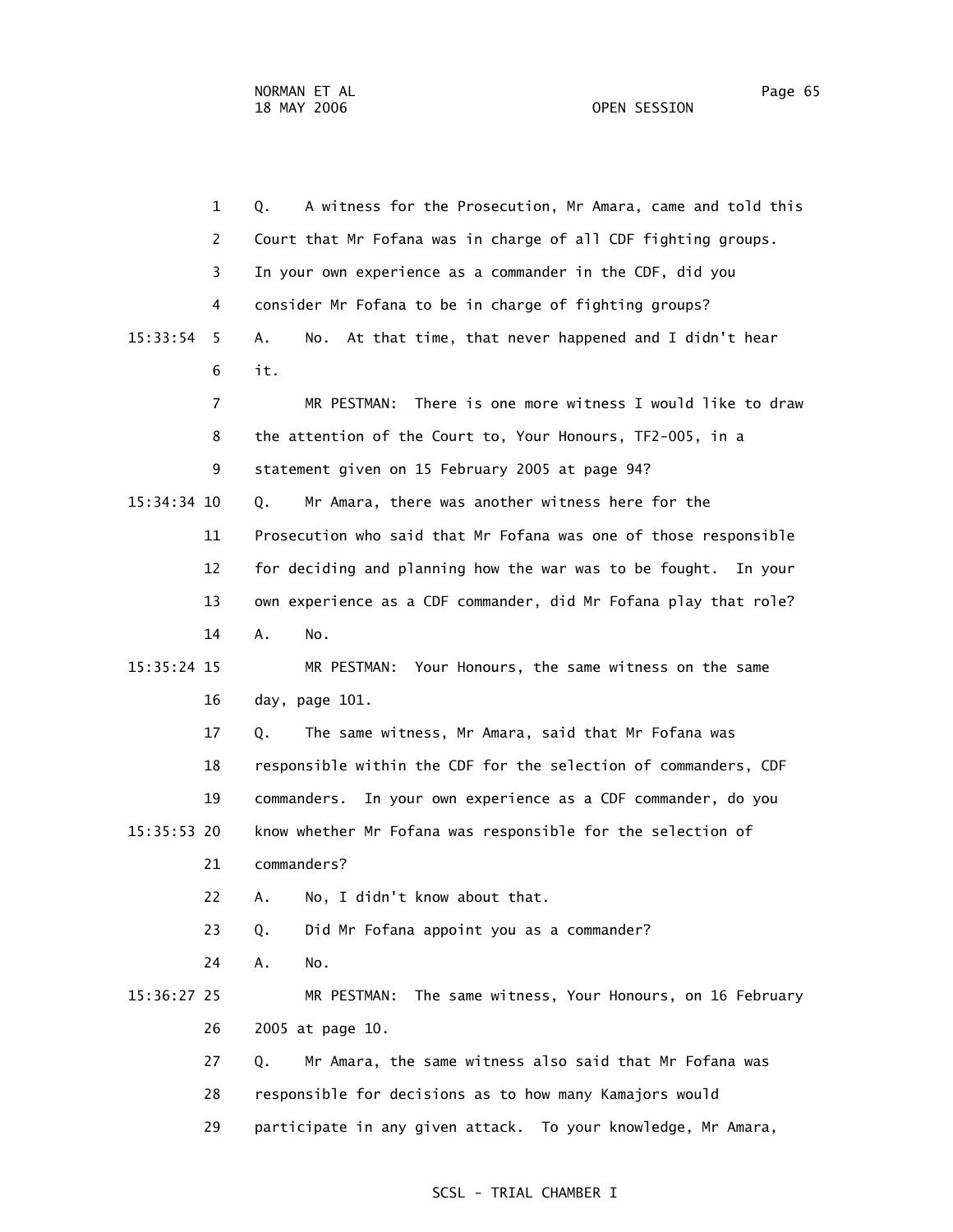Q. A witness for the Prosecution, Mr Amara, came and told this Court that Mr Fofana was in charge of all CDF fighting groups. In your own experience as a commander in the CDF, did you consider Mr Fofana to be in charge of fighting groups?

A. No. At that time, that never happened and I didn't hear it.

MR PESTMAN: There is one more witness I would like to draw the attention of the Court to, Your Honours, TF2-005, in a statement given on 15 February 2005 at page 94?

Q. Mr Amara, there was another witness here for the Prosecution who said that Mr Fofana was one of those responsible for deciding and planning how the war was to be fought. In your own experience as a CDF commander, did Mr Fofana play that role?

A. No.

MR PESTMAN: Your Honours, the same witness on the same day, page 101.

Q. The same witness, Mr Amara, said that Mr Fofana was responsible within the CDF for the selection of commanders, CDF commanders. In your own experience as a CDF commander, do you know whether Mr Fofana was responsible for the selection of commanders?

A. No, I didn't know about that.

Q. Did Mr Fofana appoint you as a commander?

A. No.

MR PESTMAN: The same witness, Your Honours, on 16 February 2005 at page 10.

Q. Mr Amara, the same witness also said that Mr Fofana was responsible for decisions as to how many Kamajors would participate in any given attack. To your knowledge, Mr Amara,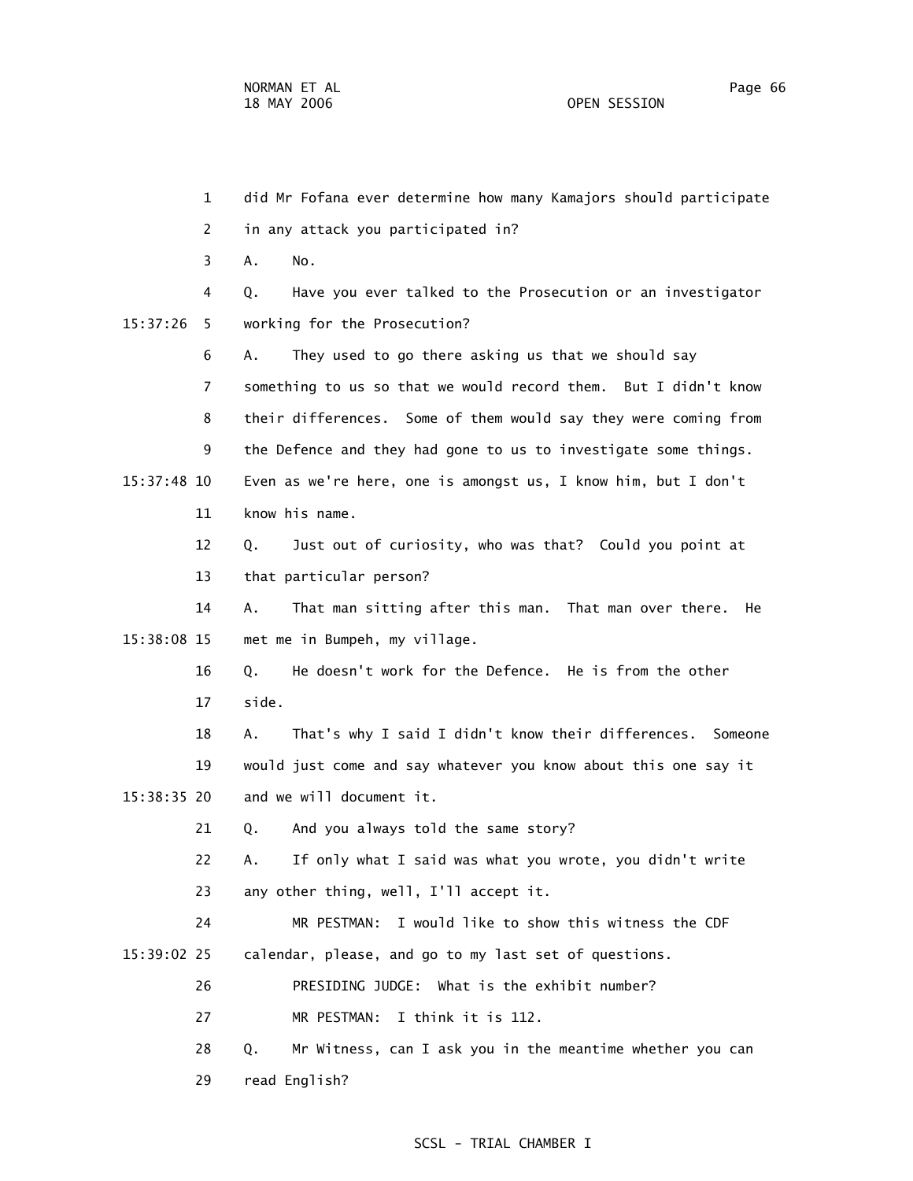1 did Mr Fofana ever determine how many Kamajors should participate
2 in any attack you participated in?
3 A. No.
4 Q. Have you ever talked to the Prosecution or an investigator
15:37:26 5 working for the Prosecution?
6 A. They used to go there asking us that we should say
7 something to us so that we would record them. But I didn't know
8 their differences. Some of them would say they were coming from
9 the Defence and they had gone to us to investigate some things.
15:37:48 10 Even as we're here, one is amongst us, I know him, but I don't
11 know his name.
12 Q. Just out of curiosity, who was that? Could you point at
13 that particular person?
14 A. That man sitting after this man. That man over there. He
15:38:08 15 met me in Bumpeh, my village.
16 Q. He doesn't work for the Defence. He is from the other
17 side.
18 A. That's why I said I didn't know their differences. Someone
19 would just come and say whatever you know about this one say it
15:38:35 20 and we will document it.
21 Q. And you always told the same story?
22 A. If only what I said was what you wrote, you didn't write
23 any other thing, well, I'll accept it.
24 MR PESTMAN: I would like to show this witness the CDF
15:39:02 25 calendar, please, and go to my last set of questions.
26 PRESIDING JUDGE: What is the exhibit number?
27 MR PESTMAN: I think it is 112.
28 Q. Mr Witness, can I ask you in the meantime whether you can
29 read English?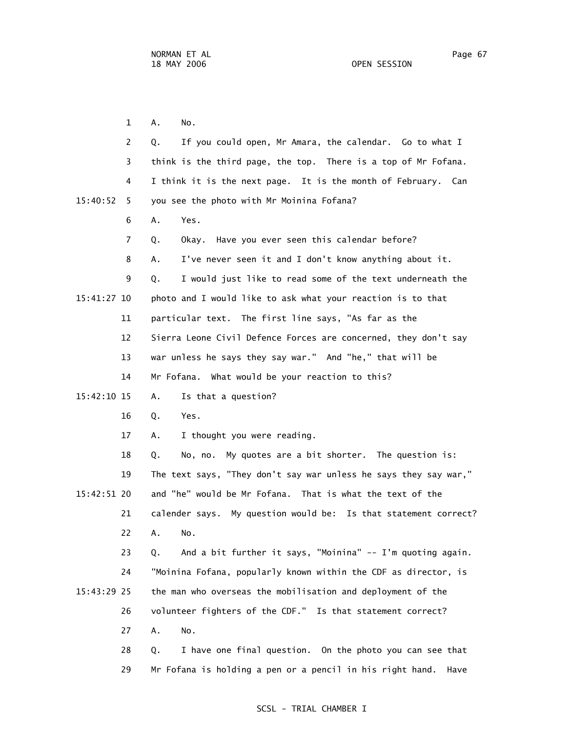1 A. No.

2 Q. If you could open, Mr Amara, the calendar. Go to what I

3 think is the third page, the top. There is a top of Mr Fofana.

4 I think it is the next page. It is the month of February. Can

15:40:52 5 you see the photo with Mr Moinina Fofana?

6 A. Yes.

7 Q. Okay. Have you ever seen this calendar before?

8 A. I've never seen it and I don't know anything about it.

9 Q. I would just like to read some of the text underneath the

15:41:27 10 photo and I would like to ask what your reaction is to that

11 particular text. The first line says, "As far as the

12 Sierra Leone Civil Defence Forces are concerned, they don't say

13 war unless he says they say war." And "he," that will be

14 Mr Fofana. What would be your reaction to this?

15:42:10 15 A. Is that a question?

16 Q. Yes.

17 A. I thought you were reading.

18 Q. No, no. My quotes are a bit shorter. The question is:

19 The text says, "They don't say war unless he says they say war,"

15:42:51 20 and "he" would be Mr Fofana. That is what the text of the

21 calender says. My question would be: Is that statement correct?

22 A. No.

23 Q. And a bit further it says, "Moinina" -- I'm quoting again.

24 "Moinina Fofana, popularly known within the CDF as director, is

15:43:29 25 the man who overseas the mobilisation and deployment of the

26 volunteer fighters of the CDF." Is that statement correct?

27 A. No.

28 Q. I have one final question. On the photo you can see that

29 Mr Fofana is holding a pen or a pencil in his right hand. Have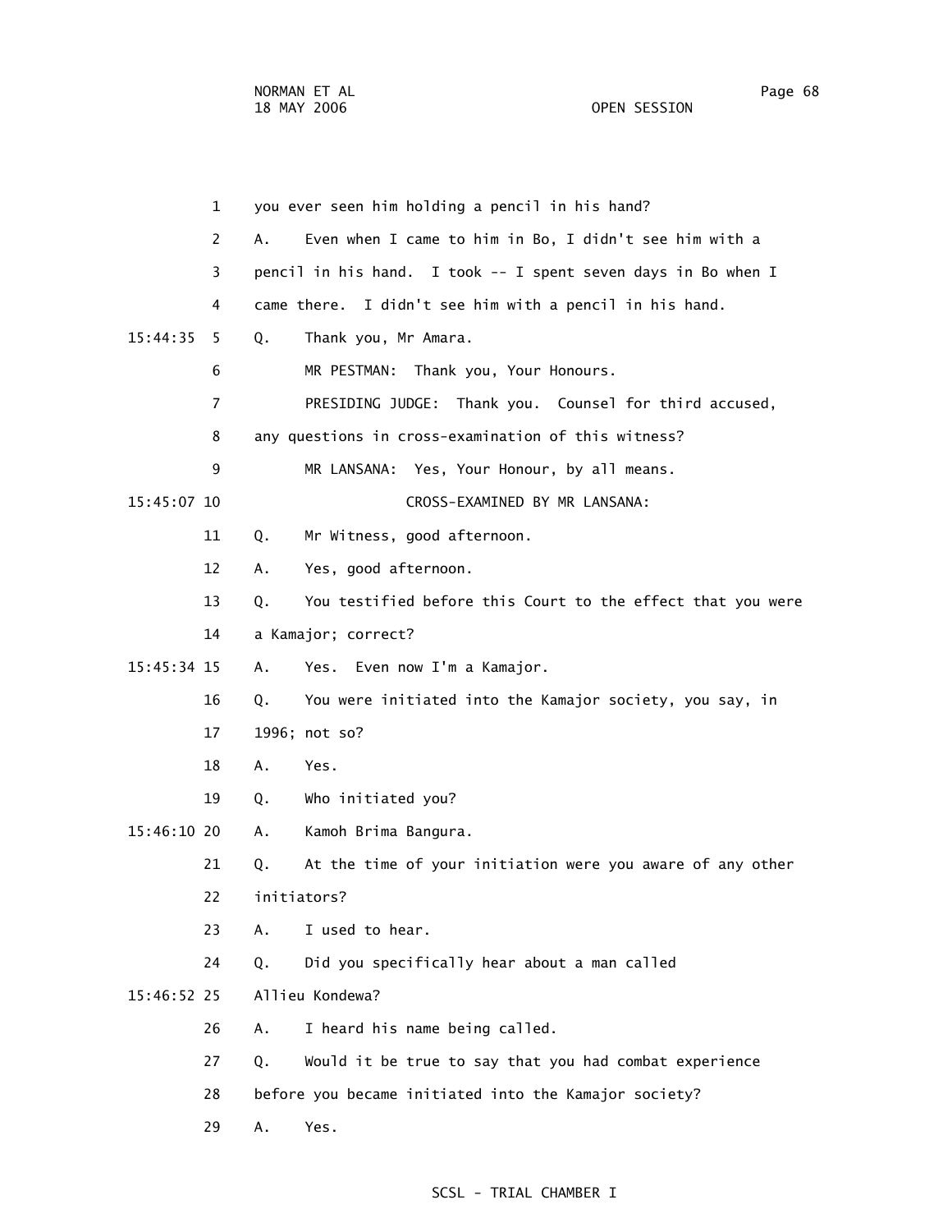1 you ever seen him holding a pencil in his hand?

2 A. Even when I came to him in Bo, I didn't see him with a

3 pencil in his hand. I took -- I spent seven days in Bo when I

4 came there. I didn't see him with a pencil in his hand.

15:44:35 5 Q. Thank you, Mr Amara.

6 MR PESTMAN: Thank you, Your Honours.

7 PRESIDING JUDGE: Thank you. Counsel for third accused,

8 any questions in cross-examination of this witness?

9 MR LANSANA: Yes, Your Honour, by all means.

15:45:07 10 CROSS-EXAMINED BY MR LANSANA:

11 Q. Mr Witness, good afternoon.

12 A. Yes, good afternoon.

13 Q. You testified before this Court to the effect that you were

14 a Kamajor; correct?

15:45:34 15 A. Yes. Even now I'm a Kamajor.

16 Q. You were initiated into the Kamajor society, you say, in

17 1996; not so?

18 A. Yes.

19 Q. Who initiated you?

15:46:10 20 A. Kamoh Brima Bangura.

21 Q. At the time of your initiation were you aware of any other

22 initiators?

23 A. I used to hear.

24 Q. Did you specifically hear about a man called

15:46:52 25 Allieu Kondewa?

26 A. I heard his name being called.

27 Q. Would it be true to say that you had combat experience

28 before you became initiated into the Kamajor society?

29 A. Yes.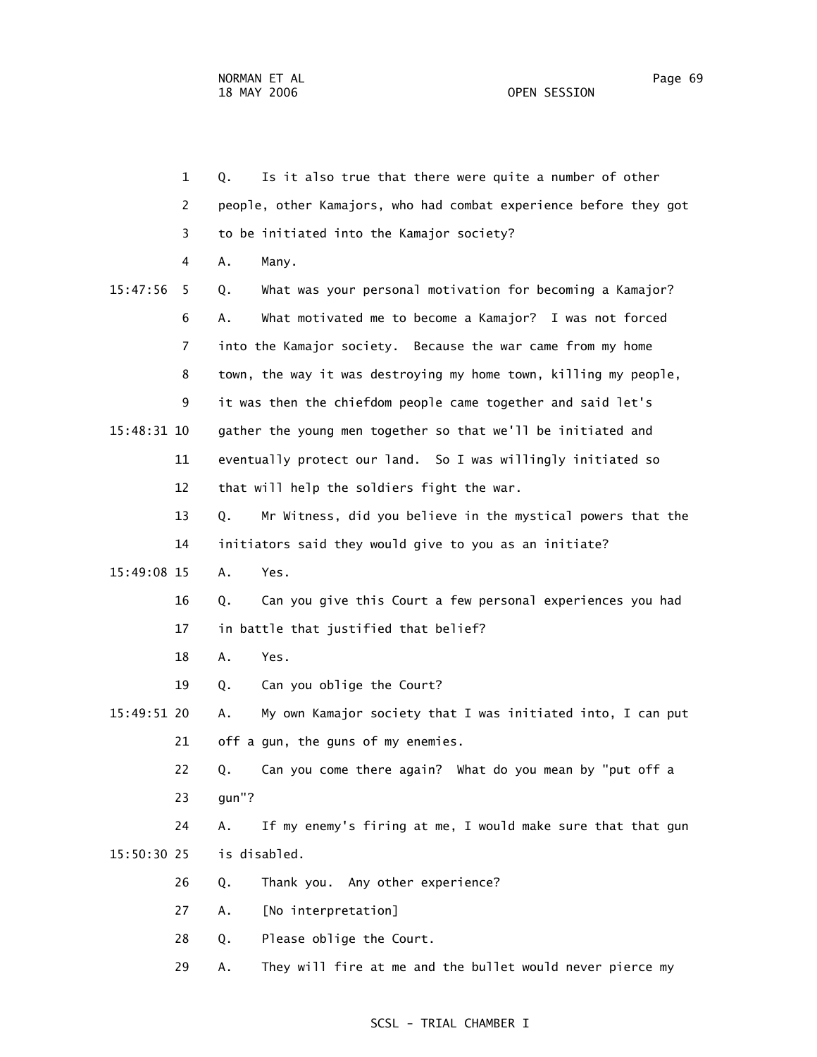1 Q. Is it also true that there were quite a number of other
2 people, other Kamajors, who had combat experience before they got
3 to be initiated into the Kamajor society?
4 A. Many.
15:47:56 5 Q. What was your personal motivation for becoming a Kamajor?
6 A. What motivated me to become a Kamajor? I was not forced
7 into the Kamajor society. Because the war came from my home
8 town, the way it was destroying my home town, killing my people,
9 it was then the chiefdom people came together and said let's
15:48:31 10 gather the young men together so that we'll be initiated and
11 eventually protect our land. So I was willingly initiated so
12 that will help the soldiers fight the war.
13 Q. Mr Witness, did you believe in the mystical powers that the
14 initiators said they would give to you as an initiate?
15:49:08 15 A. Yes.
16 Q. Can you give this Court a few personal experiences you had
17 in battle that justified that belief?
18 A. Yes.
19 Q. Can you oblige the Court?
15:49:51 20 A. My own Kamajor society that I was initiated into, I can put
21 off a gun, the guns of my enemies.
22 Q. Can you come there again? What do you mean by "put off a
23 gun"?
24 A. If my enemy's firing at me, I would make sure that that gun
15:50:30 25 is disabled.
26 Q. Thank you. Any other experience?
27 A. [No interpretation]
28 Q. Please oblige the Court.
29 A. They will fire at me and the bullet would never pierce my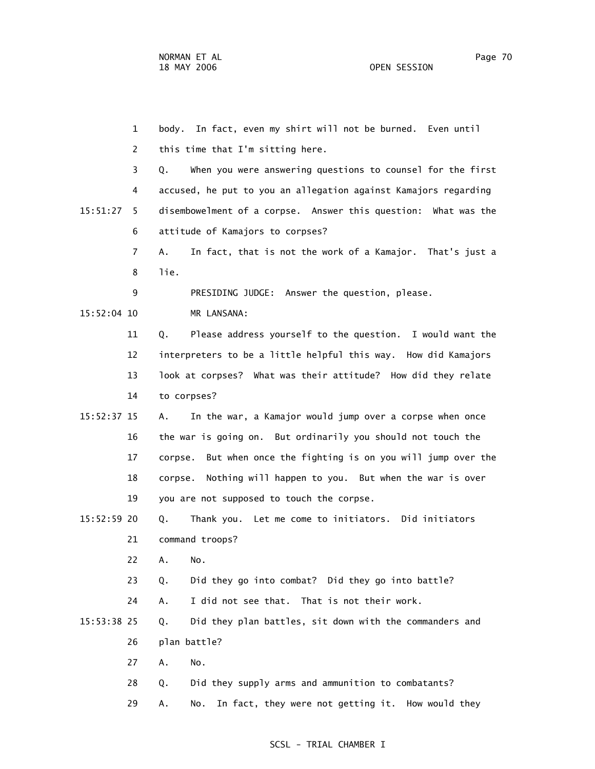1 body. In fact, even my shirt will not be burned. Even until

2 this time that I'm sitting here.

3 Q. When you were answering questions to counsel for the first

4 accused, he put to you an allegation against Kamajors regarding

15:51:27 5 disembowelment of a corpse. Answer this question: What was the

6 attitude of Kamajors to corpses?

7 A. In fact, that is not the work of a Kamajor. That's just a

8 lie.

9 PRESIDING JUDGE: Answer the question, please.

15:52:04 10 MR LANSANA:

11 Q. Please address yourself to the question. I would want the

12 interpreters to be a little helpful this way. How did Kamajors

13 look at corpses? What was their attitude? How did they relate

14 to corpses?

15:52:37 15 A. In the war, a Kamajor would jump over a corpse when once

16 the war is going on. But ordinarily you should not touch the

17 corpse. But when once the fighting is on you will jump over the

18 corpse. Nothing will happen to you. But when the war is over

19 you are not supposed to touch the corpse.

15:52:59 20 Q. Thank you. Let me come to initiators. Did initiators

21 command troops?

22 A. No.

23 Q. Did they go into combat? Did they go into battle?

24 A. I did not see that. That is not their work.

15:53:38 25 Q. Did they plan battles, sit down with the commanders and

26 plan battle?

27 A. No.

28 Q. Did they supply arms and ammunition to combatants?

29 A. No. In fact, they were not getting it. How would they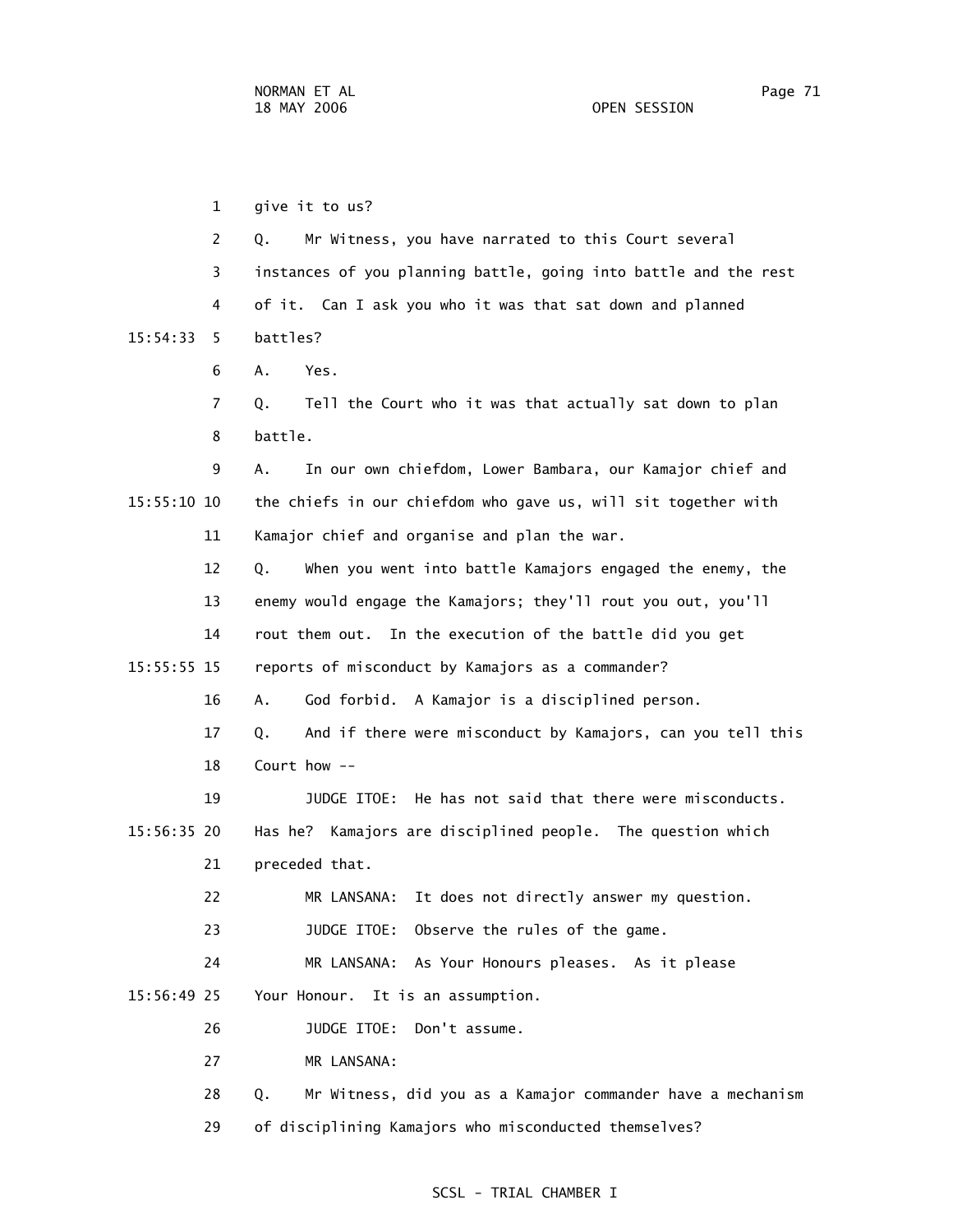1 give it to us?

2 Q. Mr Witness, you have narrated to this Court several

3 instances of you planning battle, going into battle and the rest

4 of it. Can I ask you who it was that sat down and planned

15:54:33 5 battles?

6 A. Yes.

7 Q. Tell the Court who it was that actually sat down to plan

8 battle.

9 A. In our own chiefdom, Lower Bambara, our Kamajor chief and

15:55:10 10 the chiefs in our chiefdom who gave us, will sit together with

11 Kamajor chief and organise and plan the war.

12 Q. When you went into battle Kamajors engaged the enemy, the

13 enemy would engage the Kamajors; they'll rout you out, you'll

14 rout them out. In the execution of the battle did you get

15:55:55 15 reports of misconduct by Kamajors as a commander?

16 A. God forbid. A Kamajor is a disciplined person.

17 Q. And if there were misconduct by Kamajors, can you tell this

18 Court how --

19 JUDGE ITOE: He has not said that there were misconducts.

15:56:35 20 Has he? Kamajors are disciplined people. The question which

21 preceded that.

22 MR LANSANA: It does not directly answer my question.

23 JUDGE ITOE: Observe the rules of the game.

24 MR LANSANA: As Your Honours pleases. As it please

15:56:49 25 Your Honour. It is an assumption.

26 JUDGE ITOE: Don't assume.

27 MR LANSANA:

28 Q. Mr Witness, did you as a Kamajor commander have a mechanism

29 of disciplining Kamajors who misconducted themselves?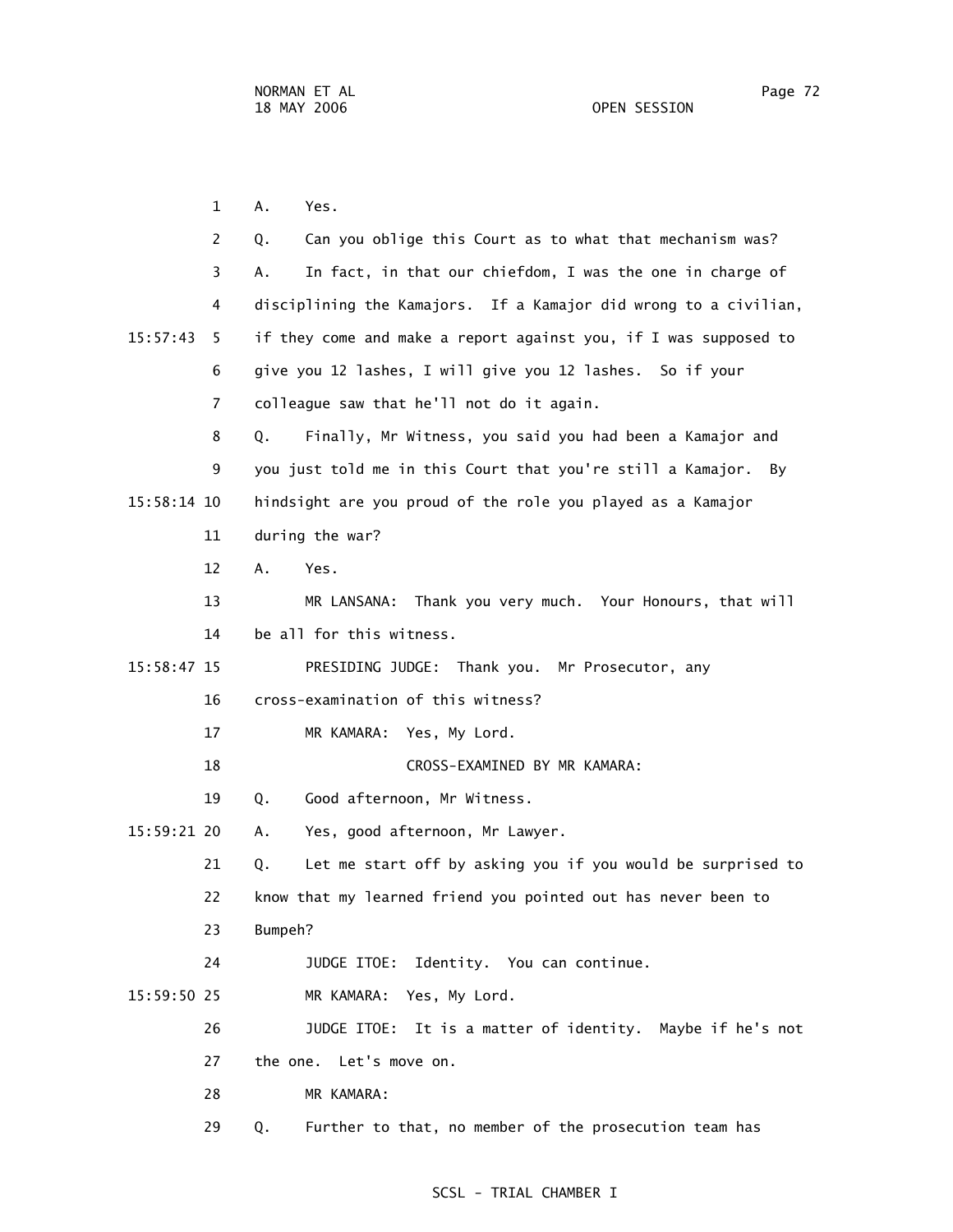1 A. Yes.

2 Q. Can you oblige this Court as to what that mechanism was?

3 A. In fact, in that our chiefdom, I was the one in charge of

4 disciplining the Kamajors. If a Kamajor did wrong to a civilian,

15:57:43 5 if they come and make a report against you, if I was supposed to

6 give you 12 lashes, I will give you 12 lashes. So if your

7 colleague saw that he'll not do it again.

8 Q. Finally, Mr Witness, you said you had been a Kamajor and

9 you just told me in this Court that you're still a Kamajor. By

15:58:14 10 hindsight are you proud of the role you played as a Kamajor

11 during the war?

12 A. Yes.

13 MR LANSANA: Thank you very much. Your Honours, that will

14 be all for this witness.

15:58:47 15 PRESIDING JUDGE: Thank you. Mr Prosecutor, any

16 cross-examination of this witness?

17 MR KAMARA: Yes, My Lord.

18 CROSS-EXAMINED BY MR KAMARA:

19 Q. Good afternoon, Mr Witness.

15:59:21 20 A. Yes, good afternoon, Mr Lawyer.

21 Q. Let me start off by asking you if you would be surprised to

22 know that my learned friend you pointed out has never been to

23 Bumpeh?

24 JUDGE ITOE: Identity. You can continue.

15:59:50 25 MR KAMARA: Yes, My Lord.

26 JUDGE ITOE: It is a matter of identity. Maybe if he's not

27 the one. Let's move on.

28 MR KAMARA:

29 Q. Further to that, no member of the prosecution team has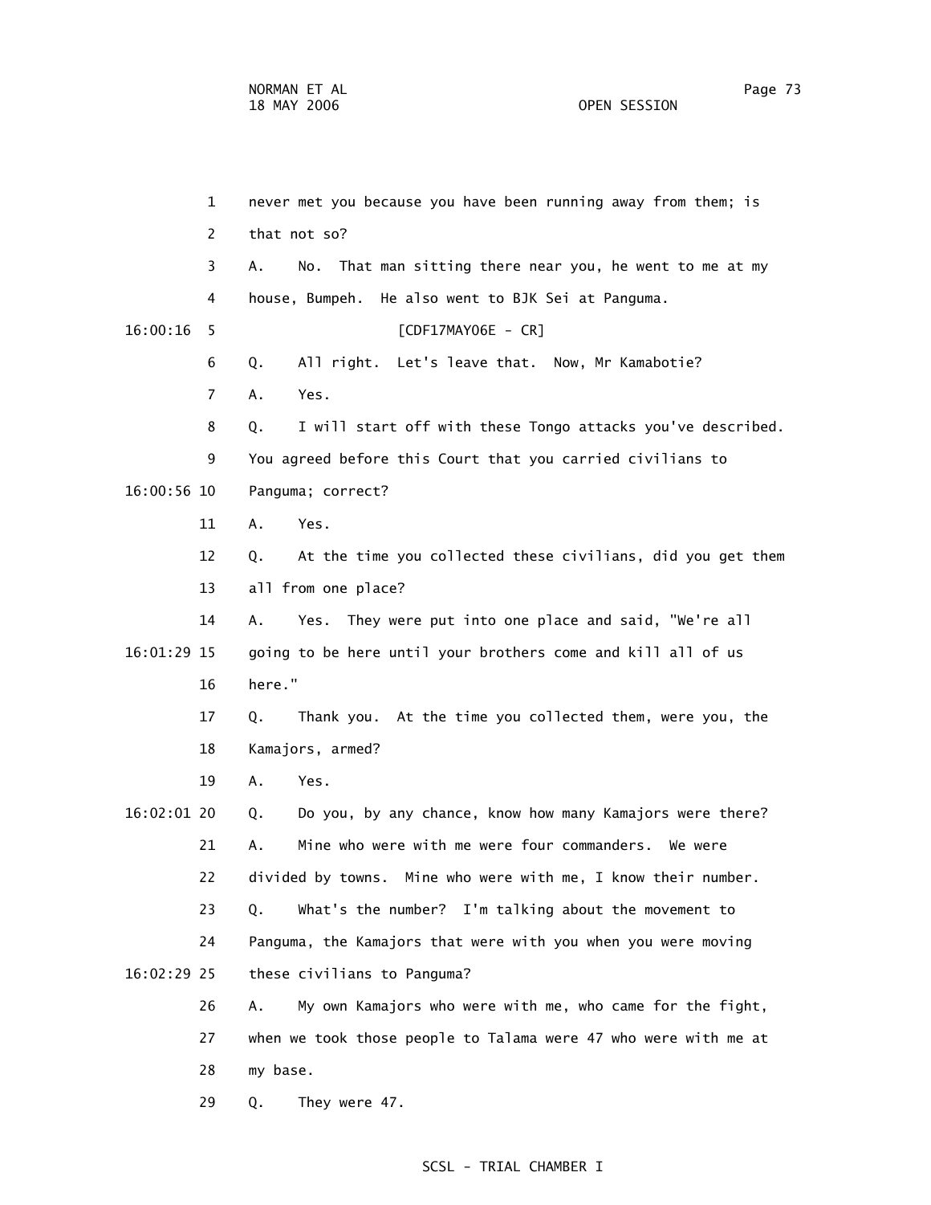never met you because you have been running away from them; is that not so?

A. No. That man sitting there near you, he went to me at my house, Bumpeh. He also went to BJK Sei at Panguma.

[CDF17MAY06E - CR]

Q. All right. Let's leave that. Now, Mr Kamabotie?

A. Yes.

Q. I will start off with these Tongo attacks you've described. You agreed before this Court that you carried civilians to Panguma; correct?

A. Yes.

Q. At the time you collected these civilians, did you get them all from one place?

A. Yes. They were put into one place and said, "We're all going to be here until your brothers come and kill all of us here."

Q. Thank you. At the time you collected them, were you, the Kamajors, armed?

A. Yes.

Q. Do you, by any chance, know how many Kamajors were there?

A. Mine who were with me were four commanders. We were divided by towns. Mine who were with me, I know their number.

Q. What's the number? I'm talking about the movement to Panguma, the Kamajors that were with you when you were moving these civilians to Panguma?

A. My own Kamajors who were with me, who came for the fight, when we took those people to Talama were 47 who were with me at my base.

Q. They were 47.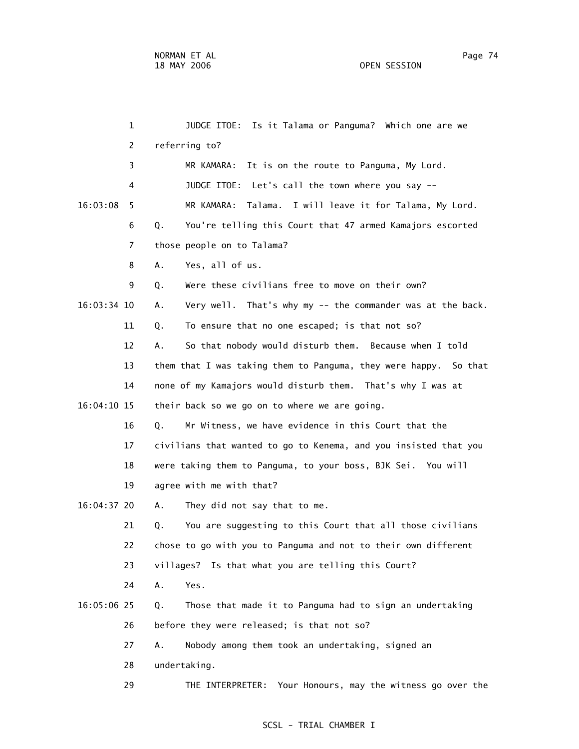JUDGE ITOE: Is it Talama or Panguma? Which one are we referring to?

MR KAMARA: It is on the route to Panguma, My Lord.

JUDGE ITOE: Let's call the town where you say --

MR KAMARA: Talama. I will leave it for Talama, My Lord.

Q. You're telling this Court that 47 armed Kamajors escorted those people on to Talama?

A. Yes, all of us.

Q. Were these civilians free to move on their own?

A. Very well. That's why my -- the commander was at the back.

Q. To ensure that no one escaped; is that not so?

A. So that nobody would disturb them. Because when I told them that I was taking them to Panguma, they were happy. So that none of my Kamajors would disturb them. That's why I was at their back so we go on to where we are going.

Q. Mr Witness, we have evidence in this Court that the civilians that wanted to go to Kenema, and you insisted that you were taking them to Panguma, to your boss, BJK Sei. You will agree with me with that?

A. They did not say that to me.

Q. You are suggesting to this Court that all those civilians chose to go with you to Panguma and not to their own different villages? Is that what you are telling this Court?

A. Yes.

Q. Those that made it to Panguma had to sign an undertaking before they were released; is that not so?

A. Nobody among them took an undertaking, signed an undertaking.

THE INTERPRETER: Your Honours, may the witness go over the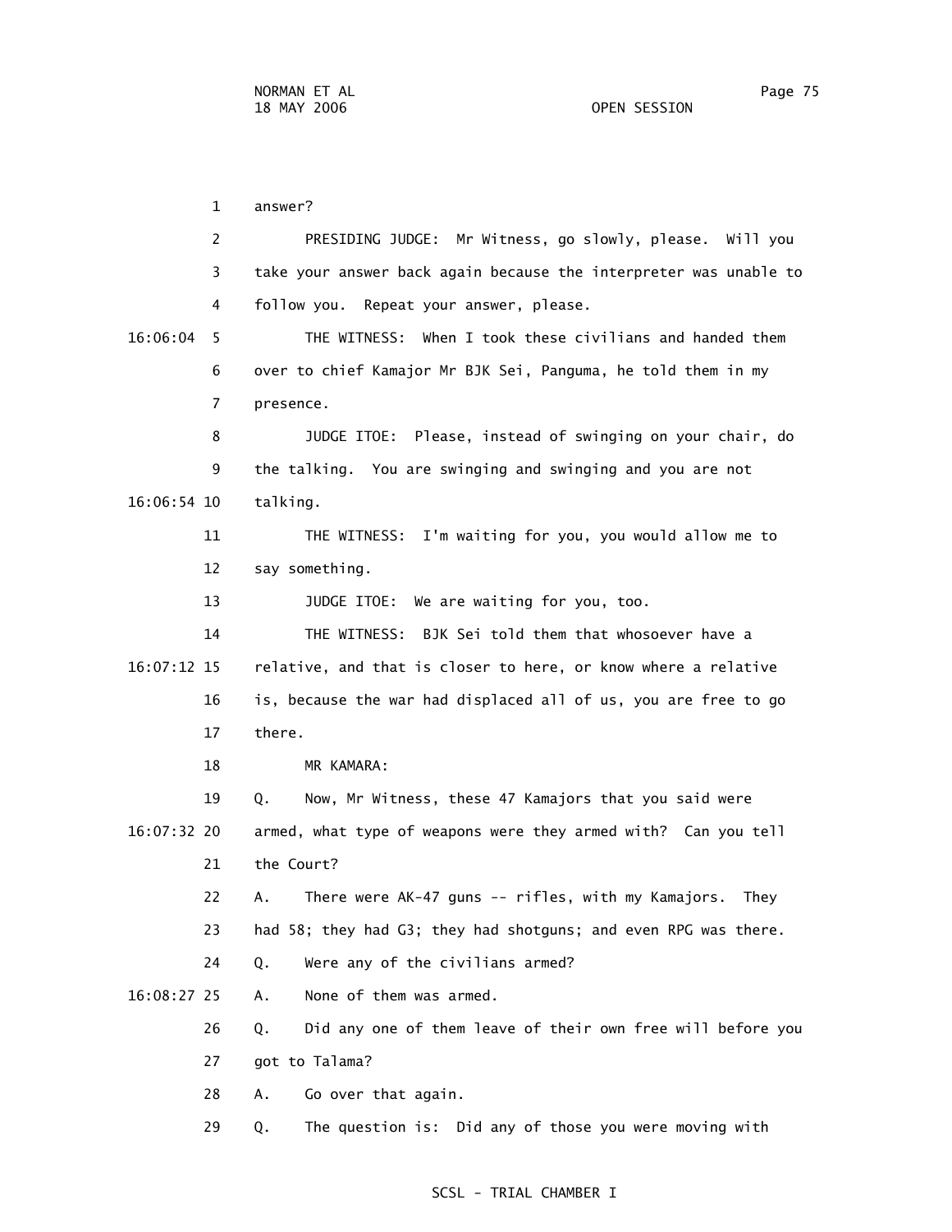1 answer?

2 PRESIDING JUDGE: Mr Witness, go slowly, please. Will you

3 take your answer back again because the interpreter was unable to

4 follow you. Repeat your answer, please.

16:06:04 5 THE WITNESS: When I took these civilians and handed them

6 over to chief Kamajor Mr BJK Sei, Panguma, he told them in my

7 presence.

8 JUDGE ITOE: Please, instead of swinging on your chair, do

9 the talking. You are swinging and swinging and you are not

16:06:54 10 talking.

11 THE WITNESS: I'm waiting for you, you would allow me to

12 say something.

13 JUDGE ITOE: We are waiting for you, too.

14 THE WITNESS: BJK Sei told them that whosoever have a

16:07:12 15 relative, and that is closer to here, or know where a relative

16 is, because the war had displaced all of us, you are free to go

17 there.

18 MR KAMARA:

19 Q. Now, Mr Witness, these 47 Kamajors that you said were

16:07:32 20 armed, what type of weapons were they armed with? Can you tell

21 the Court?

22 A. There were AK-47 guns -- rifles, with my Kamajors. They

23 had 58; they had G3; they had shotguns; and even RPG was there.

24 Q. Were any of the civilians armed?

16:08:27 25 A. None of them was armed.

26 Q. Did any one of them leave of their own free will before you

27 got to Talama?

28 A. Go over that again.

29 Q. The question is: Did any of those you were moving with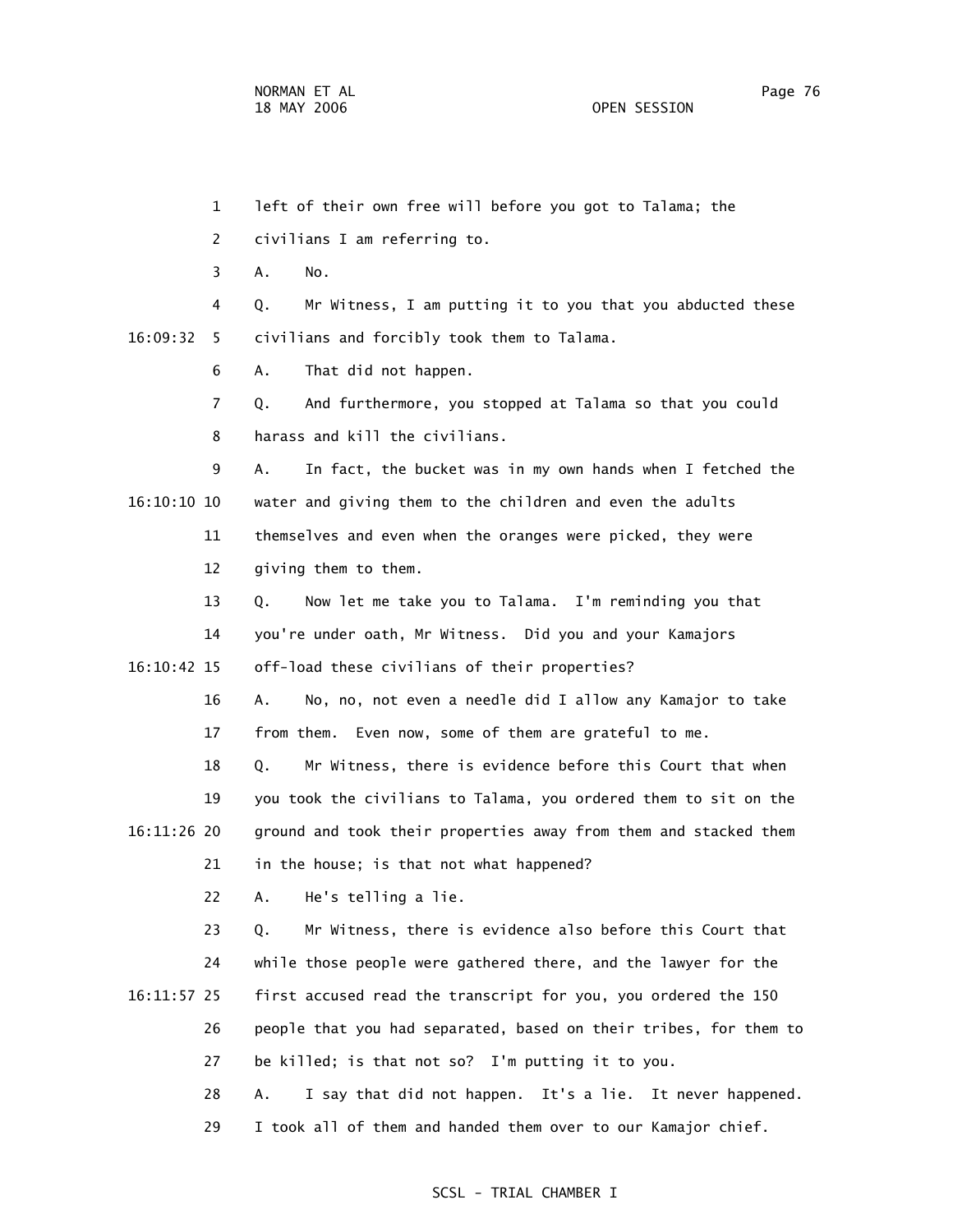1 left of their own free will before you got to Talama; the

2 civilians I am referring to.

3 A. No.

4 Q. Mr Witness, I am putting it to you that you abducted these

16:09:32 5 civilians and forcibly took them to Talama.

6 A. That did not happen.

7 Q. And furthermore, you stopped at Talama so that you could

8 harass and kill the civilians.

9 A. In fact, the bucket was in my own hands when I fetched the

16:10:10 10 water and giving them to the children and even the adults

11 themselves and even when the oranges were picked, they were

12 giving them to them.

13 Q. Now let me take you to Talama. I'm reminding you that

14 you're under oath, Mr Witness. Did you and your Kamajors

16:10:42 15 off-load these civilians of their properties?

16 A. No, no, not even a needle did I allow any Kamajor to take

17 from them. Even now, some of them are grateful to me.

18 Q. Mr Witness, there is evidence before this Court that when

19 you took the civilians to Talama, you ordered them to sit on the

16:11:26 20 ground and took their properties away from them and stacked them

21 in the house; is that not what happened?

22 A. He's telling a lie.

23 Q. Mr Witness, there is evidence also before this Court that

24 while those people were gathered there, and the lawyer for the

16:11:57 25 first accused read the transcript for you, you ordered the 150

26 people that you had separated, based on their tribes, for them to

27 be killed; is that not so? I'm putting it to you.

28 A. I say that did not happen. It's a lie. It never happened.

29 I took all of them and handed them over to our Kamajor chief.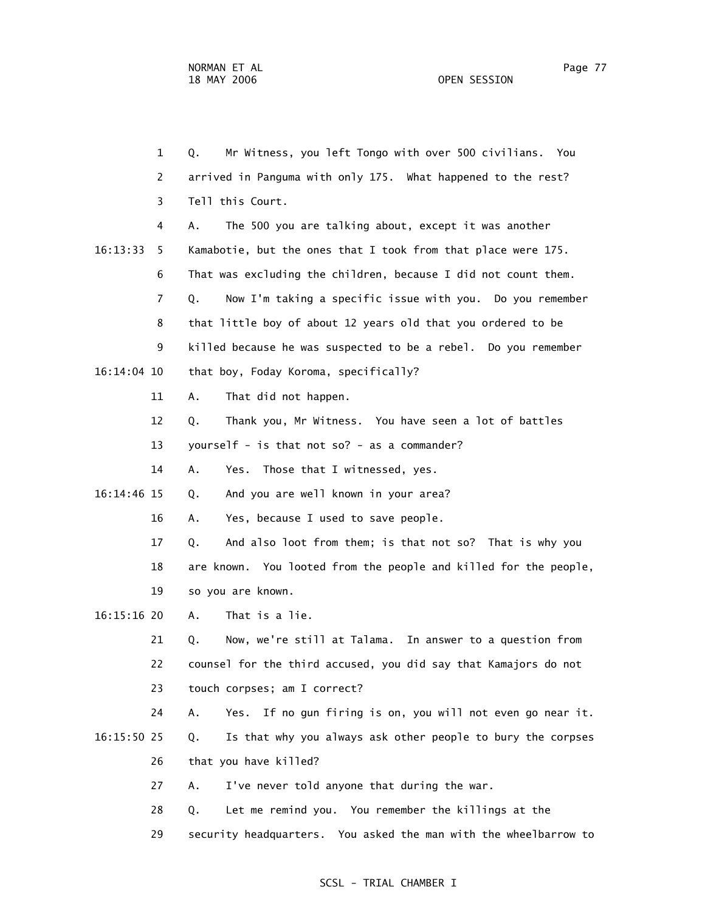1 Q. Mr Witness, you left Tongo with over 500 civilians. You
2 arrived in Panguma with only 175. What happened to the rest?
3 Tell this Court.
4 A. The 500 you are talking about, except it was another
16:13:33 5 Kamabotie, but the ones that I took from that place were 175.
6 That was excluding the children, because I did not count them.
7 Q. Now I'm taking a specific issue with you. Do you remember
8 that little boy of about 12 years old that you ordered to be
9 killed because he was suspected to be a rebel. Do you remember
16:14:04 10 that boy, Foday Koroma, specifically?
11 A. That did not happen.
12 Q. Thank you, Mr Witness. You have seen a lot of battles
13 yourself - is that not so? - as a commander?
14 A. Yes. Those that I witnessed, yes.
16:14:46 15 Q. And you are well known in your area?
16 A. Yes, because I used to save people.
17 Q. And also loot from them; is that not so? That is why you
18 are known. You looted from the people and killed for the people,
19 so you are known.
16:15:16 20 A. That is a lie.
21 Q. Now, we're still at Talama. In answer to a question from
22 counsel for the third accused, you did say that Kamajors do not
23 touch corpses; am I correct?
24 A. Yes. If no gun firing is on, you will not even go near it.
16:15:50 25 Q. Is that why you always ask other people to bury the corpses
26 that you have killed?
27 A. I've never told anyone that during the war.
28 Q. Let me remind you. You remember the killings at the
29 security headquarters. You asked the man with the wheelbarrow to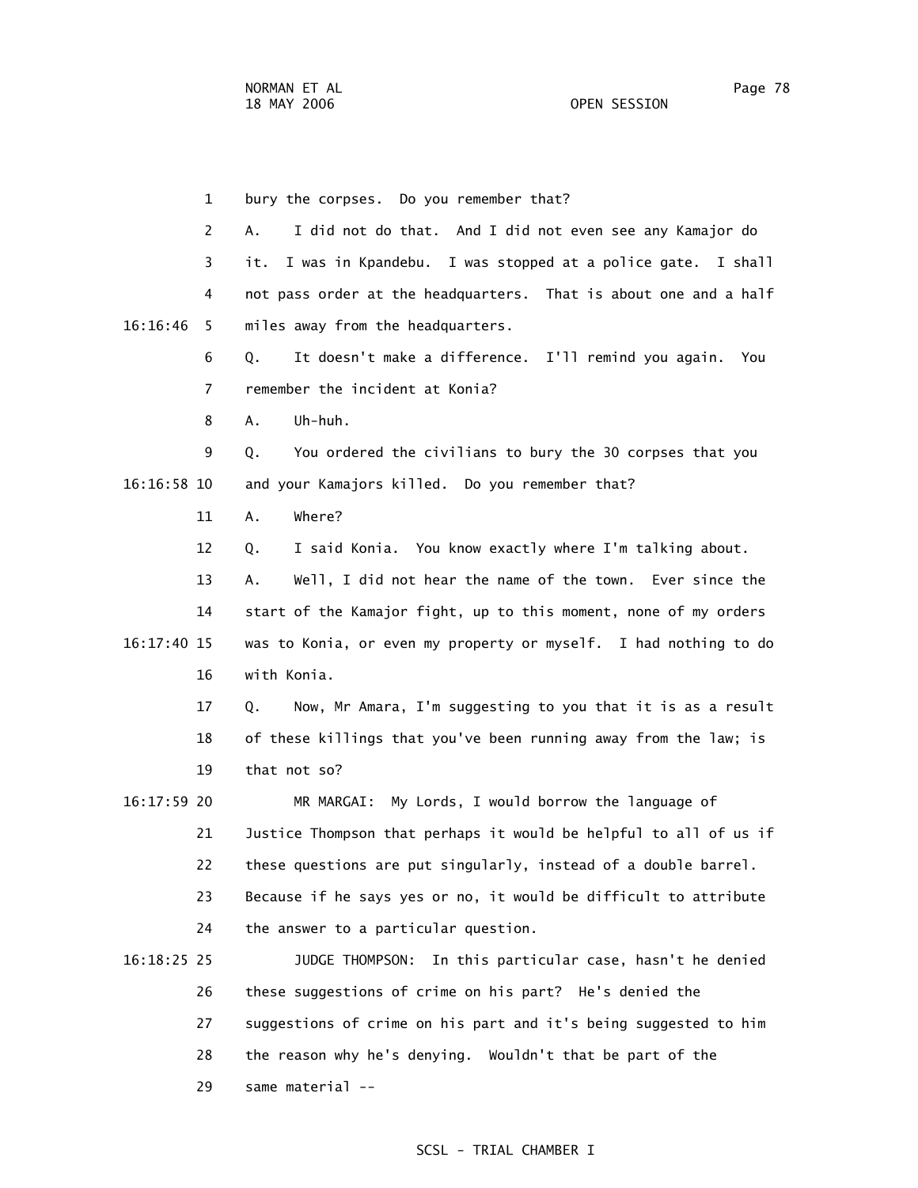bury the corpses. Do you remember that?

A. I did not do that. And I did not even see any Kamajor do it. I was in Kpandebu. I was stopped at a police gate. I shall not pass order at the headquarters. That is about one and a half miles away from the headquarters.

Q. It doesn't make a difference. I'll remind you again. You remember the incident at Konia?

A. Uh-huh.

Q. You ordered the civilians to bury the 30 corpses that you and your Kamajors killed. Do you remember that?

A. Where?

Q. I said Konia. You know exactly where I'm talking about.

A. Well, I did not hear the name of the town. Ever since the start of the Kamajor fight, up to this moment, none of my orders was to Konia, or even my property or myself. I had nothing to do with Konia.

Q. Now, Mr Amara, I'm suggesting to you that it is as a result of these killings that you've been running away from the law; is that not so?

MR MARGAI: My Lords, I would borrow the language of Justice Thompson that perhaps it would be helpful to all of us if these questions are put singularly, instead of a double barrel. Because if he says yes or no, it would be difficult to attribute the answer to a particular question.

JUDGE THOMPSON: In this particular case, hasn't he denied these suggestions of crime on his part? He's denied the suggestions of crime on his part and it's being suggested to him the reason why he's denying. Wouldn't that be part of the same material --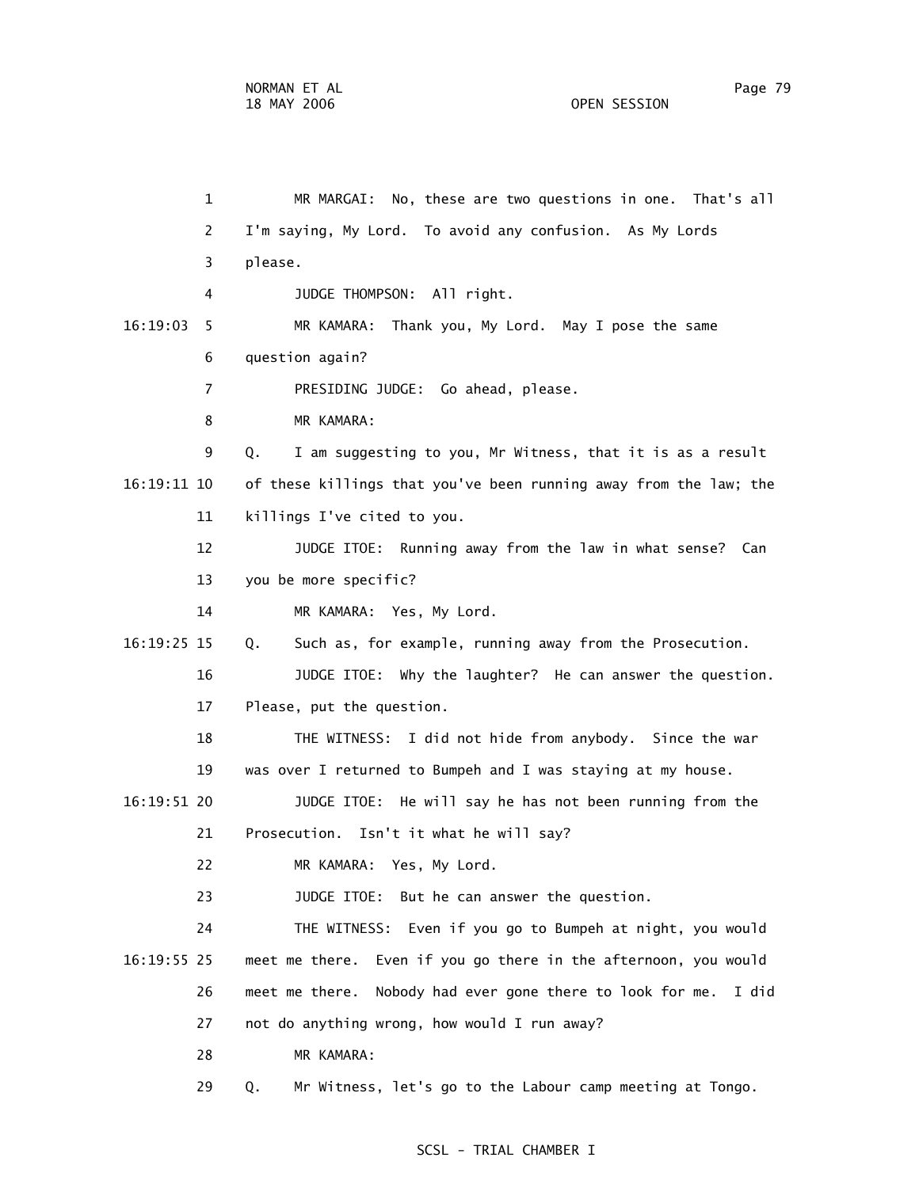MR MARGAI: No, these are two questions in one. That's all I'm saying, My Lord. To avoid any confusion. As My Lords please.

JUDGE THOMPSON: All right.

MR KAMARA: Thank you, My Lord. May I pose the same question again?

PRESIDING JUDGE: Go ahead, please.

MR KAMARA:

Q. I am suggesting to you, Mr Witness, that it is as a result of these killings that you've been running away from the law; the killings I've cited to you.

JUDGE ITOE: Running away from the law in what sense? Can you be more specific?

MR KAMARA: Yes, My Lord.

Q. Such as, for example, running away from the Prosecution.

JUDGE ITOE: Why the laughter? He can answer the question. Please, put the question.

THE WITNESS: I did not hide from anybody. Since the war was over I returned to Bumpeh and I was staying at my house.

JUDGE ITOE: He will say he has not been running from the Prosecution. Isn't it what he will say?

MR KAMARA: Yes, My Lord.

JUDGE ITOE: But he can answer the question.

THE WITNESS: Even if you go to Bumpeh at night, you would meet me there. Even if you go there in the afternoon, you would meet me there. Nobody had ever gone there to look for me. I did not do anything wrong, how would I run away?

MR KAMARA:

Q. Mr Witness, let's go to the Labour camp meeting at Tongo.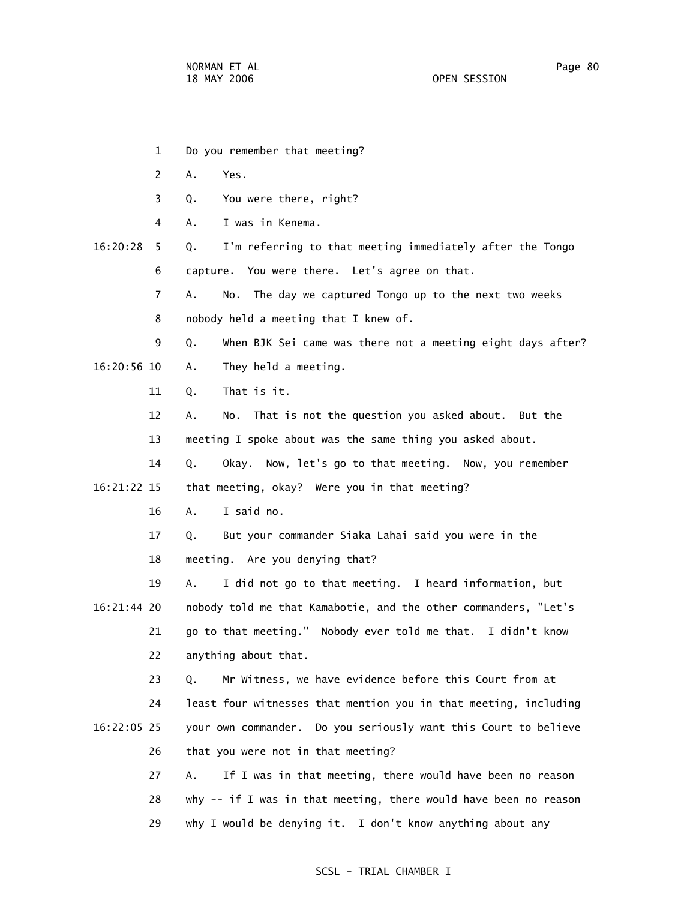1 Do you remember that meeting?

2 A. Yes.

3 Q. You were there, right?

4 A. I was in Kenema.

16:20:28 5 Q. I'm referring to that meeting immediately after the Tongo

6 capture. You were there. Let's agree on that.

7 A. No. The day we captured Tongo up to the next two weeks

8 nobody held a meeting that I knew of.

9 Q. When BJK Sei came was there not a meeting eight days after?

16:20:56 10 A. They held a meeting.

11 Q. That is it.

12 A. No. That is not the question you asked about. But the

13 meeting I spoke about was the same thing you asked about.

14 Q. Okay. Now, let's go to that meeting. Now, you remember

16:21:22 15 that meeting, okay? Were you in that meeting?

16 A. I said no.

17 Q. But your commander Siaka Lahai said you were in the

18 meeting. Are you denying that?

19 A. I did not go to that meeting. I heard information, but

16:21:44 20 nobody told me that Kamabotie, and the other commanders, "Let's

21 go to that meeting." Nobody ever told me that. I didn't know

22 anything about that.

23 Q. Mr Witness, we have evidence before this Court from at

24 least four witnesses that mention you in that meeting, including

16:22:05 25 your own commander. Do you seriously want this Court to believe

26 that you were not in that meeting?

27 A. If I was in that meeting, there would have been no reason

28 why -- if I was in that meeting, there would have been no reason

29 why I would be denying it. I don't know anything about any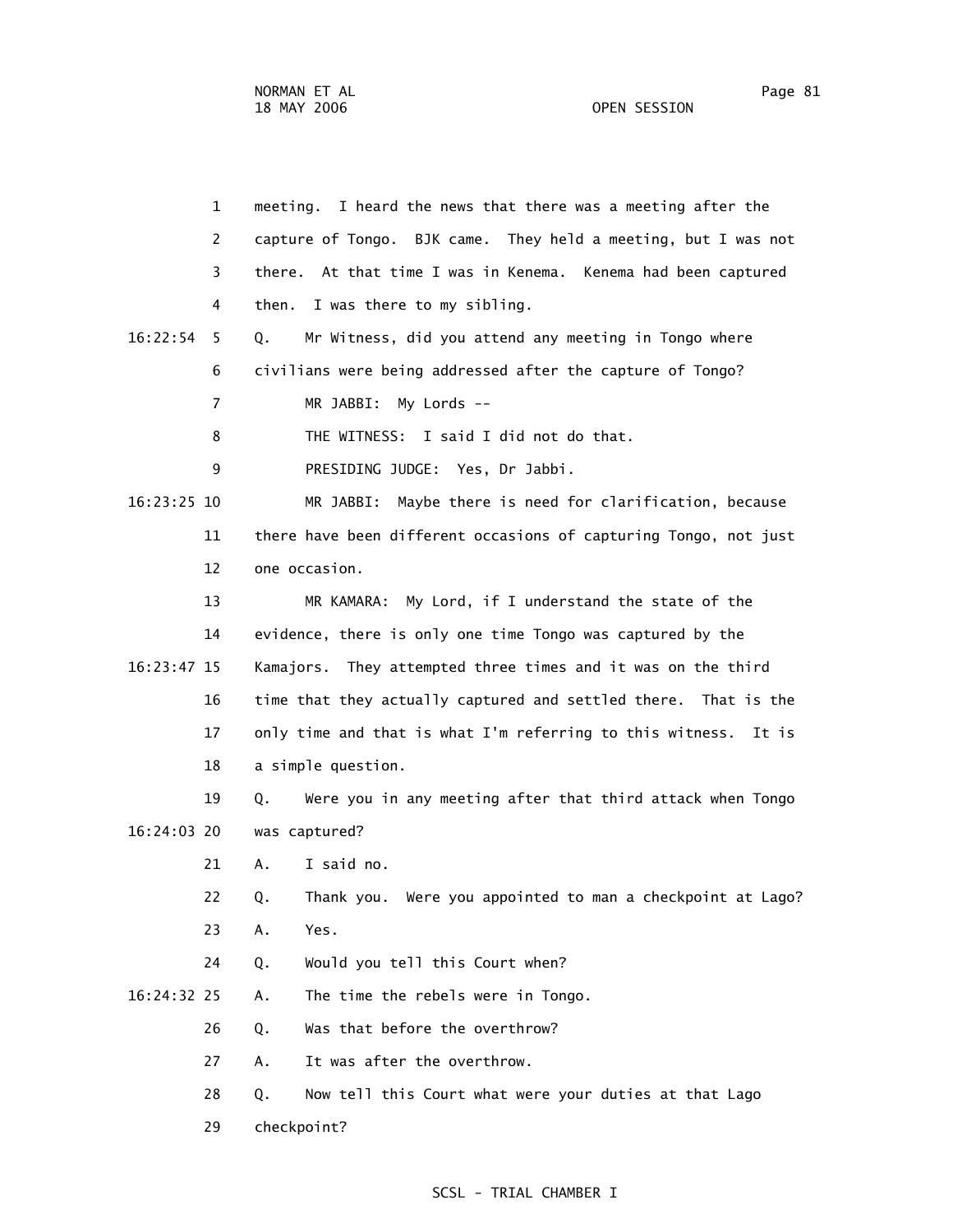1 meeting. I heard the news that there was a meeting after the
2 capture of Tongo. BJK came. They held a meeting, but I was not
3 there. At that time I was in Kenema. Kenema had been captured
4 then. I was there to my sibling.

16:22:54 5 Q. Mr Witness, did you attend any meeting in Tongo where
6 civilians were being addressed after the capture of Tongo?
7 MR JABBI: My Lords --
8 THE WITNESS: I said I did not do that.
9 PRESIDING JUDGE: Yes, Dr Jabbi.

16:23:25 10 MR JABBI: Maybe there is need for clarification, because
11 there have been different occasions of capturing Tongo, not just
12 one occasion.
13 MR KAMARA: My Lord, if I understand the state of the
14 evidence, there is only one time Tongo was captured by the

16:23:47 15 Kamajors. They attempted three times and it was on the third
16 time that they actually captured and settled there. That is the
17 only time and that is what I'm referring to this witness. It is
18 a simple question.
19 Q. Were you in any meeting after that third attack when Tongo

16:24:03 20 was captured?
21 A. I said no.
22 Q. Thank you. Were you appointed to man a checkpoint at Lago?
23 A. Yes.
24 Q. Would you tell this Court when?

16:24:32 25 A. The time the rebels were in Tongo.
26 Q. Was that before the overthrow?
27 A. It was after the overthrow.
28 Q. Now tell this Court what were your duties at that Lago
29 checkpoint?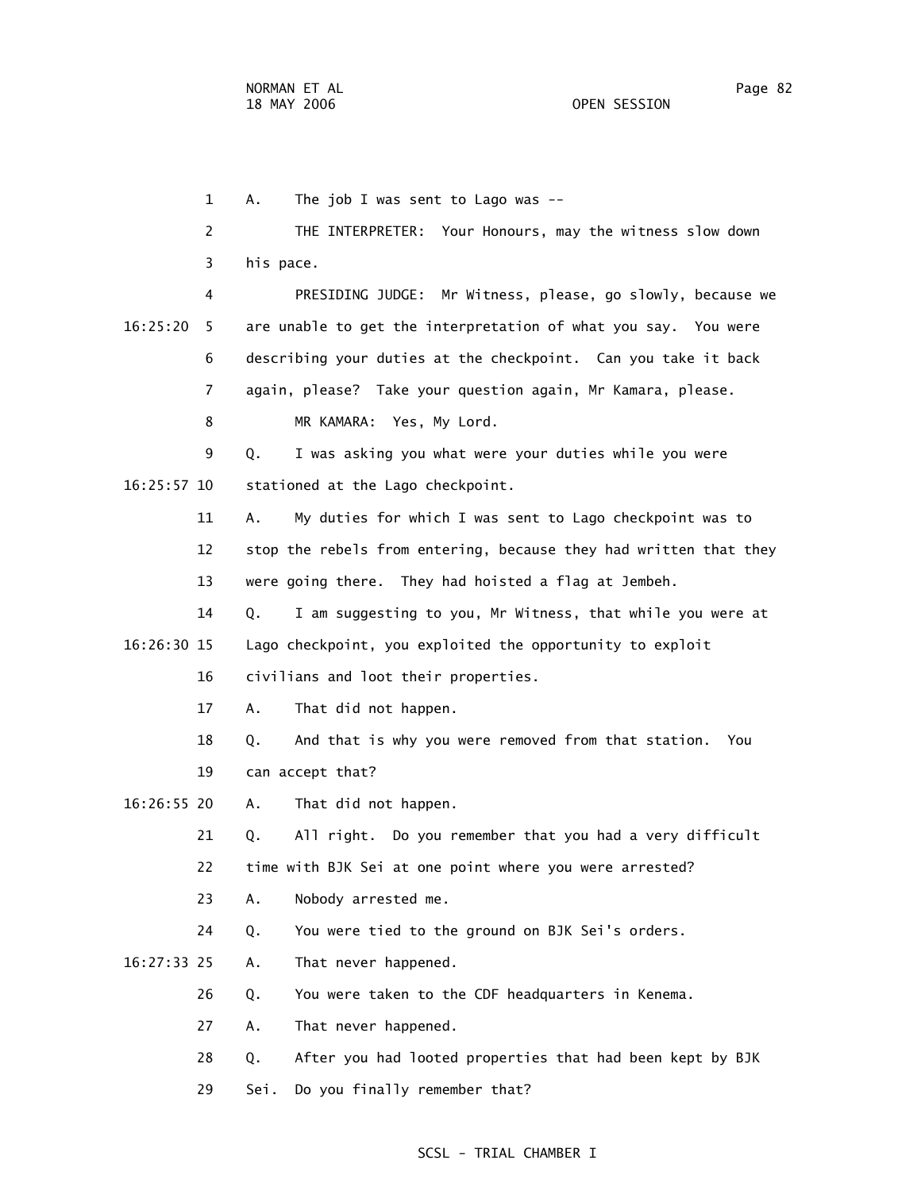A. The job I was sent to Lago was --

THE INTERPRETER: Your Honours, may the witness slow down his pace.

PRESIDING JUDGE: Mr Witness, please, go slowly, because we are unable to get the interpretation of what you say. You were describing your duties at the checkpoint. Can you take it back again, please? Take your question again, Mr Kamara, please.

MR KAMARA: Yes, My Lord.

Q. I was asking you what were your duties while you were stationed at the Lago checkpoint.

A. My duties for which I was sent to Lago checkpoint was to stop the rebels from entering, because they had written that they were going there. They had hoisted a flag at Jembeh.

Q. I am suggesting to you, Mr Witness, that while you were at Lago checkpoint, you exploited the opportunity to exploit civilians and loot their properties.

A. That did not happen.

Q. And that is why you were removed from that station. You can accept that?

A. That did not happen.

Q. All right. Do you remember that you had a very difficult time with BJK Sei at one point where you were arrested?

A. Nobody arrested me.

Q. You were tied to the ground on BJK Sei's orders.

A. That never happened.

Q. You were taken to the CDF headquarters in Kenema.

A. That never happened.

Q. After you had looted properties that had been kept by BJK Sei. Do you finally remember that?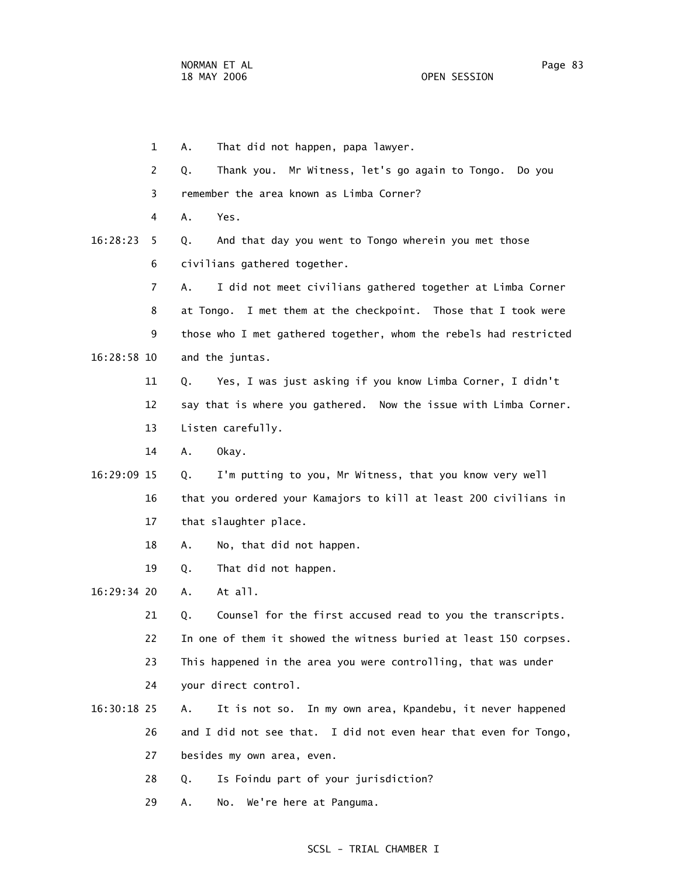1 A. That did not happen, papa lawyer.

2 Q. Thank you. Mr Witness, let's go again to Tongo. Do you

3 remember the area known as Limba Corner?

4 A. Yes.

16:28:23 5 Q. And that day you went to Tongo wherein you met those

6 civilians gathered together.

7 A. I did not meet civilians gathered together at Limba Corner

8 at Tongo. I met them at the checkpoint. Those that I took were

9 those who I met gathered together, whom the rebels had restricted

16:28:58 10 and the juntas.

11 Q. Yes, I was just asking if you know Limba Corner, I didn't

12 say that is where you gathered. Now the issue with Limba Corner.

13 Listen carefully.

14 A. Okay.

16:29:09 15 Q. I'm putting to you, Mr Witness, that you know very well

16 that you ordered your Kamajors to kill at least 200 civilians in

17 that slaughter place.

18 A. No, that did not happen.

19 Q. That did not happen.

16:29:34 20 A. At all.

21 Q. Counsel for the first accused read to you the transcripts.

22 In one of them it showed the witness buried at least 150 corpses.

23 This happened in the area you were controlling, that was under

24 your direct control.

16:30:18 25 A. It is not so. In my own area, Kpandebu, it never happened

26 and I did not see that. I did not even hear that even for Tongo,

27 besides my own area, even.

28 Q. Is Foindu part of your jurisdiction?

29 A. No. We're here at Panguma.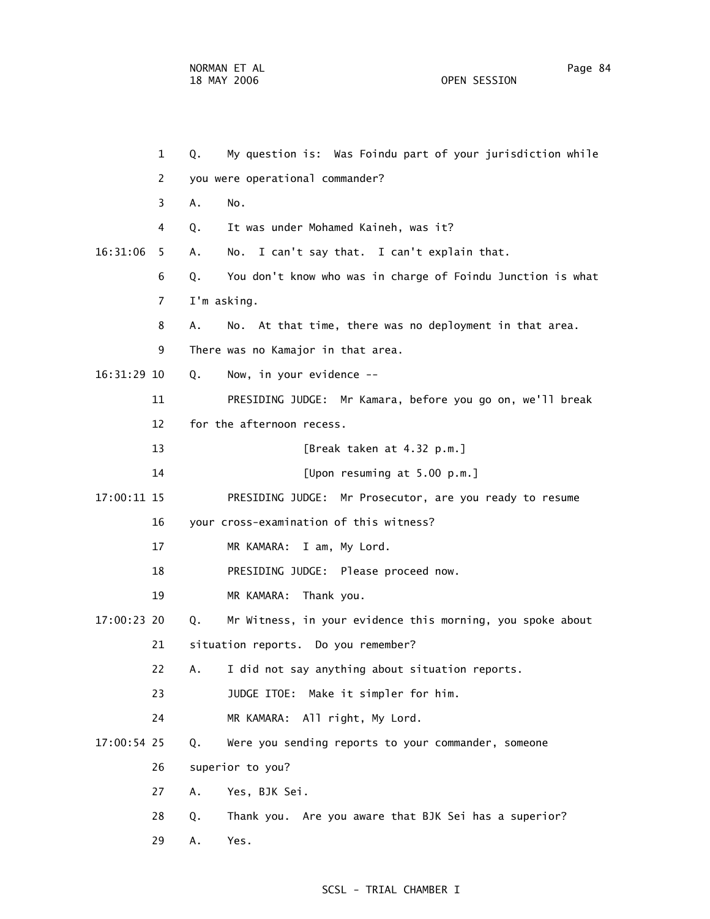Q. My question is: Was Foindu part of your jurisdiction while you were operational commander?

A. No.

Q. It was under Mohamed Kaineh, was it?

A. No. I can't say that. I can't explain that.

Q. You don't know who was in charge of Foindu Junction is what I'm asking.

A. No. At that time, there was no deployment in that area. There was no Kamajor in that area.

Q. Now, in your evidence --

PRESIDING JUDGE: Mr Kamara, before you go on, we'll break for the afternoon recess.

[Break taken at 4.32 p.m.]

[Upon resuming at 5.00 p.m.]

PRESIDING JUDGE: Mr Prosecutor, are you ready to resume your cross-examination of this witness?

MR KAMARA: I am, My Lord.

PRESIDING JUDGE: Please proceed now.

MR KAMARA: Thank you.

Q. Mr Witness, in your evidence this morning, you spoke about situation reports. Do you remember?

A. I did not say anything about situation reports.

JUDGE ITOE: Make it simpler for him.

MR KAMARA: All right, My Lord.

Q. Were you sending reports to your commander, someone superior to you?

A. Yes, BJK Sei.

Q. Thank you. Are you aware that BJK Sei has a superior?

A. Yes.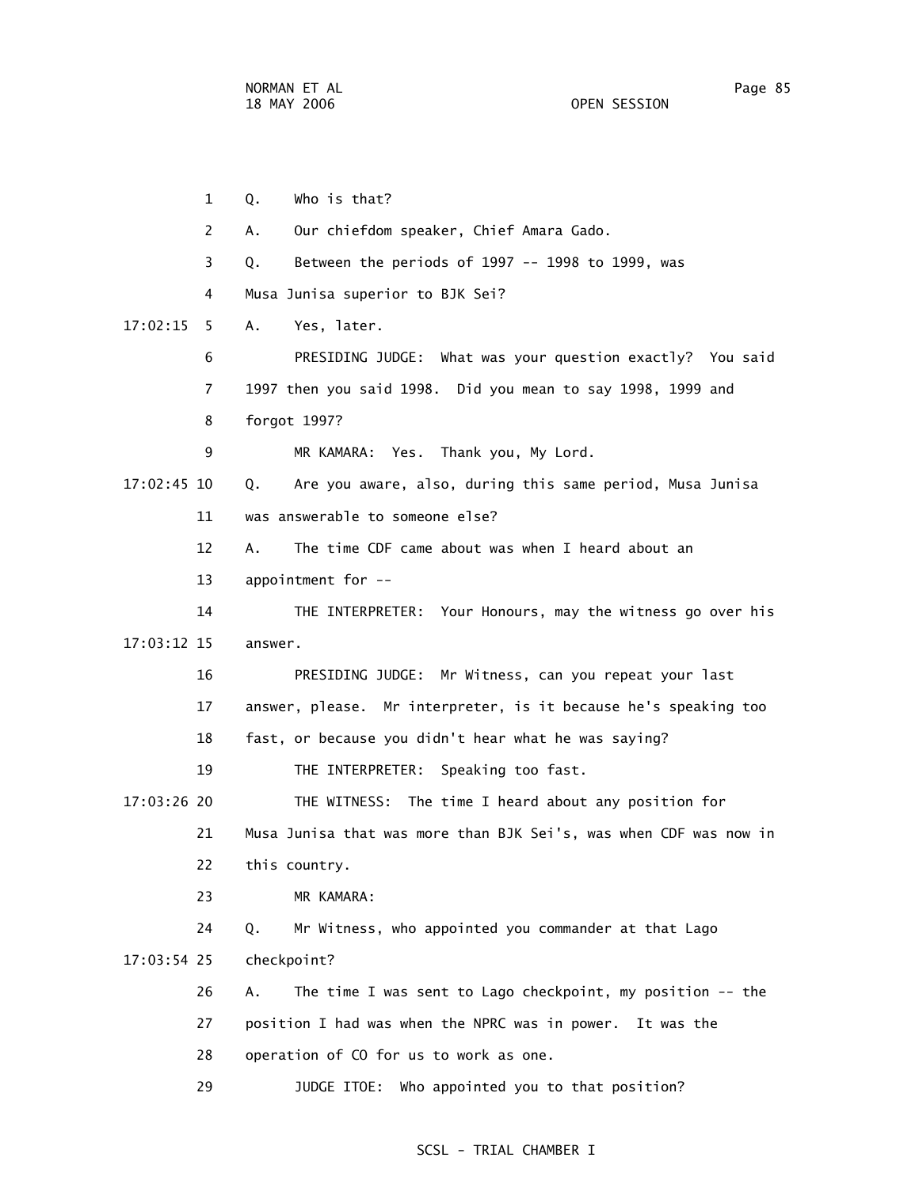1 Q. Who is that?

2 A. Our chiefdom speaker, Chief Amara Gado.

3 Q. Between the periods of 1997 -- 1998 to 1999, was

4 Musa Junisa superior to BJK Sei?

17:02:15 5 A. Yes, later.

6 PRESIDING JUDGE: What was your question exactly? You said

7 1997 then you said 1998. Did you mean to say 1998, 1999 and

8 forgot 1997?

9 MR KAMARA: Yes. Thank you, My Lord.

17:02:45 10 Q. Are you aware, also, during this same period, Musa Junisa

11 was answerable to someone else?

12 A. The time CDF came about was when I heard about an

13 appointment for --

14 THE INTERPRETER: Your Honours, may the witness go over his

17:03:12 15 answer.

16 PRESIDING JUDGE: Mr Witness, can you repeat your last

17 answer, please. Mr interpreter, is it because he's speaking too

18 fast, or because you didn't hear what he was saying?

19 THE INTERPRETER: Speaking too fast.

17:03:26 20 THE WITNESS: The time I heard about any position for

21 Musa Junisa that was more than BJK Sei's, was when CDF was now in

22 this country.

23 MR KAMARA:

24 Q. Mr Witness, who appointed you commander at that Lago

17:03:54 25 checkpoint?

26 A. The time I was sent to Lago checkpoint, my position -- the

27 position I had was when the NPRC was in power. It was the

28 operation of CO for us to work as one.

29 JUDGE ITOE: Who appointed you to that position?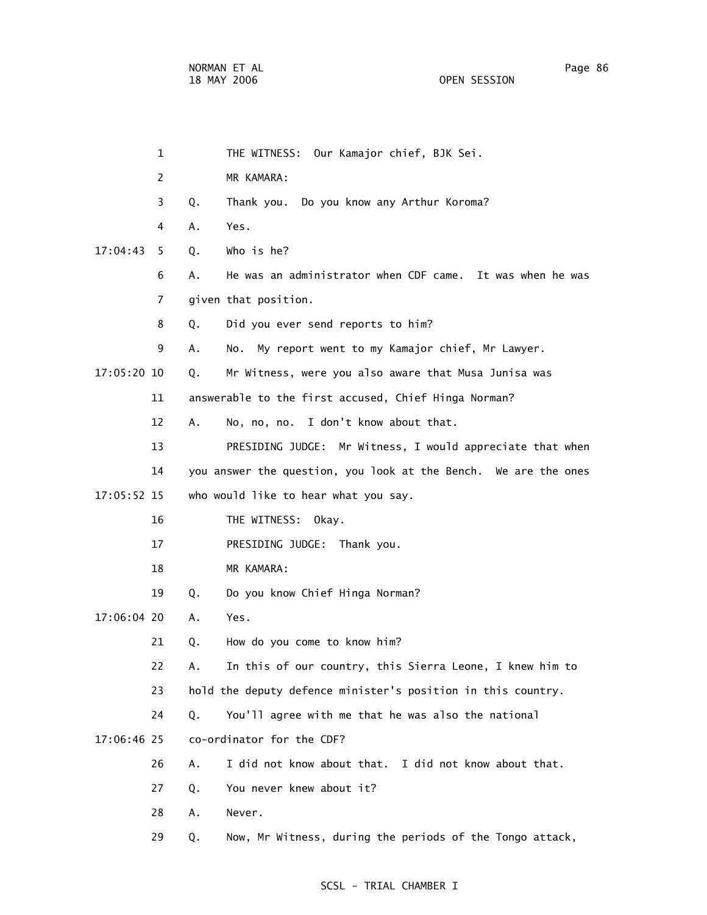1 THE WITNESS: Our Kamajor chief, BJK Sei.

2 MR KAMARA:

3 Q. Thank you. Do you know any Arthur Koroma?

4 A. Yes.

17:04:43 5 Q. Who is he?

6 A. He was an administrator when CDF came. It was when he was

7 given that position.

8 Q. Did you ever send reports to him?

9 A. No. My report went to my Kamajor chief, Mr Lawyer.

17:05:20 10 Q. Mr Witness, were you also aware that Musa Junisa was

11 answerable to the first accused, Chief Hinga Norman?

12 A. No, no, no. I don't know about that.

13 PRESIDING JUDGE: Mr Witness, I would appreciate that when

14 you answer the question, you look at the Bench. We are the ones

17:05:52 15 who would like to hear what you say.

16 THE WITNESS: Okay.

17 PRESIDING JUDGE: Thank you.

18 MR KAMARA:

19 Q. Do you know Chief Hinga Norman?

17:06:04 20 A. Yes.

21 Q. How do you come to know him?

22 A. In this of our country, this Sierra Leone, I knew him to

23 hold the deputy defence minister's position in this country.

24 Q. You'll agree with me that he was also the national

17:06:46 25 co-ordinator for the CDF?

26 A. I did not know about that. I did not know about that.

27 Q. You never knew about it?

28 A. Never.

29 Q. Now, Mr Witness, during the periods of the Tongo attack,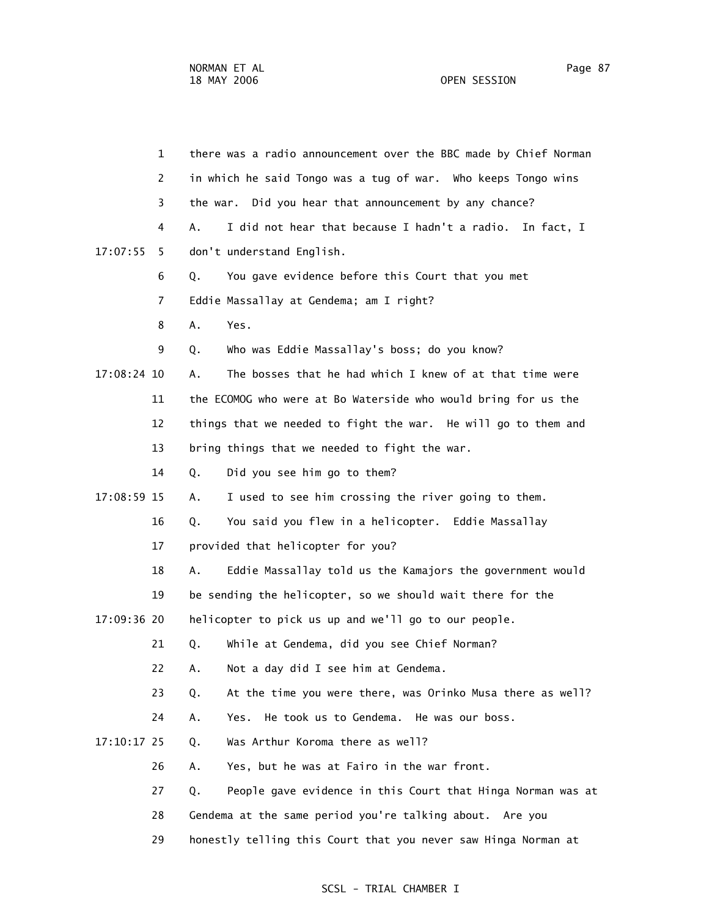1 there was a radio announcement over the BBC made by Chief Norman

2 in which he said Tongo was a tug of war. Who keeps Tongo wins

3 the war. Did you hear that announcement by any chance?

4 A. I did not hear that because I hadn't a radio. In fact, I

17:07:55 5 don't understand English.

6 Q. You gave evidence before this Court that you met

7 Eddie Massallay at Gendema; am I right?

8 A. Yes.

9 Q. Who was Eddie Massallay's boss; do you know?

17:08:24 10 A. The bosses that he had which I knew of at that time were

11 the ECOMOG who were at Bo Waterside who would bring for us the

12 things that we needed to fight the war. He will go to them and

13 bring things that we needed to fight the war.

14 Q. Did you see him go to them?

17:08:59 15 A. I used to see him crossing the river going to them.

16 Q. You said you flew in a helicopter. Eddie Massallay

17 provided that helicopter for you?

18 A. Eddie Massallay told us the Kamajors the government would

19 be sending the helicopter, so we should wait there for the

17:09:36 20 helicopter to pick us up and we'll go to our people.

21 Q. While at Gendema, did you see Chief Norman?

22 A. Not a day did I see him at Gendema.

23 Q. At the time you were there, was Orinko Musa there as well?

24 A. Yes. He took us to Gendema. He was our boss.

17:10:17 25 Q. Was Arthur Koroma there as well?

26 A. Yes, but he was at Fairo in the war front.

27 Q. People gave evidence in this Court that Hinga Norman was at

28 Gendema at the same period you're talking about. Are you

29 honestly telling this Court that you never saw Hinga Norman at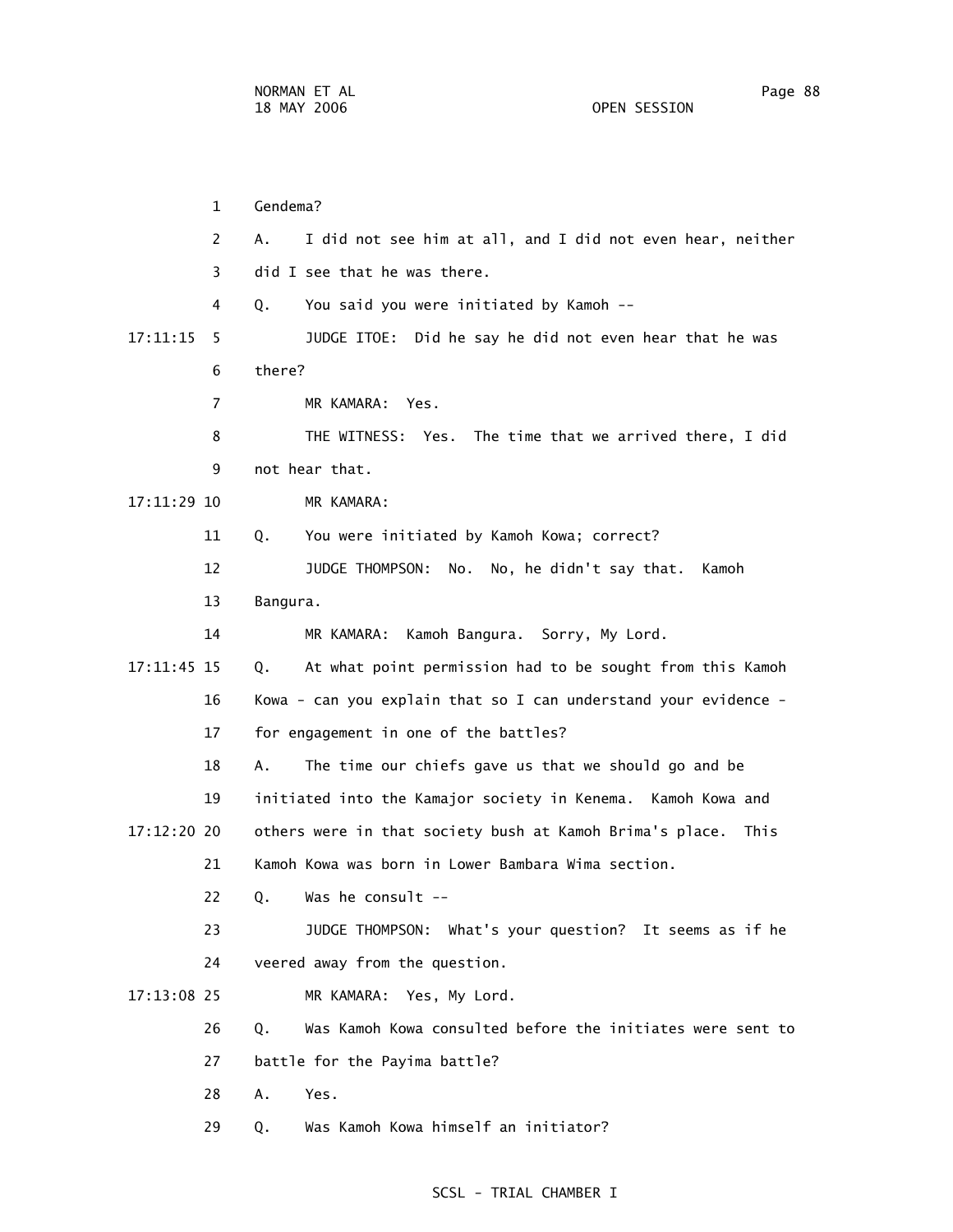1 Gendema?

2 A. I did not see him at all, and I did not even hear, neither

3 did I see that he was there.

4 Q. You said you were initiated by Kamoh --

17:11:15 5 JUDGE ITOE: Did he say he did not even hear that he was

6 there?

7 MR KAMARA: Yes.

8 THE WITNESS: Yes. The time that we arrived there, I did

9 not hear that.

17:11:29 10 MR KAMARA:

11 Q. You were initiated by Kamoh Kowa; correct?

12 JUDGE THOMPSON: No. No, he didn't say that. Kamoh

13 Bangura.

14 MR KAMARA: Kamoh Bangura. Sorry, My Lord.

17:11:45 15 Q. At what point permission had to be sought from this Kamoh

16 Kowa - can you explain that so I can understand your evidence -

17 for engagement in one of the battles?

18 A. The time our chiefs gave us that we should go and be

19 initiated into the Kamajor society in Kenema. Kamoh Kowa and

17:12:20 20 others were in that society bush at Kamoh Brima's place. This

21 Kamoh Kowa was born in Lower Bambara Wima section.

22 Q. Was he consult --

23 JUDGE THOMPSON: What's your question? It seems as if he

24 veered away from the question.

17:13:08 25 MR KAMARA: Yes, My Lord.

26 Q. Was Kamoh Kowa consulted before the initiates were sent to

27 battle for the Payima battle?

28 A. Yes.

29 Q. Was Kamoh Kowa himself an initiator?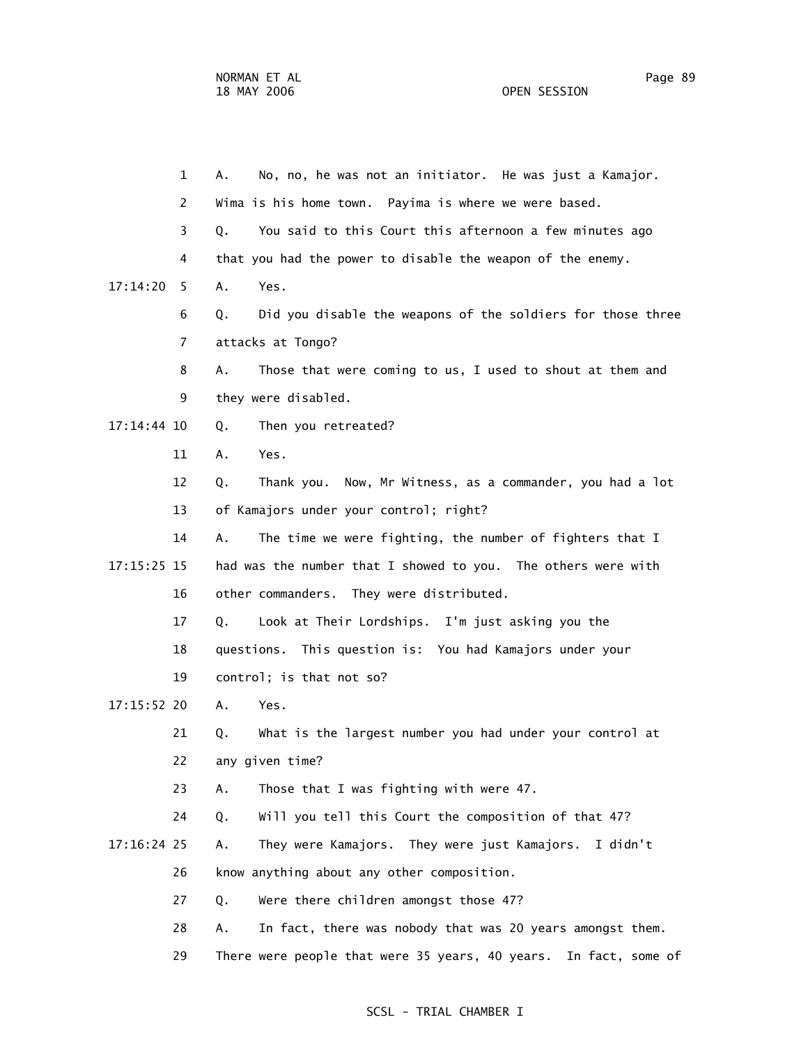1 A. No, no, he was not an initiator. He was just a Kamajor.

2 Wima is his home town. Payima is where we were based.

3 Q. You said to this Court this afternoon a few minutes ago

4 that you had the power to disable the weapon of the enemy.

17:14:20 5 A. Yes.

6 Q. Did you disable the weapons of the soldiers for those three

7 attacks at Tongo?

8 A. Those that were coming to us, I used to shout at them and

9 they were disabled.

17:14:44 10 Q. Then you retreated?

11 A. Yes.

12 Q. Thank you. Now, Mr Witness, as a commander, you had a lot

13 of Kamajors under your control; right?

14 A. The time we were fighting, the number of fighters that I

17:15:25 15 had was the number that I showed to you. The others were with

16 other commanders. They were distributed.

17 Q. Look at Their Lordships. I'm just asking you the

18 questions. This question is: You had Kamajors under your

19 control; is that not so?

17:15:52 20 A. Yes.

21 Q. What is the largest number you had under your control at

22 any given time?

23 A. Those that I was fighting with were 47.

24 Q. Will you tell this Court the composition of that 47?

17:16:24 25 A. They were Kamajors. They were just Kamajors. I didn't

26 know anything about any other composition.

27 Q. Were there children amongst those 47?

28 A. In fact, there was nobody that was 20 years amongst them.

29 There were people that were 35 years, 40 years. In fact, some of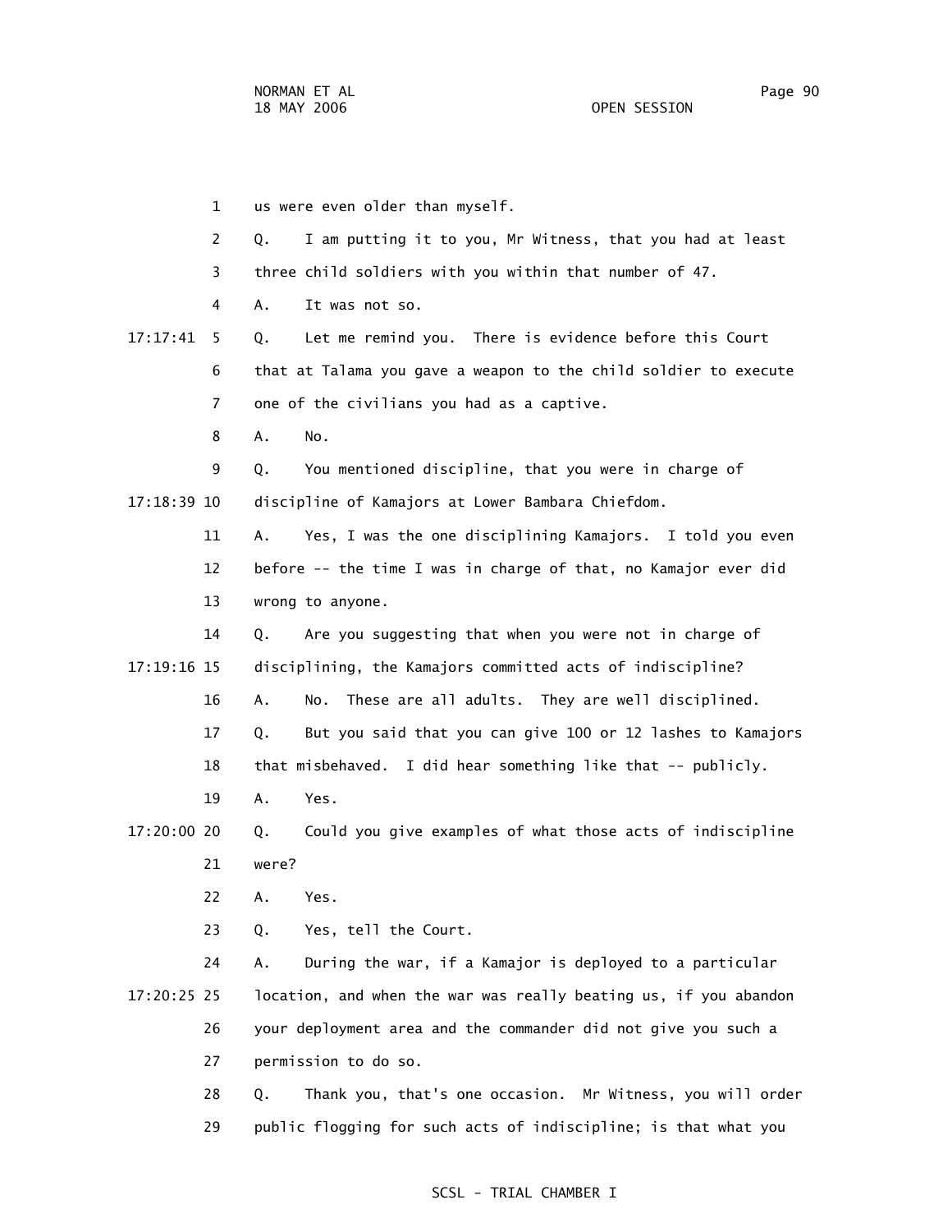1 us were even older than myself.

2 Q. I am putting it to you, Mr Witness, that you had at least

3 three child soldiers with you within that number of 47.

4 A. It was not so.

17:17:41 5 Q. Let me remind you. There is evidence before this Court

6 that at Talama you gave a weapon to the child soldier to execute

7 one of the civilians you had as a captive.

8 A. No.

9 Q. You mentioned discipline, that you were in charge of

17:18:39 10 discipline of Kamajors at Lower Bambara Chiefdom.

11 A. Yes, I was the one disciplining Kamajors. I told you even

12 before -- the time I was in charge of that, no Kamajor ever did

13 wrong to anyone.

14 Q. Are you suggesting that when you were not in charge of

17:19:16 15 disciplining, the Kamajors committed acts of indiscipline?

16 A. No. These are all adults. They are well disciplined.

17 Q. But you said that you can give 100 or 12 lashes to Kamajors

18 that misbehaved. I did hear something like that -- publicly.

19 A. Yes.

17:20:00 20 Q. Could you give examples of what those acts of indiscipline

21 were?

22 A. Yes.

23 Q. Yes, tell the Court.

24 A. During the war, if a Kamajor is deployed to a particular

17:20:25 25 location, and when the war was really beating us, if you abandon

26 your deployment area and the commander did not give you such a

27 permission to do so.

28 Q. Thank you, that's one occasion. Mr Witness, you will order

29 public flogging for such acts of indiscipline; is that what you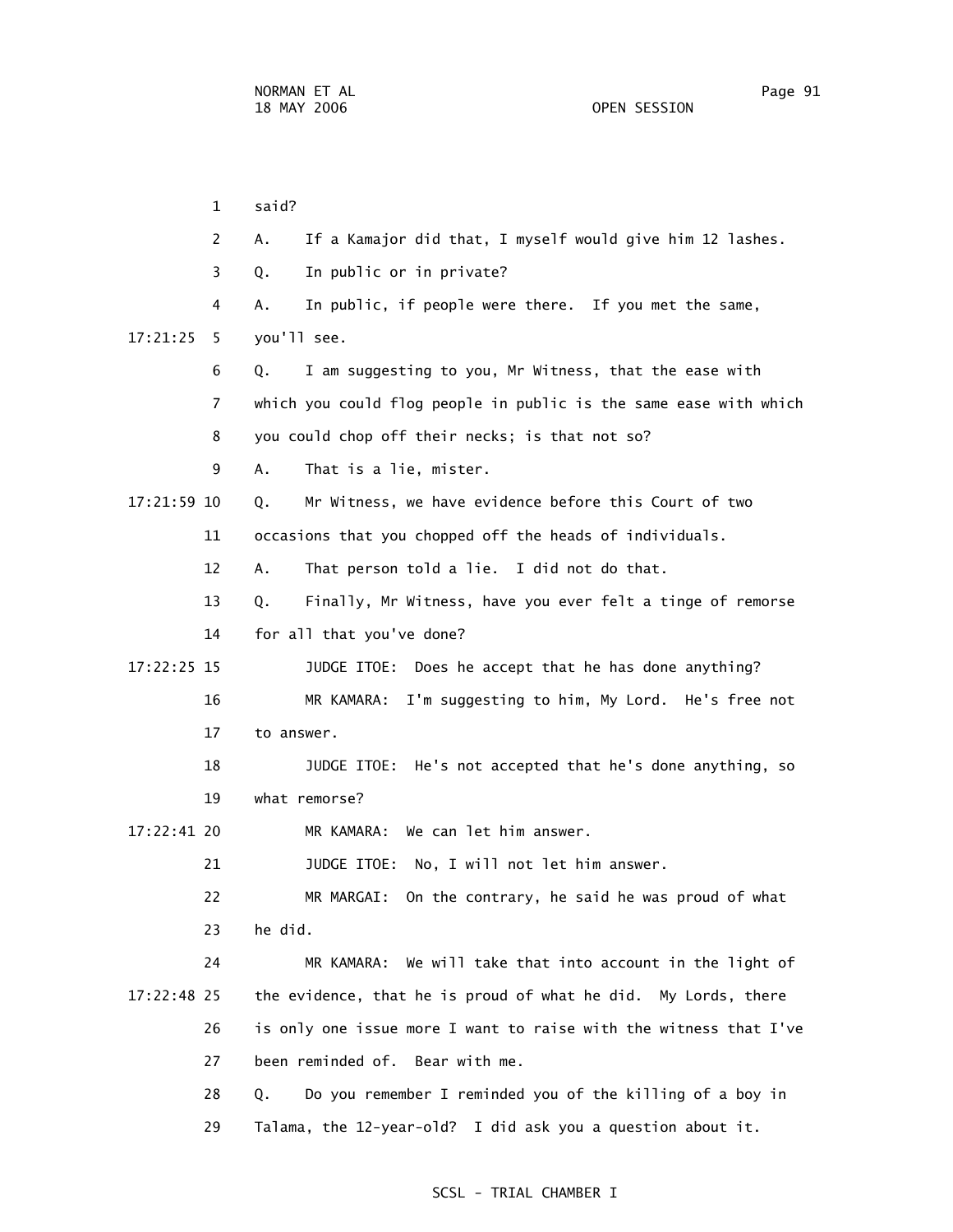said?

A. If a Kamajor did that, I myself would give him 12 lashes.

Q. In public or in private?

A. In public, if people were there. If you met the same, you'll see.

Q. I am suggesting to you, Mr Witness, that the ease with which you could flog people in public is the same ease with which you could chop off their necks; is that not so?

A. That is a lie, mister.

Q. Mr Witness, we have evidence before this Court of two occasions that you chopped off the heads of individuals.

A. That person told a lie. I did not do that.

Q. Finally, Mr Witness, have you ever felt a tinge of remorse for all that you've done?

JUDGE ITOE: Does he accept that he has done anything?

MR KAMARA: I'm suggesting to him, My Lord. He's free not to answer.

JUDGE ITOE: He's not accepted that he's done anything, so what remorse?

MR KAMARA: We can let him answer.

JUDGE ITOE: No, I will not let him answer.

MR MARGAI: On the contrary, he said he was proud of what he did.

MR KAMARA: We will take that into account in the light of the evidence, that he is proud of what he did. My Lords, there is only one issue more I want to raise with the witness that I've been reminded of. Bear with me.

Q. Do you remember I reminded you of the killing of a boy in Talama, the 12-year-old? I did ask you a question about it.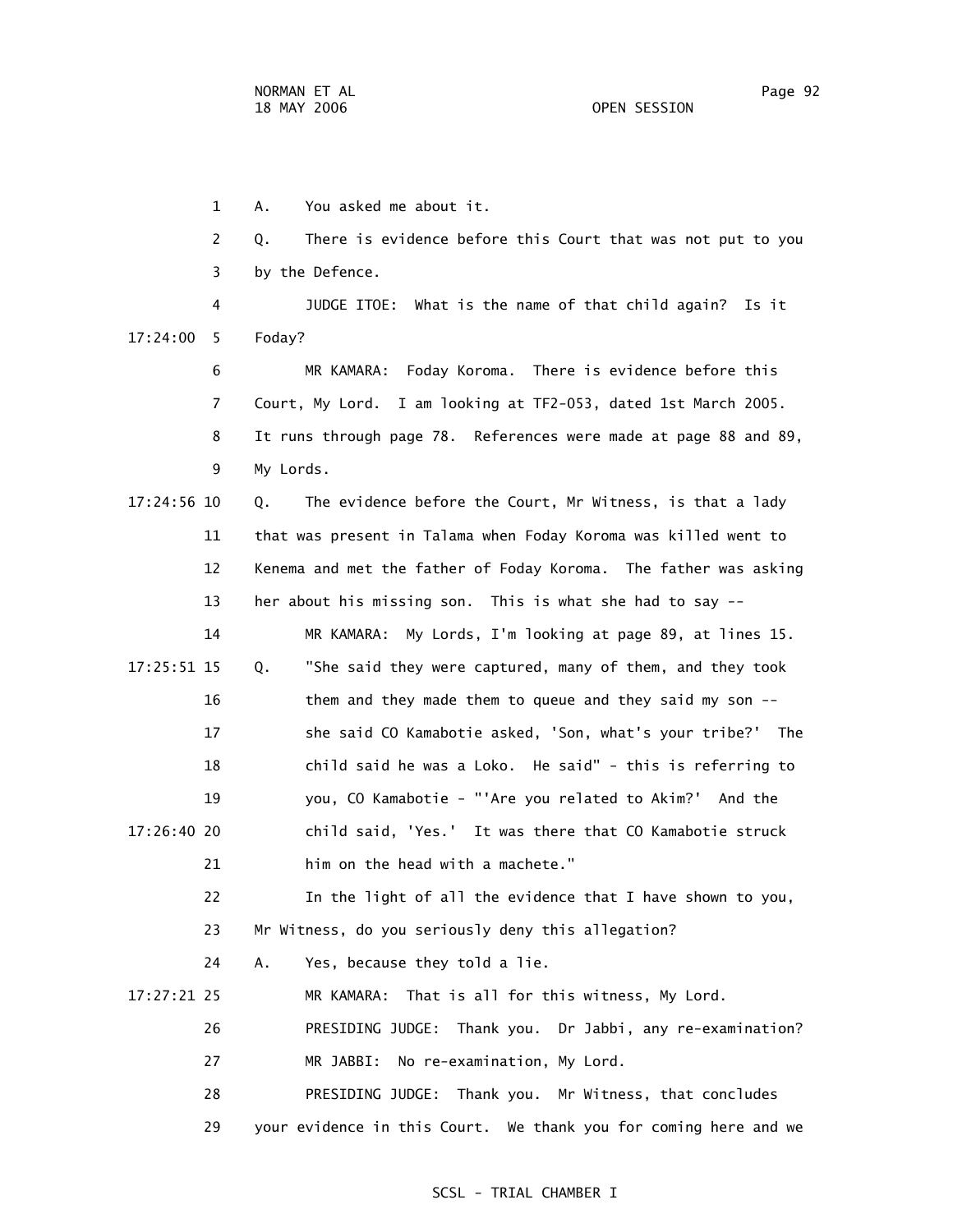1 A. You asked me about it.

2 Q. There is evidence before this Court that was not put to you

3 by the Defence.

4 JUDGE ITOE: What is the name of that child again? Is it

17:24:00 5 Foday?

6 MR KAMARA: Foday Koroma. There is evidence before this

7 Court, My Lord. I am looking at TF2-053, dated 1st March 2005.

8 It runs through page 78. References were made at page 88 and 89,

9 My Lords.

17:24:56 10 Q. The evidence before the Court, Mr Witness, is that a lady

11 that was present in Talama when Foday Koroma was killed went to

12 Kenema and met the father of Foday Koroma. The father was asking

13 her about his missing son. This is what she had to say --

14 MR KAMARA: My Lords, I'm looking at page 89, at lines 15.

17:25:51 15 Q. "She said they were captured, many of them, and they took

16 them and they made them to queue and they said my son --

17 she said CO Kamabotie asked, 'Son, what's your tribe?' The

18 child said he was a Loko. He said" - this is referring to

19 you, CO Kamabotie - "'Are you related to Akim?' And the

17:26:40 20 child said, 'Yes.' It was there that CO Kamabotie struck

21 him on the head with a machete."

22 In the light of all the evidence that I have shown to you,

23 Mr Witness, do you seriously deny this allegation?

24 A. Yes, because they told a lie.

17:27:21 25 MR KAMARA: That is all for this witness, My Lord.

26 PRESIDING JUDGE: Thank you. Dr Jabbi, any re-examination?

27 MR JABBI: No re-examination, My Lord.

28 PRESIDING JUDGE: Thank you. Mr Witness, that concludes

29 your evidence in this Court. We thank you for coming here and we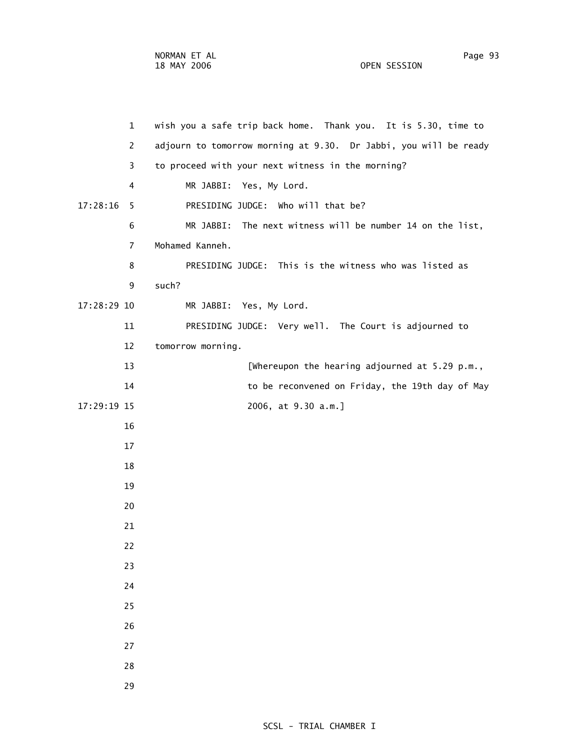wish you a safe trip back home. Thank you. It is 5.30, time to adjourn to tomorrow morning at 9.30. Dr Jabbi, you will be ready to proceed with your next witness in the morning?

MR JABBI: Yes, My Lord.

PRESIDING JUDGE: Who will that be?

MR JABBI: The next witness will be number 14 on the list, Mohamed Kanneh.

PRESIDING JUDGE: This is the witness who was listed as such?

MR JABBI: Yes, My Lord.

PRESIDING JUDGE: Very well. The Court is adjourned to tomorrow morning.

[Whereupon the hearing adjourned at 5.29 p.m., to be reconvened on Friday, the 19th day of May 2006, at 9.30 a.m.]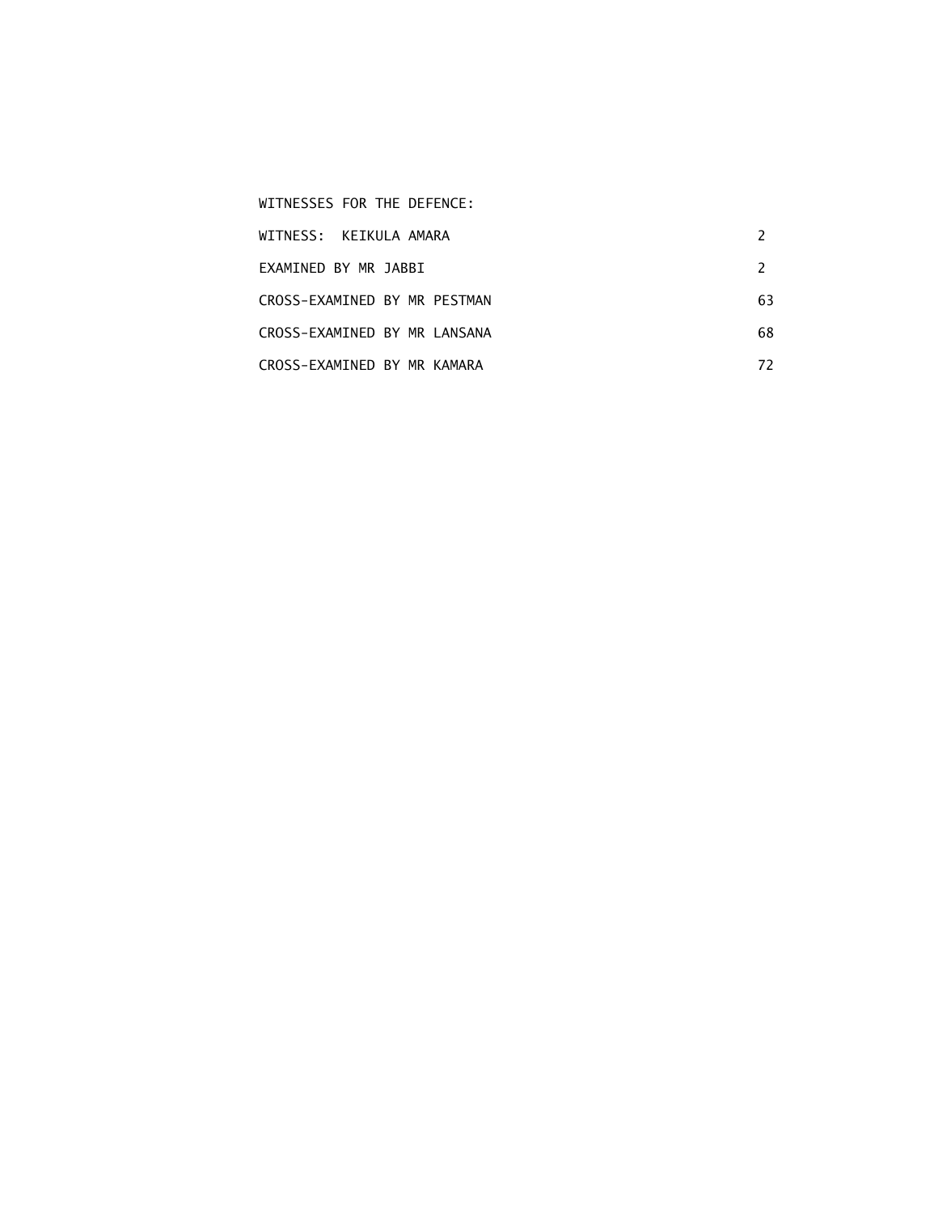WITNESSES FOR THE DEFENCE:

| | |
|---|---|
| WITNESS: KEIKULA AMARA | 2 |
| EXAMINED BY MR JABBI | 2 |
| CROSS-EXAMINED BY MR PESTMAN | 63 |
| CROSS-EXAMINED BY MR LANSANA | 68 |
| CROSS-EXAMINED BY MR KAMARA | 72 |